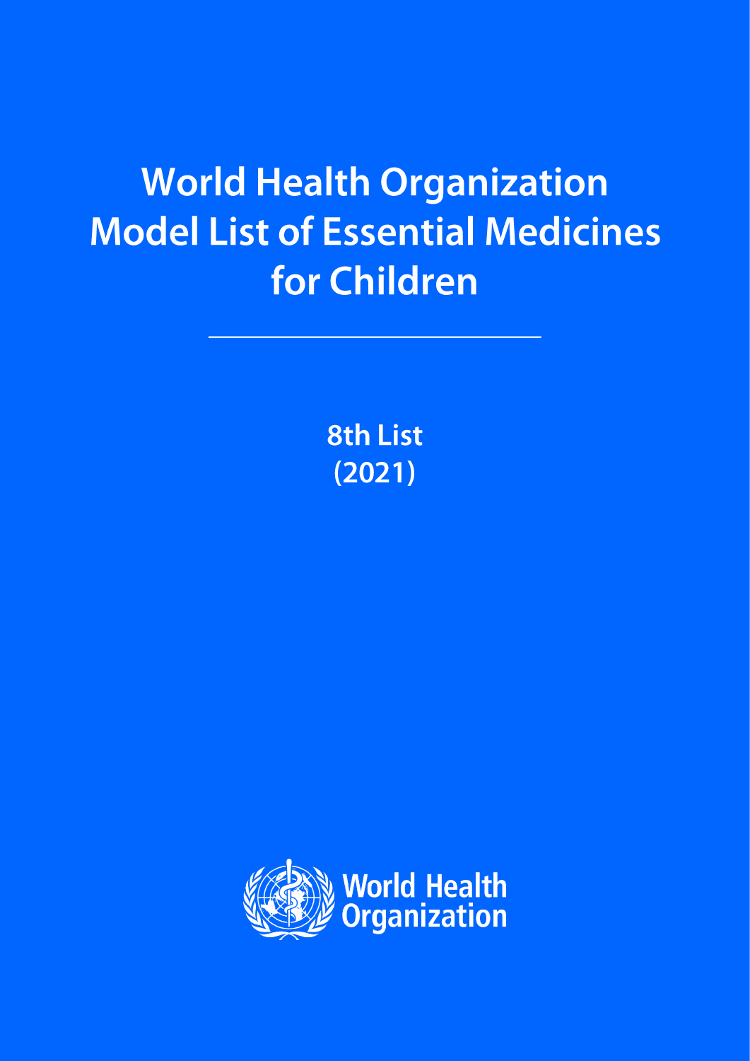# World Health Organization Model List of Essential Medicines for Children

8th List
(2021)

World Health Organization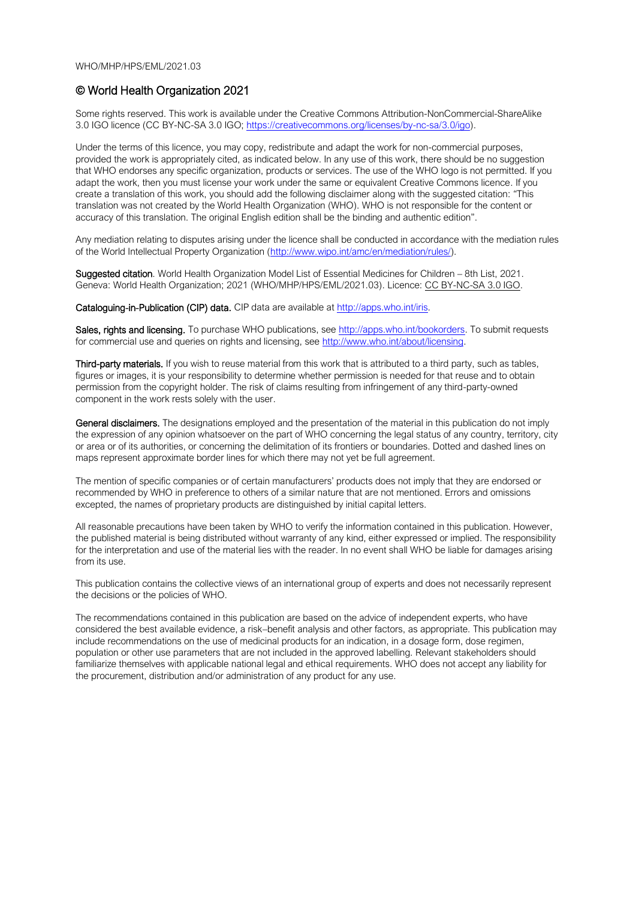WHO/MHP/HPS/EML/2021.03

## © World Health Organization 2021

Some rights reserved. This work is available under the Creative Commons Attribution-NonCommercial-ShareAlike 3.0 IGO licence (CC BY-NC-SA 3.0 IGO; https://creativecommons.org/licenses/by-nc-sa/3.0/igo).

Under the terms of this licence, you may copy, redistribute and adapt the work for non-commercial purposes, provided the work is appropriately cited, as indicated below. In any use of this work, there should be no suggestion that WHO endorses any specific organization, products or services. The use of the WHO logo is not permitted. If you adapt the work, then you must license your work under the same or equivalent Creative Commons licence. If you create a translation of this work, you should add the following disclaimer along with the suggested citation: "This translation was not created by the World Health Organization (WHO). WHO is not responsible for the content or accuracy of this translation. The original English edition shall be the binding and authentic edition".

Any mediation relating to disputes arising under the licence shall be conducted in accordance with the mediation rules of the World Intellectual Property Organization (http://www.wipo.int/amc/en/mediation/rules/).

**Suggested citation**. World Health Organization Model List of Essential Medicines for Children – 8th List, 2021. Geneva: World Health Organization; 2021 (WHO/MHP/HPS/EML/2021.03). Licence: CC BY-NC-SA 3.0 IGO.

**Cataloguing-in-Publication (CIP) data.** CIP data are available at http://apps.who.int/iris.

**Sales, rights and licensing.** To purchase WHO publications, see http://apps.who.int/bookorders. To submit requests for commercial use and queries on rights and licensing, see http://www.who.int/about/licensing.

**Third-party materials.** If you wish to reuse material from this work that is attributed to a third party, such as tables, figures or images, it is your responsibility to determine whether permission is needed for that reuse and to obtain permission from the copyright holder. The risk of claims resulting from infringement of any third-party-owned component in the work rests solely with the user.

**General disclaimers.** The designations employed and the presentation of the material in this publication do not imply the expression of any opinion whatsoever on the part of WHO concerning the legal status of any country, territory, city or area or of its authorities, or concerning the delimitation of its frontiers or boundaries. Dotted and dashed lines on maps represent approximate border lines for which there may not yet be full agreement.

The mention of specific companies or of certain manufacturers' products does not imply that they are endorsed or recommended by WHO in preference to others of a similar nature that are not mentioned. Errors and omissions excepted, the names of proprietary products are distinguished by initial capital letters.

All reasonable precautions have been taken by WHO to verify the information contained in this publication. However, the published material is being distributed without warranty of any kind, either expressed or implied. The responsibility for the interpretation and use of the material lies with the reader. In no event shall WHO be liable for damages arising from its use.

This publication contains the collective views of an international group of experts and does not necessarily represent the decisions or the policies of WHO.

The recommendations contained in this publication are based on the advice of independent experts, who have considered the best available evidence, a risk–benefit analysis and other factors, as appropriate. This publication may include recommendations on the use of medicinal products for an indication, in a dosage form, dose regimen, population or other use parameters that are not included in the approved labelling. Relevant stakeholders should familiarize themselves with applicable national legal and ethical requirements. WHO does not accept any liability for the procurement, distribution and/or administration of any product for any use.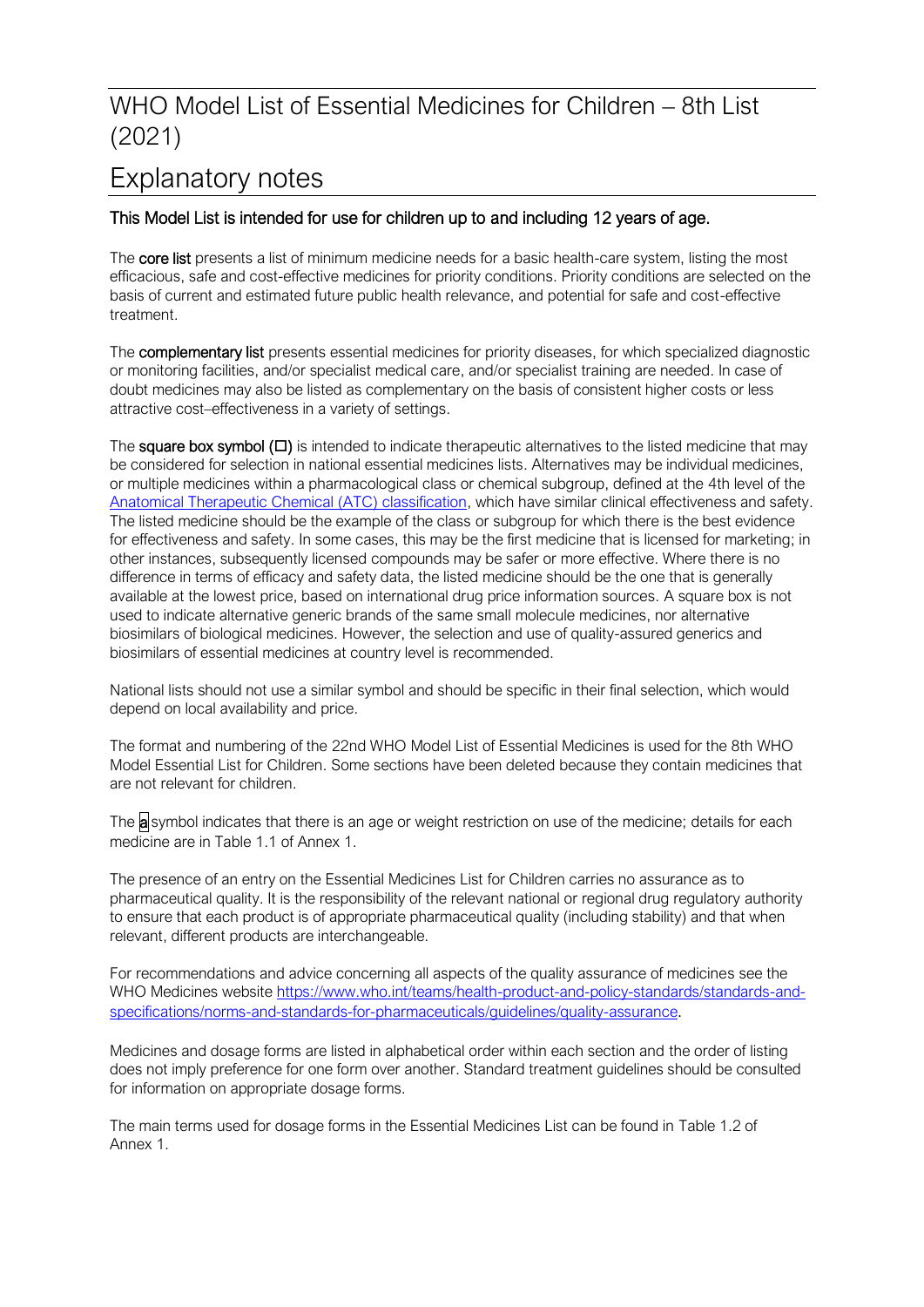# WHO Model List of Essential Medicines for Children – 8th List (2021)

# Explanatory notes

**This Model List is intended for use for children up to and including 12 years of age.**

The **core list** presents a list of minimum medicine needs for a basic health-care system, listing the most efficacious, safe and cost-effective medicines for priority conditions. Priority conditions are selected on the basis of current and estimated future public health relevance, and potential for safe and cost-effective treatment.

The **complementary list** presents essential medicines for priority diseases, for which specialized diagnostic or monitoring facilities, and/or specialist medical care, and/or specialist training are needed. In case of doubt medicines may also be listed as complementary on the basis of consistent higher costs or less attractive cost–effectiveness in a variety of settings.

The **square box symbol (□)** is intended to indicate therapeutic alternatives to the listed medicine that may be considered for selection in national essential medicines lists. Alternatives may be individual medicines, or multiple medicines within a pharmacological class or chemical subgroup, defined at the 4th level of the [Anatomical Therapeutic Chemical (ATC) classification](), which have similar clinical effectiveness and safety. The listed medicine should be the example of the class or subgroup for which there is the best evidence for effectiveness and safety. In some cases, this may be the first medicine that is licensed for marketing; in other instances, subsequently licensed compounds may be safer or more effective. Where there is no difference in terms of efficacy and safety data, the listed medicine should be the one that is generally available at the lowest price, based on international drug price information sources. A square box is not used to indicate alternative generic brands of the same small molecule medicines, nor alternative biosimilars of biological medicines. However, the selection and use of quality-assured generics and biosimilars of essential medicines at country level is recommended.

National lists should not use a similar symbol and should be specific in their final selection, which would depend on local availability and price.

The format and numbering of the 22nd WHO Model List of Essential Medicines is used for the 8th WHO Model Essential List for Children. Some sections have been deleted because they contain medicines that are not relevant for children.

The **a** symbol indicates that there is an age or weight restriction on use of the medicine; details for each medicine are in Table 1.1 of Annex 1.

The presence of an entry on the Essential Medicines List for Children carries no assurance as to pharmaceutical quality. It is the responsibility of the relevant national or regional drug regulatory authority to ensure that each product is of appropriate pharmaceutical quality (including stability) and that when relevant, different products are interchangeable.

For recommendations and advice concerning all aspects of the quality assurance of medicines see the WHO Medicines website https://www.who.int/teams/health-product-and-policy-standards/standards-and-specifications/norms-and-standards-for-pharmaceuticals/guidelines/quality-assurance.

Medicines and dosage forms are listed in alphabetical order within each section and the order of listing does not imply preference for one form over another. Standard treatment guidelines should be consulted for information on appropriate dosage forms.

The main terms used for dosage forms in the Essential Medicines List can be found in Table 1.2 of Annex 1.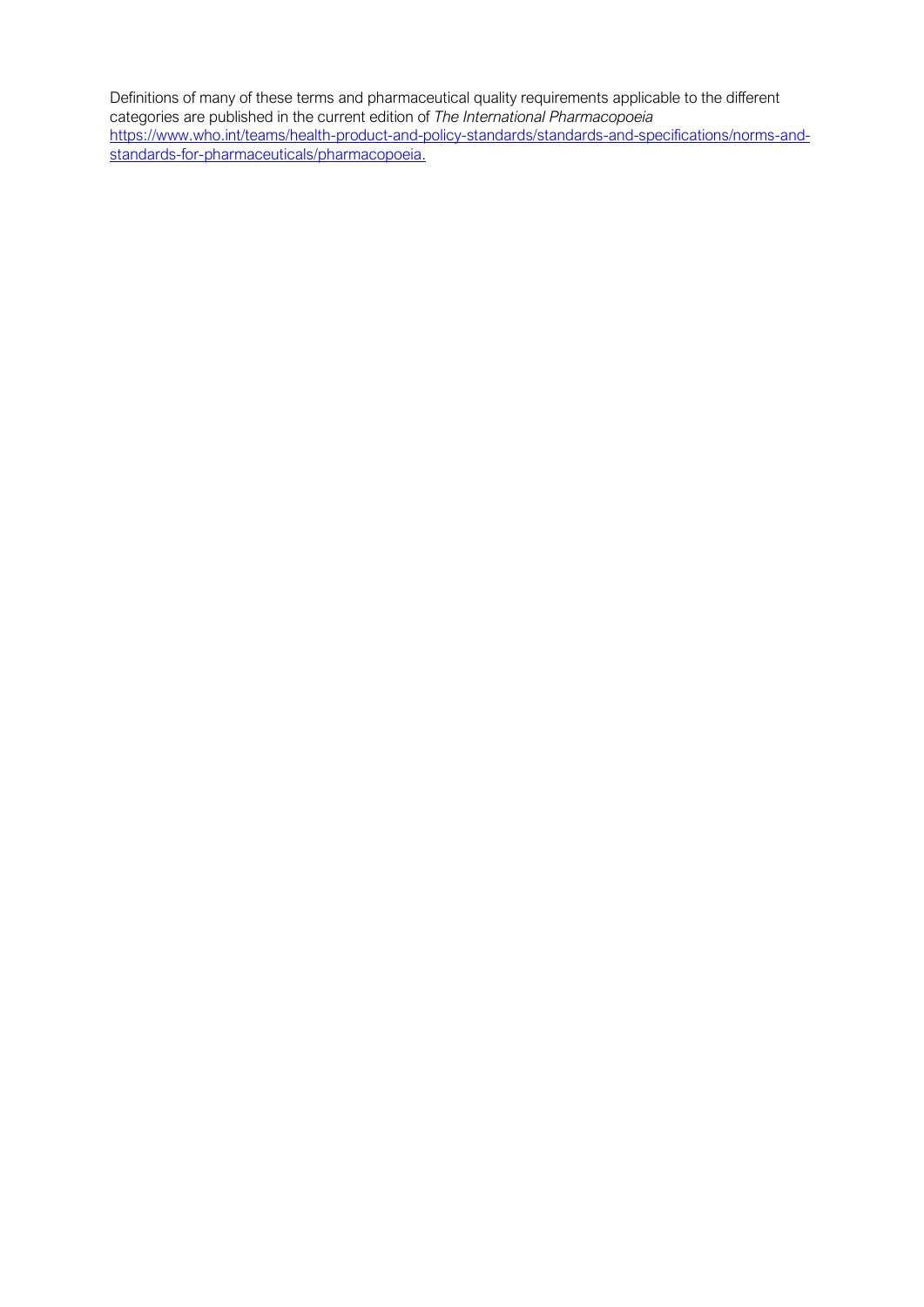Definitions of many of these terms and pharmaceutical quality requirements applicable to the different categories are published in the current edition of *The International Pharmacopoeia* [https://www.who.int/teams/health-product-and-policy-standards/standards-and-specifications/norms-and-standards-for-pharmaceuticals/pharmacopoeia.](https://www.who.int/teams/health-product-and-policy-standards/standards-and-specifications/norms-and-standards-for-pharmaceuticals/pharmacopoeia)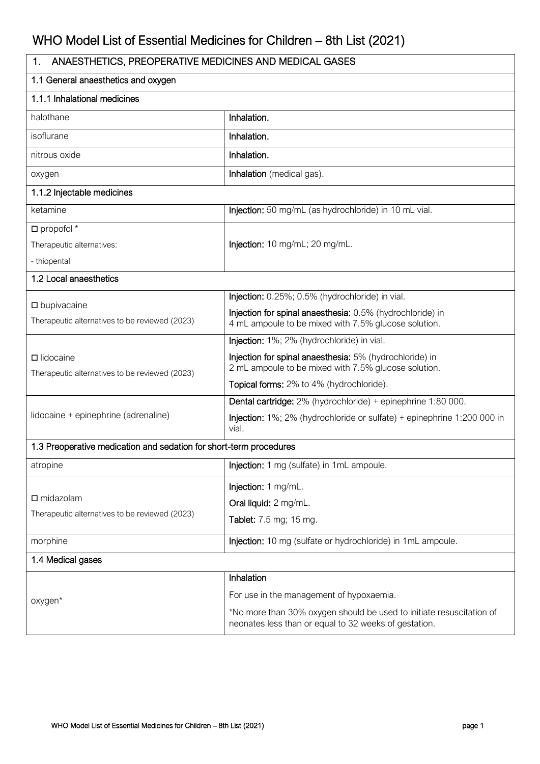# WHO Model List of Essential Medicines for Children – 8th List (2021)

| 1. ANAESTHETICS, PREOPERATIVE MEDICINES AND MEDICAL GASES | |
|---|---|
| **1.1 General anaesthetics and oxygen** | |
| **1.1.1 Inhalational medicines** | |
| halothane | **Inhalation.** |
| isoflurane | **Inhalation.** |
| nitrous oxide | **Inhalation.** |
| oxygen | **Inhalation** (medical gas). |
| **1.1.2 Injectable medicines** | |
| ketamine | **Injection:** 50 mg/mL (as hydrochloride) in 10 mL vial. |
| □ propofol *<br>Therapeutic alternatives:<br>- thiopental | **Injection:** 10 mg/mL; 20 mg/mL. |
| **1.2 Local anaesthetics** | |
| □ bupivacaine<br>Therapeutic alternatives to be reviewed (2023) | **Injection:** 0.25%; 0.5% (hydrochloride) in vial.<br>**Injection for spinal anaesthesia:** 0.5% (hydrochloride) in 4 mL ampoule to be mixed with 7.5% glucose solution. |
| □ lidocaine<br>Therapeutic alternatives to be reviewed (2023) | **Injection:** 1%; 2% (hydrochloride) in vial.<br>**Injection for spinal anaesthesia:** 5% (hydrochloride) in 2 mL ampoule to be mixed with 7.5% glucose solution.<br>**Topical forms:** 2% to 4% (hydrochloride). |
| lidocaine + epinephrine (adrenaline) | **Dental cartridge:** 2% (hydrochloride) + epinephrine 1:80 000.<br>**Injection:** 1%; 2% (hydrochloride or sulfate) + epinephrine 1:200 000 in vial. |
| **1.3 Preoperative medication and sedation for short-term procedures** | |
| atropine | **Injection:** 1 mg (sulfate) in 1mL ampoule. |
| □ midazolam<br>Therapeutic alternatives to be reviewed (2023) | **Injection:** 1 mg/mL.<br>**Oral liquid:** 2 mg/mL.<br>**Tablet:** 7.5 mg; 15 mg. |
| morphine | **Injection:** 10 mg (sulfate or hydrochloride) in 1mL ampoule. |
| **1.4 Medical gases** | |
| oxygen* | **Inhalation**<br>For use in the management of hypoxaemia.<br>*No more than 30% oxygen should be used to initiate resuscitation of neonates less than or equal to 32 weeks of gestation. |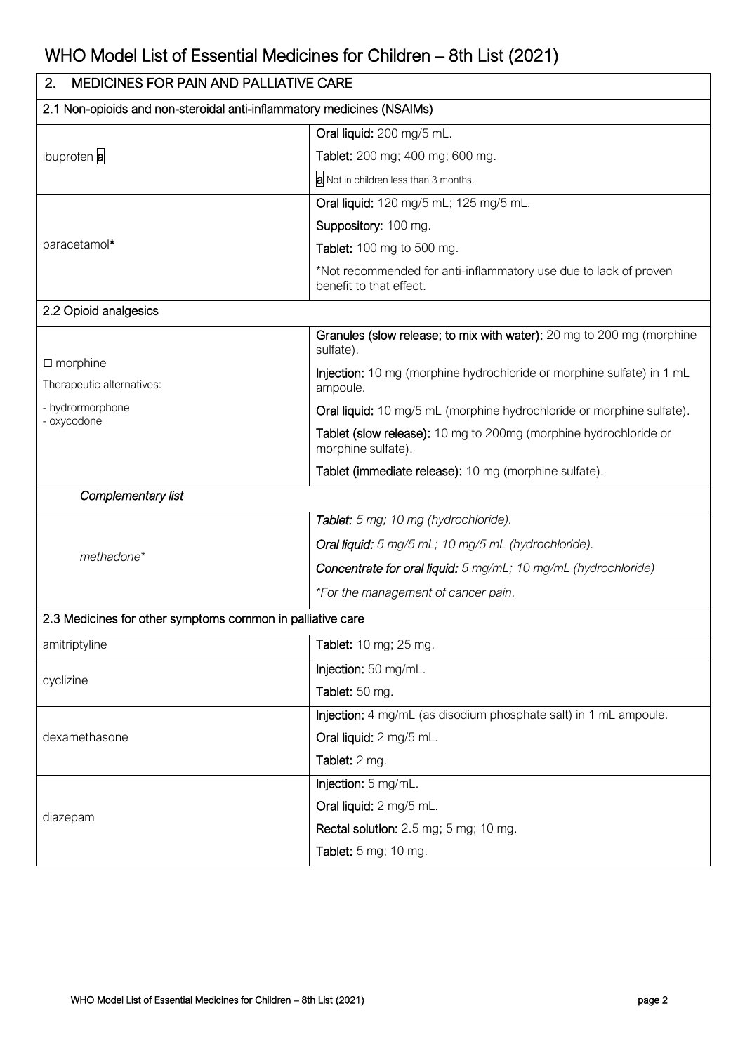| 2. MEDICINES FOR PAIN AND PALLIATIVE CARE | |
|---|---|
| **2.1 Non-opioids and non-steroidal anti-inflammatory medicines (NSAIMs)** | |
| ibuprofen [a] | **Oral liquid:** 200 mg/5 mL.<br>**Tablet:** 200 mg; 400 mg; 600 mg.<br>[a] Not in children less than 3 months. |
| paracetamol* | **Oral liquid:** 120 mg/5 mL; 125 mg/5 mL.<br>**Suppository:** 100 mg.<br>**Tablet:** 100 mg to 500 mg.<br>*Not recommended for anti-inflammatory use due to lack of proven benefit to that effect. |
| **2.2 Opioid analgesics** | |
| □ morphine<br>Therapeutic alternatives:<br>- hydrormorphone<br>- oxycodone | **Granules (slow release; to mix with water):** 20 mg to 200 mg (morphine sulfate).<br>**Injection:** 10 mg (morphine hydrochloride or morphine sulfate) in 1 mL ampoule.<br>**Oral liquid:** 10 mg/5 mL (morphine hydrochloride or morphine sulfate).<br>**Tablet (slow release):** 10 mg to 200mg (morphine hydrochloride or morphine sulfate).<br>**Tablet (immediate release):** 10 mg (morphine sulfate). |
| ***Complementary list*** | |
| *methadone** | ***Tablet:*** *5 mg; 10 mg (hydrochloride).*<br>***Oral liquid:*** *5 mg/5 mL; 10 mg/5 mL (hydrochloride).*<br>***Concentrate for oral liquid:*** *5 mg/mL; 10 mg/mL (hydrochloride)*<br>*\*For the management of cancer pain.* |
| **2.3 Medicines for other symptoms common in palliative care** | |
| amitriptyline | **Tablet:** 10 mg; 25 mg. |
| cyclizine | **Injection:** 50 mg/mL.<br>**Tablet:** 50 mg. |
| dexamethasone | **Injection:** 4 mg/mL (as disodium phosphate salt) in 1 mL ampoule.<br>**Oral liquid:** 2 mg/5 mL.<br>**Tablet:** 2 mg. |
| diazepam | **Injection:** 5 mg/mL.<br>**Oral liquid:** 2 mg/5 mL.<br>**Rectal solution:** 2.5 mg; 5 mg; 10 mg.<br>**Tablet:** 5 mg; 10 mg. |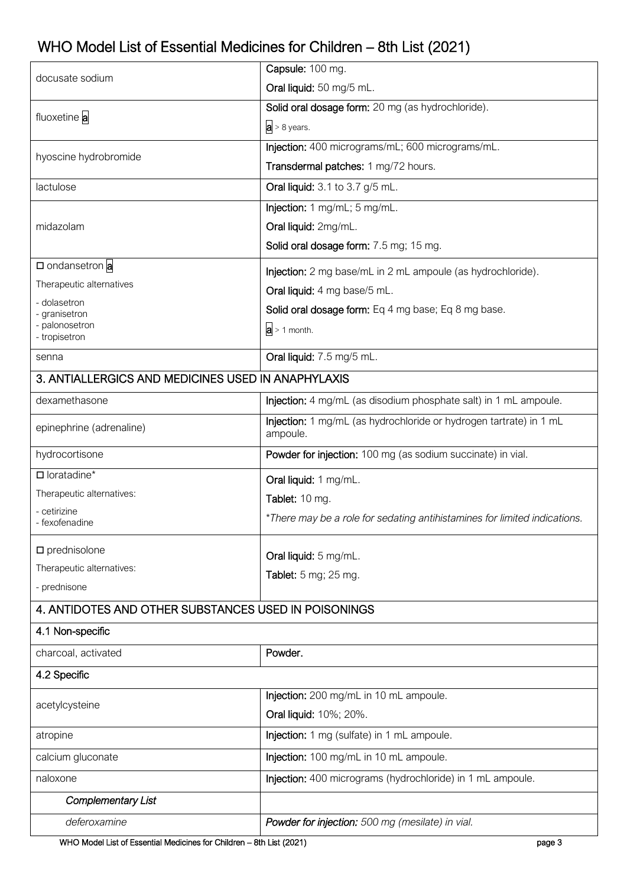| | |
|---|---|
| docusate sodium | **Capsule:** 100 mg.<br>**Oral liquid:** 50 mg/5 mL. |
| fluoxetine a | **Solid oral dosage form:** 20 mg (as hydrochloride).<br>a > 8 years. |
| hyoscine hydrobromide | **Injection:** 400 micrograms/mL; 600 micrograms/mL.<br>**Transdermal patches:** 1 mg/72 hours. |
| lactulose | **Oral liquid:** 3.1 to 3.7 g/5 mL. |
| midazolam | **Injection:** 1 mg/mL; 5 mg/mL.<br>**Oral liquid:** 2mg/mL.<br>**Solid oral dosage form:** 7.5 mg; 15 mg. |
| □ ondansetron a<br>Therapeutic alternatives<br>- dolasetron<br>- granisetron<br>- palonosetron<br>- tropisetron | **Injection:** 2 mg base/mL in 2 mL ampoule (as hydrochloride).<br>**Oral liquid:** 4 mg base/5 mL.<br>**Solid oral dosage form:** Eq 4 mg base; Eq 8 mg base.<br>a > 1 month. |
| senna | **Oral liquid:** 7.5 mg/5 mL. |
| **3. ANTIALLERGICS AND MEDICINES USED IN ANAPHYLAXIS** | |
| dexamethasone | **Injection:** 4 mg/mL (as disodium phosphate salt) in 1 mL ampoule. |
| epinephrine (adrenaline) | **Injection:** 1 mg/mL (as hydrochloride or hydrogen tartrate) in 1 mL ampoule. |
| hydrocortisone | **Powder for injection:** 100 mg (as sodium succinate) in vial. |
| □ loratadine*<br>Therapeutic alternatives:<br>- cetirizine<br>- fexofenadine | **Oral liquid:** 1 mg/mL.<br>**Tablet:** 10 mg.<br>**There may be a role for sedating antihistamines for limited indications.* |
| □ prednisolone<br>Therapeutic alternatives:<br>- prednisone | **Oral liquid:** 5 mg/mL.<br>**Tablet:** 5 mg; 25 mg. |
| **4. ANTIDOTES AND OTHER SUBSTANCES USED IN POISONINGS** | |
| **4.1 Non-specific** | |
| charcoal, activated | **Powder.** |
| **4.2 Specific** | |
| acetylcysteine | **Injection:** 200 mg/mL in 10 mL ampoule.<br>**Oral liquid:** 10%; 20%. |
| atropine | **Injection:** 1 mg (sulfate) in 1 mL ampoule. |
| calcium gluconate | **Injection:** 100 mg/mL in 10 mL ampoule. |
| naloxone | **Injection:** 400 micrograms (hydrochloride) in 1 mL ampoule. |
| ***Complementary List*** | |
| *deferoxamine* | ***Powder for injection:** 500 mg (mesilate) in vial.* |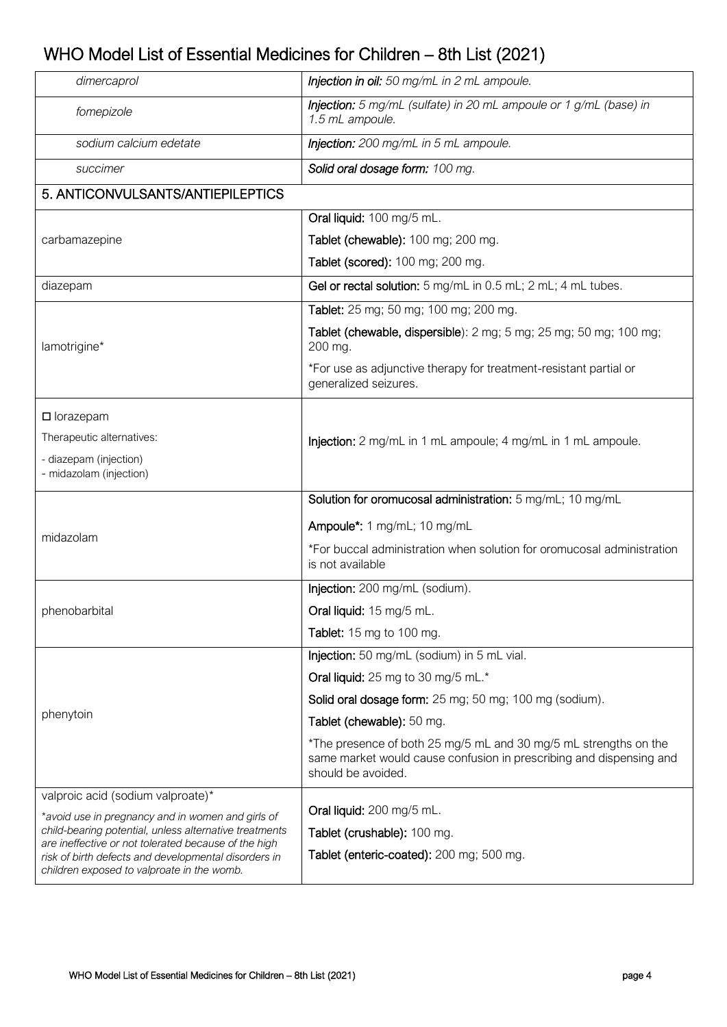| | |
|---|---|
| *dimercaprol* | ***Injection in oil:*** *50 mg/mL in 2 mL ampoule.* |
| *fomepizole* | ***Injection:*** *5 mg/mL (sulfate) in 20 mL ampoule or 1 g/mL (base) in 1.5 mL ampoule.* |
| *sodium calcium edetate* | ***Injection:*** *200 mg/mL in 5 mL ampoule.* |
| *succimer* | ***Solid oral dosage form:*** *100 mg.* |

## 5. ANTICONVULSANTS/ANTIEPILEPTICS

| | |
|---|---|
| carbamazepine | **Oral liquid:** 100 mg/5 mL.<br>**Tablet (chewable):** 100 mg; 200 mg.<br>**Tablet (scored):** 100 mg; 200 mg. |
| diazepam | **Gel or rectal solution:** 5 mg/mL in 0.5 mL; 2 mL; 4 mL tubes. |
| lamotrigine* | **Tablet:** 25 mg; 50 mg; 100 mg; 200 mg.<br>**Tablet (chewable, dispersible):** 2 mg; 5 mg; 25 mg; 50 mg; 100 mg; 200 mg.<br>*For use as adjunctive therapy for treatment-resistant partial or generalized seizures. |
| □ lorazepam<br>Therapeutic alternatives:<br>- diazepam (injection)<br>- midazolam (injection) | **Injection:** 2 mg/mL in 1 mL ampoule; 4 mg/mL in 1 mL ampoule. |
| midazolam | **Solution for oromucosal administration:** 5 mg/mL; 10 mg/mL<br>**Ampoule*:** 1 mg/mL; 10 mg/mL<br>*For buccal administration when solution for oromucosal administration is not available |
| phenobarbital | **Injection:** 200 mg/mL (sodium).<br>**Oral liquid:** 15 mg/5 mL.<br>**Tablet:** 15 mg to 100 mg. |
| phenytoin | **Injection:** 50 mg/mL (sodium) in 5 mL vial.<br>**Oral liquid:** 25 mg to 30 mg/5 mL.*<br>**Solid oral dosage form:** 25 mg; 50 mg; 100 mg (sodium).<br>**Tablet (chewable):** 50 mg.<br>*The presence of both 25 mg/5 mL and 30 mg/5 mL strengths on the same market would cause confusion in prescribing and dispensing and should be avoided. |
| valproic acid (sodium valproate)*<br>*\*avoid use in pregnancy and in women and girls of child-bearing potential, unless alternative treatments are ineffective or not tolerated because of the high risk of birth defects and developmental disorders in children exposed to valproate in the womb.* | **Oral liquid:** 200 mg/5 mL.<br>**Tablet (crushable):** 100 mg.<br>**Tablet (enteric-coated):** 200 mg; 500 mg. |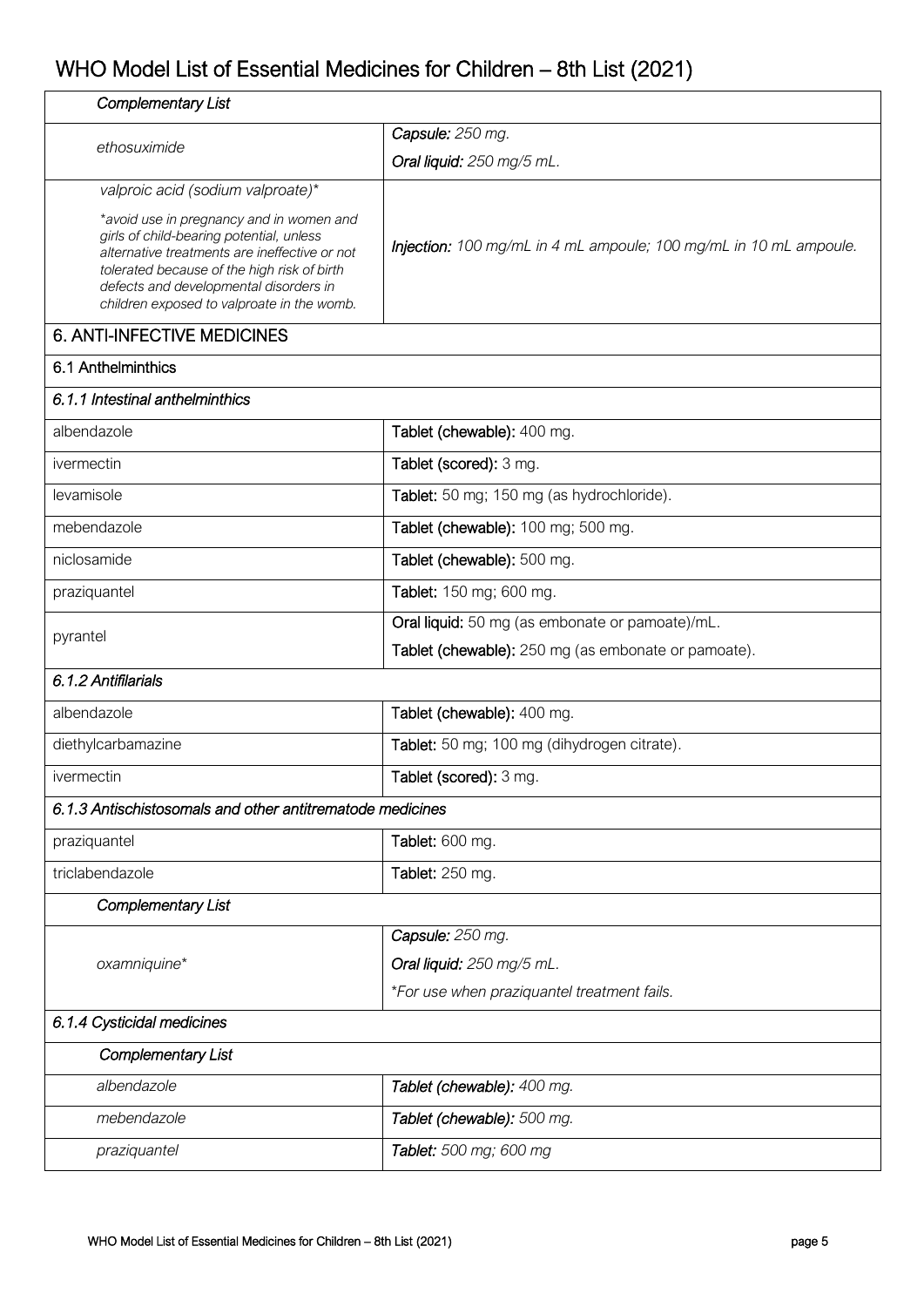| *Complementary List* | |
|---|---|
| *ethosuximide* | ***Capsule:*** *250 mg.*<br>***Oral liquid:*** *250 mg/5 mL.* |
| *valproic acid (sodium valproate)**<br><br>**avoid use in pregnancy and in women and girls of child-bearing potential, unless alternative treatments are ineffective or not tolerated because of the high risk of birth defects and developmental disorders in children exposed to valproate in the womb.* | ***Injection:*** *100 mg/mL in 4 mL ampoule; 100 mg/mL in 10 mL ampoule.* |
| **6. ANTI-INFECTIVE MEDICINES** | |
| **6.1 Anthelminthics** | |
| ***6.1.1 Intestinal anthelminthics*** | |
| albendazole | **Tablet (chewable):** 400 mg. |
| ivermectin | **Tablet (scored):** 3 mg. |
| levamisole | **Tablet:** 50 mg; 150 mg (as hydrochloride). |
| mebendazole | **Tablet (chewable):** 100 mg; 500 mg. |
| niclosamide | **Tablet (chewable):** 500 mg. |
| praziquantel | **Tablet:** 150 mg; 600 mg. |
| pyrantel | **Oral liquid:** 50 mg (as embonate or pamoate)/mL.<br>**Tablet (chewable):** 250 mg (as embonate or pamoate). |
| ***6.1.2 Antifilarials*** | |
| albendazole | **Tablet (chewable):** 400 mg. |
| diethylcarbamazine | **Tablet:** 50 mg; 100 mg (dihydrogen citrate). |
| ivermectin | **Tablet (scored):** 3 mg. |
| ***6.1.3 Antischistosomals and other antitrematode medicines*** | |
| praziquantel | **Tablet:** 600 mg. |
| triclabendazole | **Tablet:** 250 mg. |
| *Complementary List* | |
| *oxamniquine** | ***Capsule:*** *250 mg.*<br>***Oral liquid:*** *250 mg/5 mL.*<br>**For use when praziquantel treatment fails.* |
| ***6.1.4 Cysticidal medicines*** | |
| *Complementary List* | |
| *albendazole* | ***Tablet (chewable):*** *400 mg.* |
| *mebendazole* | ***Tablet (chewable):*** *500 mg.* |
| *praziquantel* | ***Tablet:*** *500 mg; 600 mg* |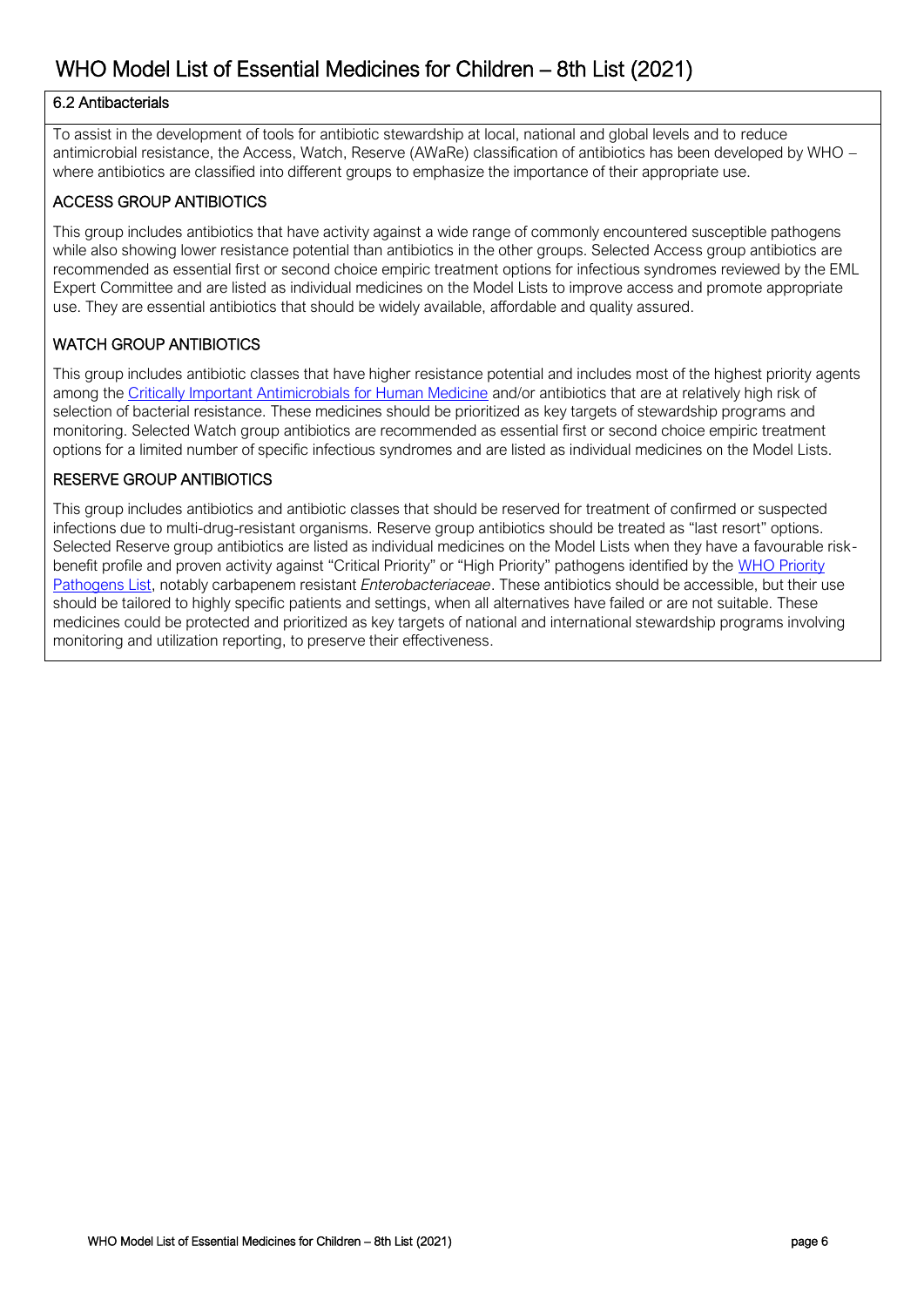## 6.2 Antibacterials

To assist in the development of tools for antibiotic stewardship at local, national and global levels and to reduce antimicrobial resistance, the Access, Watch, Reserve (AWaRe) classification of antibiotics has been developed by WHO – where antibiotics are classified into different groups to emphasize the importance of their appropriate use.

### ACCESS GROUP ANTIBIOTICS

This group includes antibiotics that have activity against a wide range of commonly encountered susceptible pathogens while also showing lower resistance potential than antibiotics in the other groups. Selected Access group antibiotics are recommended as essential first or second choice empiric treatment options for infectious syndromes reviewed by the EML Expert Committee and are listed as individual medicines on the Model Lists to improve access and promote appropriate use. They are essential antibiotics that should be widely available, affordable and quality assured.

### WATCH GROUP ANTIBIOTICS

This group includes antibiotic classes that have higher resistance potential and includes most of the highest priority agents among the Critically Important Antimicrobials for Human Medicine and/or antibiotics that are at relatively high risk of selection of bacterial resistance. These medicines should be prioritized as key targets of stewardship programs and monitoring. Selected Watch group antibiotics are recommended as essential first or second choice empiric treatment options for a limited number of specific infectious syndromes and are listed as individual medicines on the Model Lists.

### RESERVE GROUP ANTIBIOTICS

This group includes antibiotics and antibiotic classes that should be reserved for treatment of confirmed or suspected infections due to multi-drug-resistant organisms. Reserve group antibiotics should be treated as "last resort" options. Selected Reserve group antibiotics are listed as individual medicines on the Model Lists when they have a favourable risk-benefit profile and proven activity against "Critical Priority" or "High Priority" pathogens identified by the WHO Priority Pathogens List, notably carbapenem resistant *Enterobacteriaceae*. These antibiotics should be accessible, but their use should be tailored to highly specific patients and settings, when all alternatives have failed or are not suitable. These medicines could be protected and prioritized as key targets of national and international stewardship programs involving monitoring and utilization reporting, to preserve their effectiveness.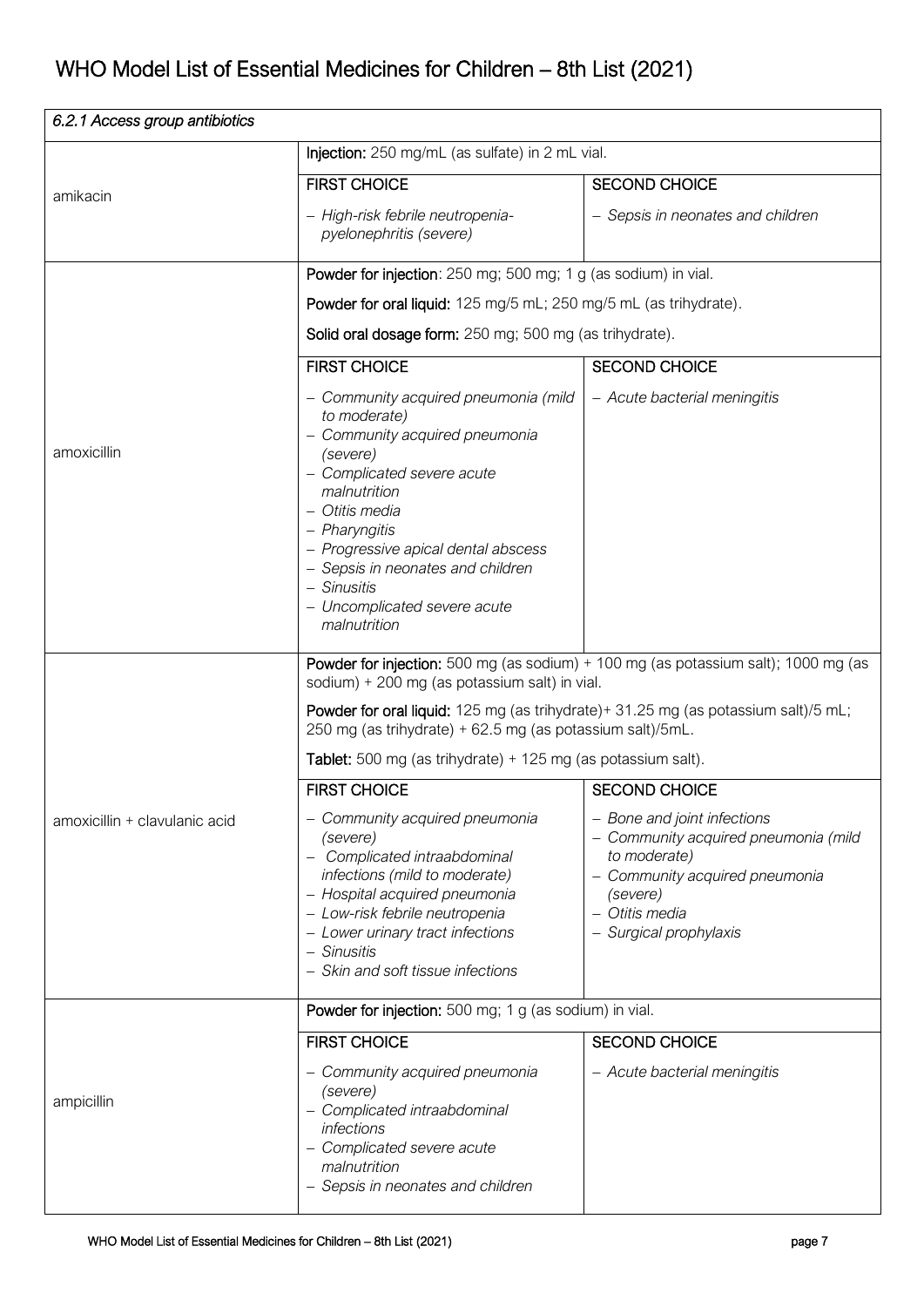# WHO Model List of Essential Medicines for Children – 8th List (2021)

| *6.2.1 Access group antibiotics* | | |
|---|---|---|
| amikacin | **Injection:** 250 mg/mL (as sulfate) in 2 mL vial. | |
| | FIRST CHOICE<br>– *High-risk febrile neutropenia-pyelonephritis (severe)* | SECOND CHOICE<br>– *Sepsis in neonates and children* |
| amoxicillin | **Powder for injection**: 250 mg; 500 mg; 1 g (as sodium) in vial.<br>**Powder for oral liquid:** 125 mg/5 mL; 250 mg/5 mL (as trihydrate).<br>**Solid oral dosage form:** 250 mg; 500 mg (as trihydrate). | |
| | FIRST CHOICE<br>– *Community acquired pneumonia (mild to moderate)*<br>– *Community acquired pneumonia (severe)*<br>– *Complicated severe acute malnutrition*<br>– *Otitis media*<br>– *Pharyngitis*<br>– *Progressive apical dental abscess*<br>– *Sepsis in neonates and children*<br>– *Sinusitis*<br>– *Uncomplicated severe acute malnutrition* | SECOND CHOICE<br>– *Acute bacterial meningitis* |
| amoxicillin + clavulanic acid | **Powder for injection:** 500 mg (as sodium) + 100 mg (as potassium salt); 1000 mg (as sodium) + 200 mg (as potassium salt) in vial.<br>**Powder for oral liquid:** 125 mg (as trihydrate)+ 31.25 mg (as potassium salt)/5 mL; 250 mg (as trihydrate) + 62.5 mg (as potassium salt)/5mL.<br>**Tablet:** 500 mg (as trihydrate) + 125 mg (as potassium salt). | |
| | FIRST CHOICE<br>– *Community acquired pneumonia (severe)*<br>– *Complicated intraabdominal infections (mild to moderate)*<br>– *Hospital acquired pneumonia*<br>– *Low-risk febrile neutropenia*<br>– *Lower urinary tract infections*<br>– *Sinusitis*<br>– *Skin and soft tissue infections* | SECOND CHOICE<br>– *Bone and joint infections*<br>– *Community acquired pneumonia (mild to moderate)*<br>– *Community acquired pneumonia (severe)*<br>– *Otitis media*<br>– *Surgical prophylaxis* |
| ampicillin | **Powder for injection:** 500 mg; 1 g (as sodium) in vial. | |
| | FIRST CHOICE<br>– *Community acquired pneumonia (severe)*<br>– *Complicated intraabdominal infections*<br>– *Complicated severe acute malnutrition*<br>– *Sepsis in neonates and children* | SECOND CHOICE<br>– *Acute bacterial meningitis* |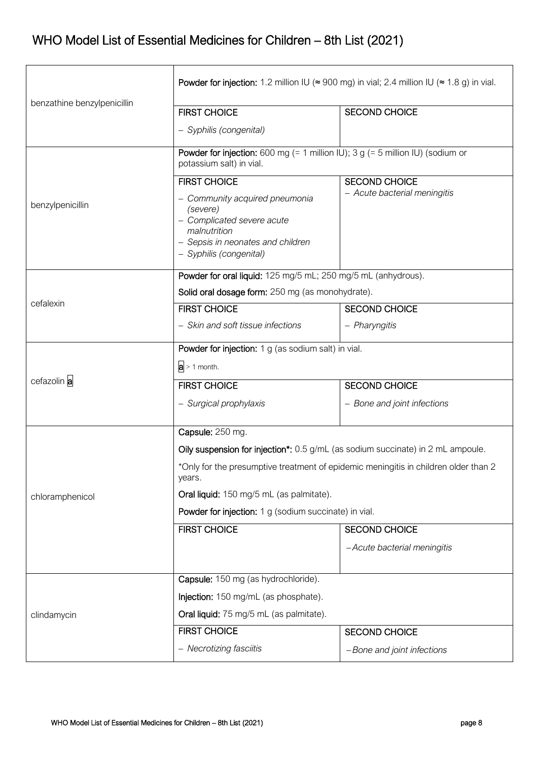| Medicine | Formulations / First choice | Second choice |
|---|---|---|
| benzathine benzylpenicillin | **Powder for injection:** 1.2 million IU (≈ 900 mg) in vial; 2.4 million IU (≈ 1.8 g) in vial. | |
| | **FIRST CHOICE** | **SECOND CHOICE** |
| | – *Syphilis (congenital)* | |
| benzylpenicillin | **Powder for injection:** 600 mg (= 1 million IU); 3 g (= 5 million IU) (sodium or potassium salt) in vial. | |
| | **FIRST CHOICE** | **SECOND CHOICE** |
| | – *Community acquired pneumonia (severe)*<br>– *Complicated severe acute malnutrition*<br>– *Sepsis in neonates and children*<br>– *Syphilis (congenital)* | – *Acute bacterial meningitis* |
| cefalexin | **Powder for oral liquid:** 125 mg/5 mL; 250 mg/5 mL (anhydrous).<br>**Solid oral dosage form:** 250 mg (as monohydrate). | |
| | **FIRST CHOICE** | **SECOND CHOICE** |
| | – *Skin and soft tissue infections* | – *Pharyngitis* |
| cefazolin [a] | **Powder for injection:** 1 g (as sodium salt) in vial.<br>[a] > 1 month. | |
| | **FIRST CHOICE** | **SECOND CHOICE** |
| | – *Surgical prophylaxis* | – *Bone and joint infections* |
| chloramphenicol | **Capsule:** 250 mg.<br>**Oily suspension for injection*:** 0.5 g/mL (as sodium succinate) in 2 mL ampoule.<br>*Only for the presumptive treatment of epidemic meningitis in children older than 2 years.<br>**Oral liquid:** 150 mg/5 mL (as palmitate).<br>**Powder for injection:** 1 g (sodium succinate) in vial. | |
| | **FIRST CHOICE** | **SECOND CHOICE** |
| | | – *Acute bacterial meningitis* |
| clindamycin | **Capsule:** 150 mg (as hydrochloride).<br>**Injection:** 150 mg/mL (as phosphate).<br>**Oral liquid:** 75 mg/5 mL (as palmitate). | |
| | **FIRST CHOICE** | **SECOND CHOICE** |
| | – *Necrotizing fasciitis* | – *Bone and joint infections* |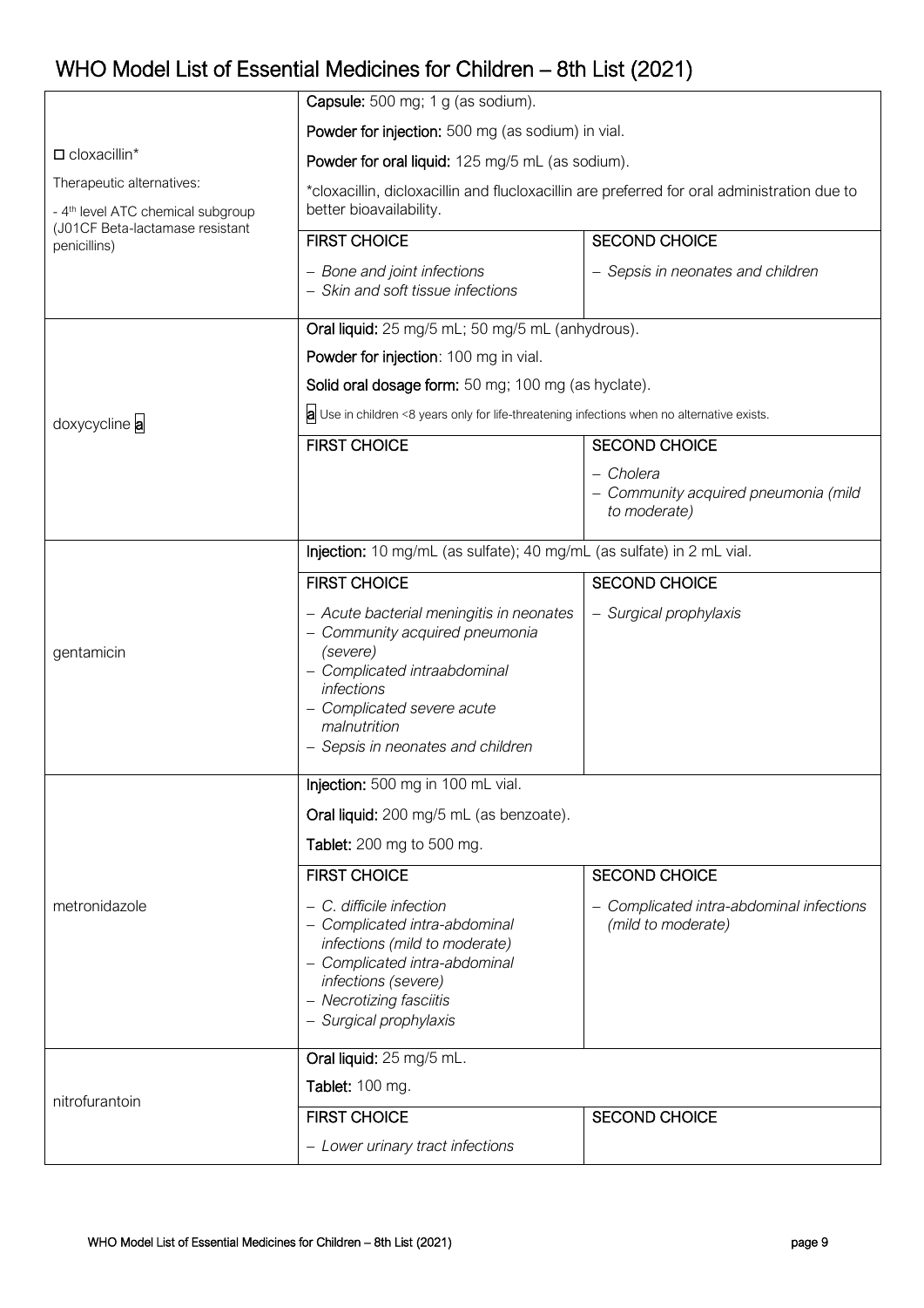| Medicine | Formulations / Indications | |
|---|---|---|
| □ cloxacillin*<br><br>Therapeutic alternatives:<br>- 4th level ATC chemical subgroup (J01CF Beta-lactamase resistant penicillins) | **Capsule:** 500 mg; 1 g (as sodium).<br>**Powder for injection:** 500 mg (as sodium) in vial.<br>**Powder for oral liquid:** 125 mg/5 mL (as sodium).<br>*cloxacillin, dicloxacillin and flucloxacillin are preferred for oral administration due to better bioavailability. | |
| | FIRST CHOICE | SECOND CHOICE |
| | *– Bone and joint infections*<br>*– Skin and soft tissue infections* | *– Sepsis in neonates and children* |
| doxycycline [a] | **Oral liquid:** 25 mg/5 mL; 50 mg/5 mL (anhydrous).<br>**Powder for injection**: 100 mg in vial.<br>**Solid oral dosage form:** 50 mg; 100 mg (as hyclate).<br>[a] Use in children <8 years only for life-threatening infections when no alternative exists. | |
| | FIRST CHOICE | SECOND CHOICE |
| | | *– Cholera*<br>*– Community acquired pneumonia (mild to moderate)* |
| gentamicin | **Injection:** 10 mg/mL (as sulfate); 40 mg/mL (as sulfate) in 2 mL vial. | |
| | FIRST CHOICE | SECOND CHOICE |
| | *– Acute bacterial meningitis in neonates*<br>*– Community acquired pneumonia (severe)*<br>*– Complicated intraabdominal infections*<br>*– Complicated severe acute malnutrition*<br>*– Sepsis in neonates and children* | *– Surgical prophylaxis* |
| metronidazole | **Injection:** 500 mg in 100 mL vial.<br>**Oral liquid:** 200 mg/5 mL (as benzoate).<br>**Tablet:** 200 mg to 500 mg. | |
| | FIRST CHOICE | SECOND CHOICE |
| | *– C. difficile infection*<br>*– Complicated intra-abdominal infections (mild to moderate)*<br>*– Complicated intra-abdominal infections (severe)*<br>*– Necrotizing fasciitis*<br>*– Surgical prophylaxis* | *– Complicated intra-abdominal infections (mild to moderate)* |
| nitrofurantoin | **Oral liquid:** 25 mg/5 mL.<br>**Tablet:** 100 mg. | |
| | FIRST CHOICE | SECOND CHOICE |
| | *– Lower urinary tract infections* | |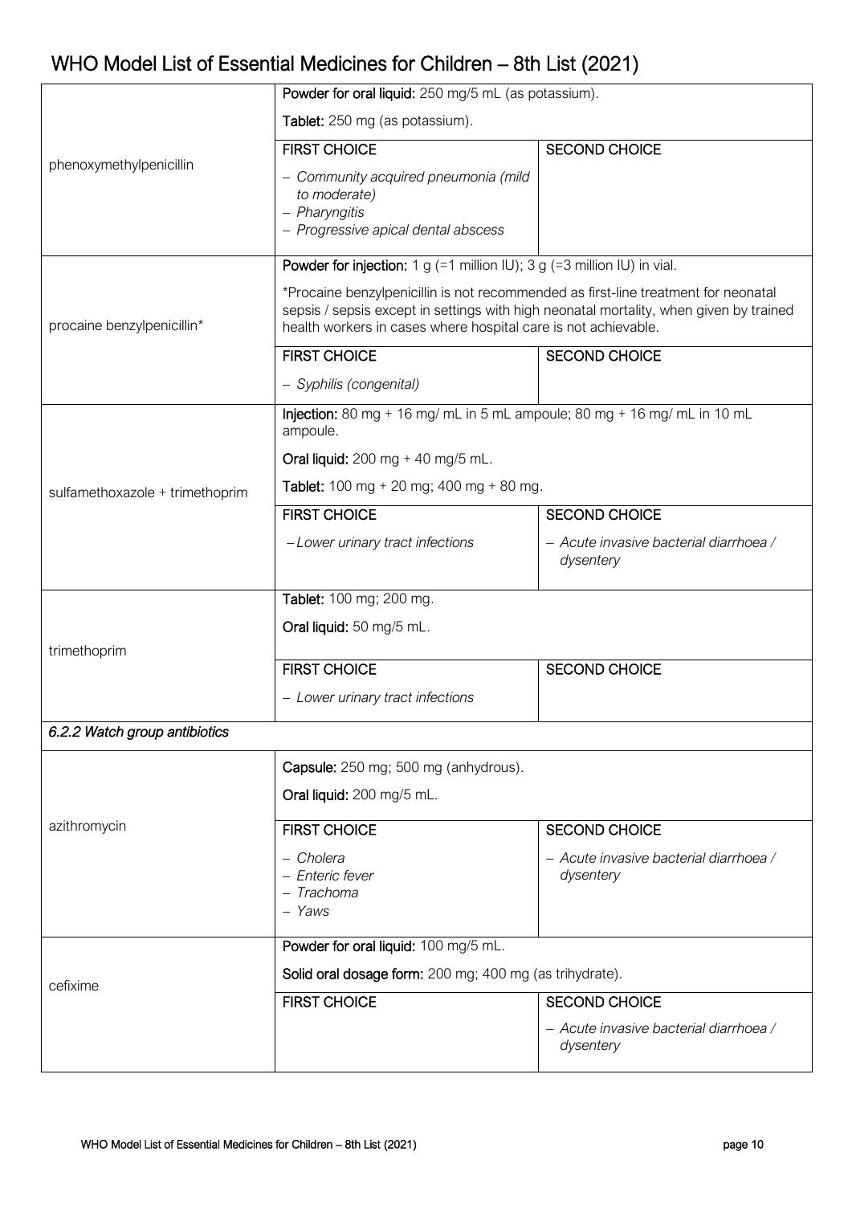| Medicine | Details | |
|---|---|---|
| phenoxymethylpenicillin | **Powder for oral liquid:** 250 mg/5 mL (as potassium).<br>**Tablet:** 250 mg (as potassium). | |
| | FIRST CHOICE | SECOND CHOICE |
| | – *Community acquired pneumonia (mild to moderate)*<br>– *Pharyngitis*<br>– *Progressive apical dental abscess* | |
| procaine benzylpenicillin* | **Powder for injection:** 1 g (=1 million IU); 3 g (=3 million IU) in vial.<br>*Procaine benzylpenicillin is not recommended as first-line treatment for neonatal sepsis / sepsis except in settings with high neonatal mortality, when given by trained health workers in cases where hospital care is not achievable. | |
| | FIRST CHOICE | SECOND CHOICE |
| | – *Syphilis (congenital)* | |
| sulfamethoxazole + trimethoprim | **Injection:** 80 mg + 16 mg/ mL in 5 mL ampoule; 80 mg + 16 mg/ mL in 10 mL ampoule.<br>**Oral liquid:** 200 mg + 40 mg/5 mL.<br>**Tablet:** 100 mg + 20 mg; 400 mg + 80 mg. | |
| | FIRST CHOICE | SECOND CHOICE |
| | – *Lower urinary tract infections* | – *Acute invasive bacterial diarrhoea / dysentery* |
| trimethoprim | **Tablet:** 100 mg; 200 mg.<br>**Oral liquid:** 50 mg/5 mL. | |
| | FIRST CHOICE | SECOND CHOICE |
| | – *Lower urinary tract infections* | |
| *6.2.2 Watch group antibiotics* | | |
| azithromycin | **Capsule:** 250 mg; 500 mg (anhydrous).<br>**Oral liquid:** 200 mg/5 mL. | |
| | FIRST CHOICE | SECOND CHOICE |
| | – *Cholera*<br>– *Enteric fever*<br>– *Trachoma*<br>– *Yaws* | – *Acute invasive bacterial diarrhoea / dysentery* |
| cefixime | **Powder for oral liquid:** 100 mg/5 mL.<br>**Solid oral dosage form:** 200 mg; 400 mg (as trihydrate). | |
| | FIRST CHOICE | SECOND CHOICE |
| | | – *Acute invasive bacterial diarrhoea / dysentery* |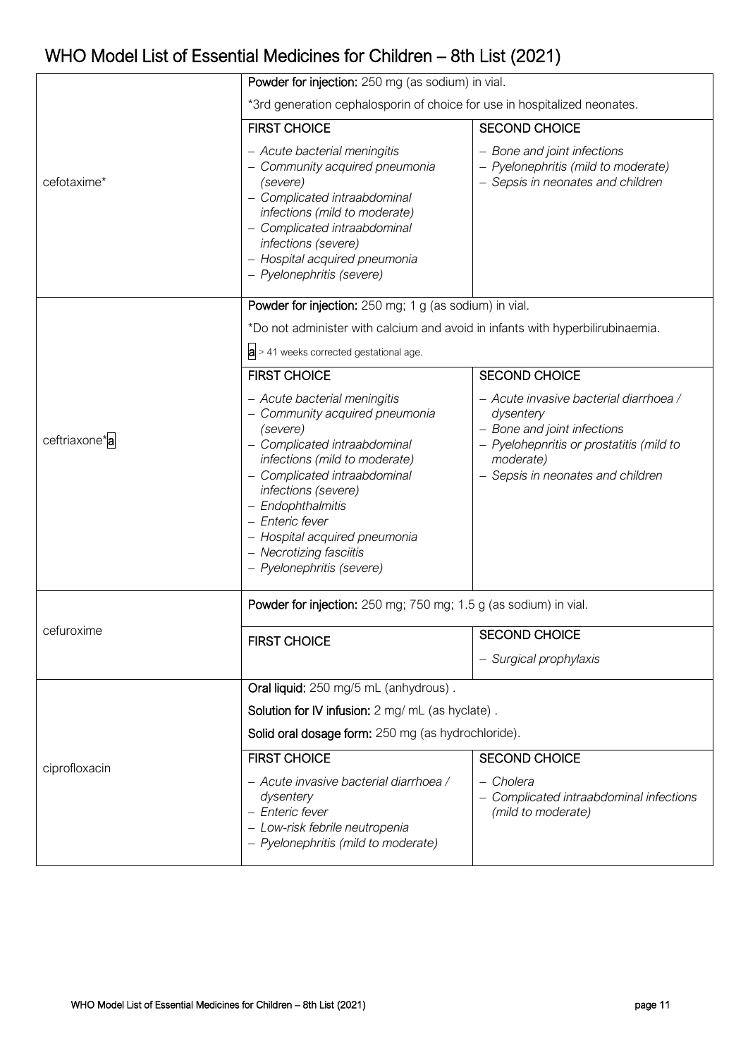| | | |
|---|---|---|
| cefotaxime* | **Powder for injection:** 250 mg (as sodium) in vial.<br>*3rd generation cephalosporin of choice for use in hospitalized neonates. | |
| | FIRST CHOICE | SECOND CHOICE |
| | – *Acute bacterial meningitis*<br>– *Community acquired pneumonia (severe)*<br>– *Complicated intraabdominal infections (mild to moderate)*<br>– *Complicated intraabdominal infections (severe)*<br>– *Hospital acquired pneumonia*<br>– *Pyelonephritis (severe)* | – *Bone and joint infections*<br>– *Pyelonephritis (mild to moderate)*<br>– *Sepsis in neonates and children* |
| ceftriaxone*[a] | **Powder for injection:** 250 mg; 1 g (as sodium) in vial.<br>*Do not administer with calcium and avoid in infants with hyperbilirubinaemia.<br>[a] > 41 weeks corrected gestational age. | |
| | FIRST CHOICE | SECOND CHOICE |
| | – *Acute bacterial meningitis*<br>– *Community acquired pneumonia (severe)*<br>– *Complicated intraabdominal infections (mild to moderate)*<br>– *Complicated intraabdominal infections (severe)*<br>– *Endophthalmitis*<br>– *Enteric fever*<br>– *Hospital acquired pneumonia*<br>– *Necrotizing fasciitis*<br>– *Pyelonephritis (severe)* | – *Acute invasive bacterial diarrhoea / dysentery*<br>– *Bone and joint infections*<br>– *Pyelohepnritis or prostatitis (mild to moderate)*<br>– *Sepsis in neonates and children* |
| cefuroxime | **Powder for injection:** 250 mg; 750 mg; 1.5 g (as sodium) in vial. | |
| | FIRST CHOICE | SECOND CHOICE<br>– *Surgical prophylaxis* |
| ciprofloxacin | **Oral liquid:** 250 mg/5 mL (anhydrous) .<br>**Solution for IV infusion:** 2 mg/ mL (as hyclate) .<br>**Solid oral dosage form:** 250 mg (as hydrochloride). | |
| | FIRST CHOICE | SECOND CHOICE |
| | – *Acute invasive bacterial diarrhoea / dysentery*<br>– *Enteric fever*<br>– *Low-risk febrile neutropenia*<br>– *Pyelonephritis (mild to moderate)* | – *Cholera*<br>– *Complicated intraabdominal infections (mild to moderate)* |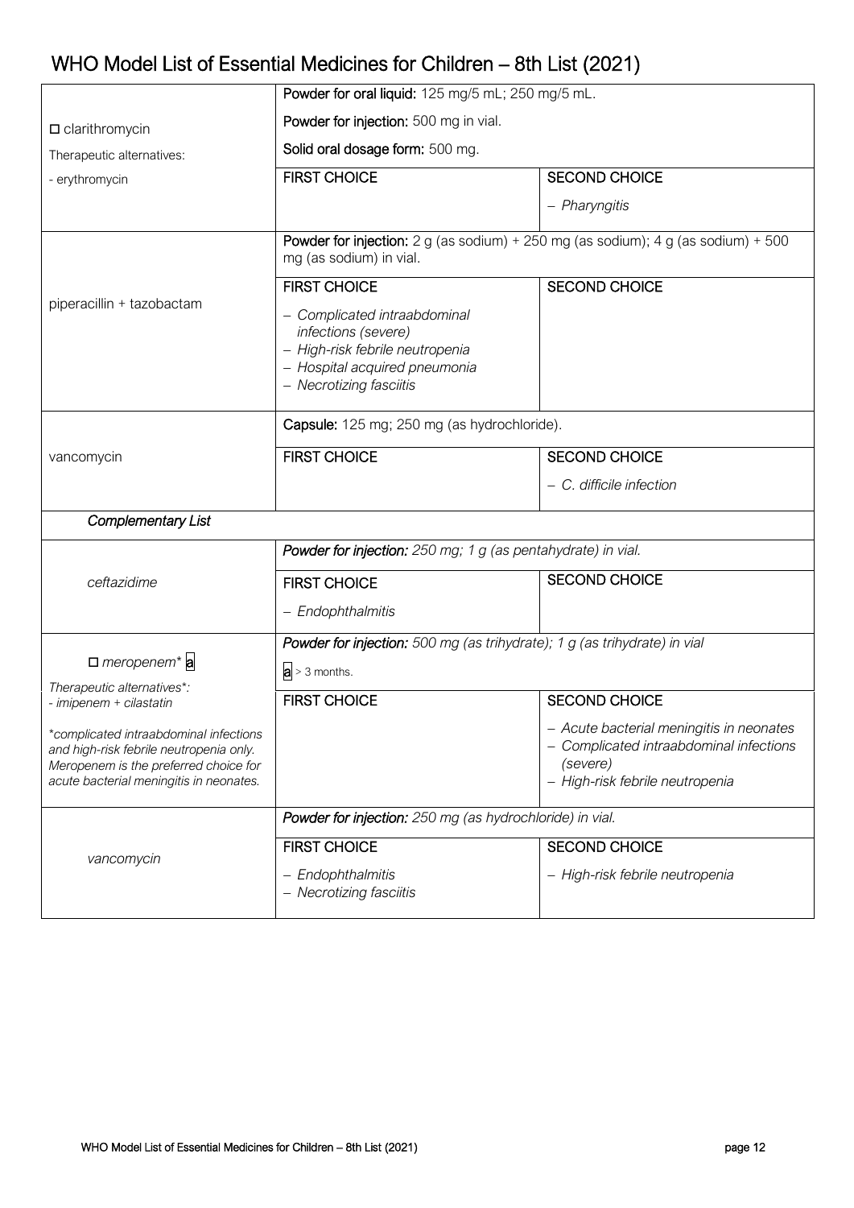| Medicine | Formulation / First choice | Second choice |
| --- | --- | --- |
| □ clarithromycin<br>Therapeutic alternatives:<br>- erythromycin | **Powder for oral liquid:** 125 mg/5 mL; 250 mg/5 mL.<br>**Powder for injection:** 500 mg in vial.<br>**Solid oral dosage form:** 500 mg. | |
| | FIRST CHOICE | SECOND CHOICE<br>– *Pharyngitis* |
| piperacillin + tazobactam | **Powder for injection:** 2 g (as sodium) + 250 mg (as sodium); 4 g (as sodium) + 500 mg (as sodium) in vial. | |
| | FIRST CHOICE<br>– *Complicated intraabdominal infections (severe)*<br>– *High-risk febrile neutropenia*<br>– *Hospital acquired pneumonia*<br>– *Necrotizing fasciitis* | SECOND CHOICE |
| vancomycin | **Capsule:** 125 mg; 250 mg (as hydrochloride). | |
| | FIRST CHOICE | SECOND CHOICE<br>– *C. difficile infection* |
| ***Complementary List*** | | |
| *ceftazidime* | ***Powder for injection:*** *250 mg; 1 g (as pentahydrate) in vial.* | |
| | FIRST CHOICE<br>– *Endophthalmitis* | SECOND CHOICE |
| □ *meropenem** [a]<br>*Therapeutic alternatives*:*<br>*- imipenem + cilastatin*<br>**complicated intraabdominal infections and high-risk febrile neutropenia only. Meropenem is the preferred choice for acute bacterial meningitis in neonates.* | ***Powder for injection:*** *500 mg (as trihydrate); 1 g (as trihydrate) in vial*<br>[a] > 3 months. | |
| | FIRST CHOICE | SECOND CHOICE<br>– *Acute bacterial meningitis in neonates*<br>– *Complicated intraabdominal infections (severe)*<br>– *High-risk febrile neutropenia* |
| *vancomycin* | ***Powder for injection:*** *250 mg (as hydrochloride) in vial.* | |
| | FIRST CHOICE<br>– *Endophthalmitis*<br>– *Necrotizing fasciitis* | SECOND CHOICE<br>– *High-risk febrile neutropenia* |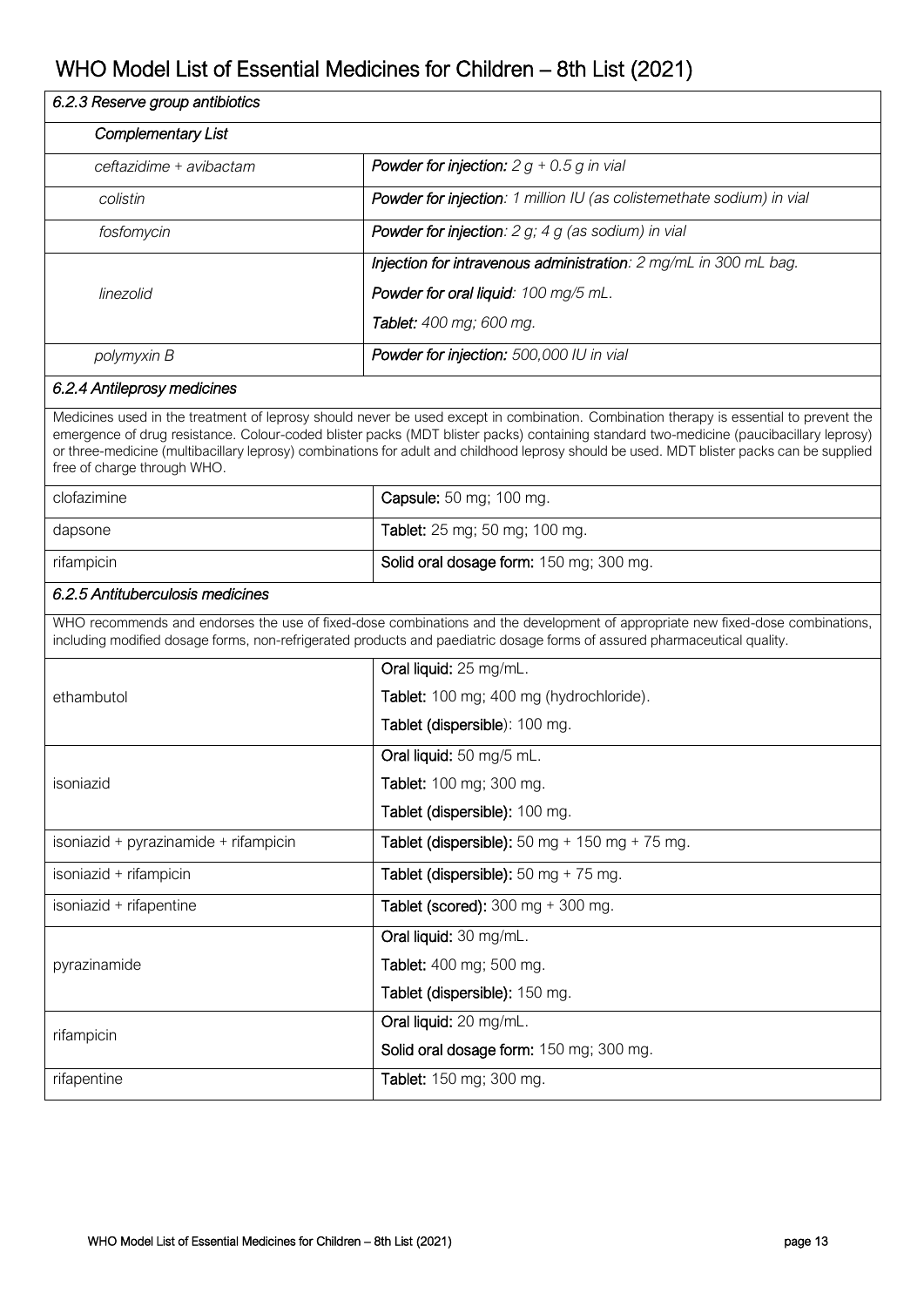*6.2.3 Reserve group antibiotics*

*Complementary List*

| | |
|---|---|
| *ceftazidime + avibactam* | ***Powder for injection:*** *2 g + 0.5 g in vial* |
| *colistin* | ***Powder for injection****: 1 million IU (as colistemethate sodium) in vial* |
| *fosfomycin* | ***Powder for injection****: 2 g; 4 g (as sodium) in vial* |
| *linezolid* | ***Injection for intravenous administration****: 2 mg/mL in 300 mL bag.*<br>***Powder for oral liquid****: 100 mg/5 mL.*<br>***Tablet:*** *400 mg; 600 mg.* |
| *polymyxin B* | ***Powder for injection:*** *500,000 IU in vial* |

*6.2.4 Antileprosy medicines*

Medicines used in the treatment of leprosy should never be used except in combination. Combination therapy is essential to prevent the emergence of drug resistance. Colour-coded blister packs (MDT blister packs) containing standard two-medicine (paucibacillary leprosy) or three-medicine (multibacillary leprosy) combinations for adult and childhood leprosy should be used. MDT blister packs can be supplied free of charge through WHO.

| | |
|---|---|
| clofazimine | **Capsule:** 50 mg; 100 mg. |
| dapsone | **Tablet:** 25 mg; 50 mg; 100 mg. |
| rifampicin | **Solid oral dosage form:** 150 mg; 300 mg. |

*6.2.5 Antituberculosis medicines*

WHO recommends and endorses the use of fixed-dose combinations and the development of appropriate new fixed-dose combinations, including modified dosage forms, non-refrigerated products and paediatric dosage forms of assured pharmaceutical quality.

| | |
|---|---|
| ethambutol | **Oral liquid:** 25 mg/mL.<br>**Tablet:** 100 mg; 400 mg (hydrochloride).<br>**Tablet (dispersible**): 100 mg. |
| isoniazid | **Oral liquid:** 50 mg/5 mL.<br>**Tablet:** 100 mg; 300 mg.<br>**Tablet (dispersible):** 100 mg. |
| isoniazid + pyrazinamide + rifampicin | **Tablet (dispersible):** 50 mg + 150 mg + 75 mg. |
| isoniazid + rifampicin | **Tablet (dispersible):** 50 mg + 75 mg. |
| isoniazid + rifapentine | **Tablet (scored):** 300 mg + 300 mg. |
| pyrazinamide | **Oral liquid:** 30 mg/mL.<br>**Tablet:** 400 mg; 500 mg.<br>**Tablet (dispersible):** 150 mg. |
| rifampicin | **Oral liquid:** 20 mg/mL.<br>**Solid oral dosage form:** 150 mg; 300 mg. |
| rifapentine | **Tablet:** 150 mg; 300 mg. |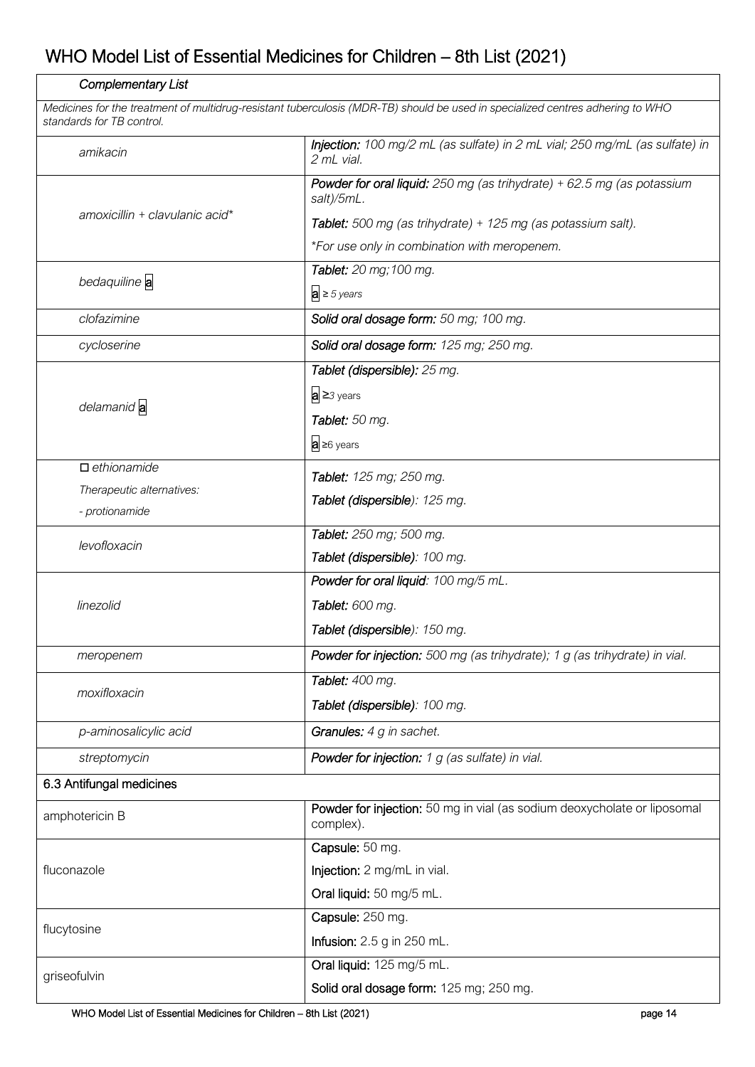# WHO Model List of Essential Medicines for Children – 8th List (2021)

| *Complementary List* | |
|---|---|
| *Medicines for the treatment of multidrug-resistant tuberculosis (MDR-TB) should be used in specialized centres adhering to WHO standards for TB control.* | |
| *amikacin* | ***Injection:*** *100 mg/2 mL (as sulfate) in 2 mL vial; 250 mg/mL (as sulfate) in 2 mL vial.* |
| *amoxicillin + clavulanic acid** | ***Powder for oral liquid:*** *250 mg (as trihydrate) + 62.5 mg (as potassium salt)/5mL.*<br>***Tablet:*** *500 mg (as trihydrate) + 125 mg (as potassium salt).*<br>**For use only in combination with meropenem.* |
| *bedaquiline* a | ***Tablet:*** *20 mg;100 mg.*<br>a *≥ 5 years* |
| *clofazimine* | ***Solid oral dosage form:*** *50 mg; 100 mg.* |
| *cycloserine* | ***Solid oral dosage form:*** *125 mg; 250 mg.* |
| *delamanid* a | ***Tablet (dispersible):*** *25 mg.*<br>a ≥*3* years<br>***Tablet:*** *50 mg.*<br>a ≥6 years |
| □ *ethionamide*<br>*Therapeutic alternatives:*<br>*- protionamide* | ***Tablet:*** *125 mg; 250 mg.*<br>***Tablet (dispersible****): 125 mg.* |
| *levofloxacin* | ***Tablet:*** *250 mg; 500 mg.*<br>***Tablet (dispersible)****: 100 mg.* |
| *linezolid* | ***Powder for oral liquid****: 100 mg/5 mL.*<br>***Tablet:*** *600 mg.*<br>***Tablet (dispersible****): 150 mg.* |
| *meropenem* | ***Powder for injection:*** *500 mg (as trihydrate); 1 g (as trihydrate) in vial.* |
| *moxifloxacin* | ***Tablet:*** *400 mg.*<br>***Tablet (dispersible)****: 100 mg.* |
| *p-aminosalicylic acid* | ***Granules:*** *4 g in sachet.* |
| *streptomycin* | ***Powder for injection:*** *1 g (as sulfate) in vial.* |
| **6.3 Antifungal medicines** | |
| amphotericin B | **Powder for injection:** 50 mg in vial (as sodium deoxycholate or liposomal complex). |
| fluconazole | **Capsule:** 50 mg.<br>**Injection:** 2 mg/mL in vial.<br>**Oral liquid:** 50 mg/5 mL. |
| flucytosine | **Capsule:** 250 mg.<br>**Infusion:** 2.5 g in 250 mL. |
| griseofulvin | **Oral liquid:** 125 mg/5 mL.<br>**Solid oral dosage form:** 125 mg; 250 mg. |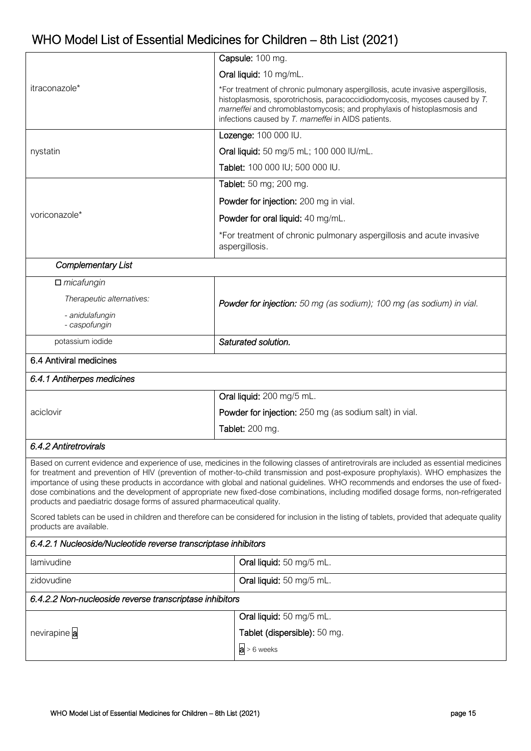| | |
|---|---|
| itraconazole* | **Capsule:** 100 mg.<br>**Oral liquid:** 10 mg/mL.<br>*For treatment of chronic pulmonary aspergillosis, acute invasive aspergillosis, histoplasmosis, sporotrichosis, paracoccidiodomycosis, mycoses caused by *T. marneffei* and chromoblastomycosis; and prophylaxis of histoplasmosis and infections caused by *T. marneffei* in AIDS patients. |
| nystatin | **Lozenge:** 100 000 IU.<br>**Oral liquid:** 50 mg/5 mL; 100 000 IU/mL.<br>**Tablet:** 100 000 IU; 500 000 IU. |
| voriconazole* | **Tablet:** 50 mg; 200 mg.<br>**Powder for injection:** 200 mg in vial.<br>**Powder for oral liquid:** 40 mg/mL.<br>*For treatment of chronic pulmonary aspergillosis and acute invasive aspergillosis. |
| ***Complementary List*** | |
| *□ micafungin*<br>*Therapeutic alternatives:*<br>*- anidulafungin*<br>*- caspofungin* | ***Powder for injection:*** *50 mg (as sodium); 100 mg (as sodium) in vial.* |
| potassium iodide | ***Saturated solution.*** |

### 6.4 Antiviral medicines

#### *6.4.1 Antiherpes medicines*

| | |
|---|---|
| aciclovir | **Oral liquid:** 200 mg/5 mL.<br>**Powder for injection:** 250 mg (as sodium salt) in vial.<br>**Tablet:** 200 mg. |

#### *6.4.2 Antiretrovirals*

Based on current evidence and experience of use, medicines in the following classes of antiretrovirals are included as essential medicines for treatment and prevention of HIV (prevention of mother-to-child transmission and post-exposure prophylaxis). WHO emphasizes the importance of using these products in accordance with global and national guidelines. WHO recommends and endorses the use of fixed-dose combinations and the development of appropriate new fixed-dose combinations, including modified dosage forms, non-refrigerated products and paediatric dosage forms of assured pharmaceutical quality.

Scored tablets can be used in children and therefore can be considered for inclusion in the listing of tablets, provided that adequate quality products are available.

##### *6.4.2.1 Nucleoside/Nucleotide reverse transcriptase inhibitors*

| | |
|---|---|
| lamivudine | **Oral liquid:** 50 mg/5 mL. |
| zidovudine | **Oral liquid:** 50 mg/5 mL. |

##### *6.4.2.2 Non-nucleoside reverse transcriptase inhibitors*

| | |
|---|---|
| nevirapine [a] | **Oral liquid:** 50 mg/5 mL.<br>**Tablet (dispersible):** 50 mg.<br>[a] > 6 weeks |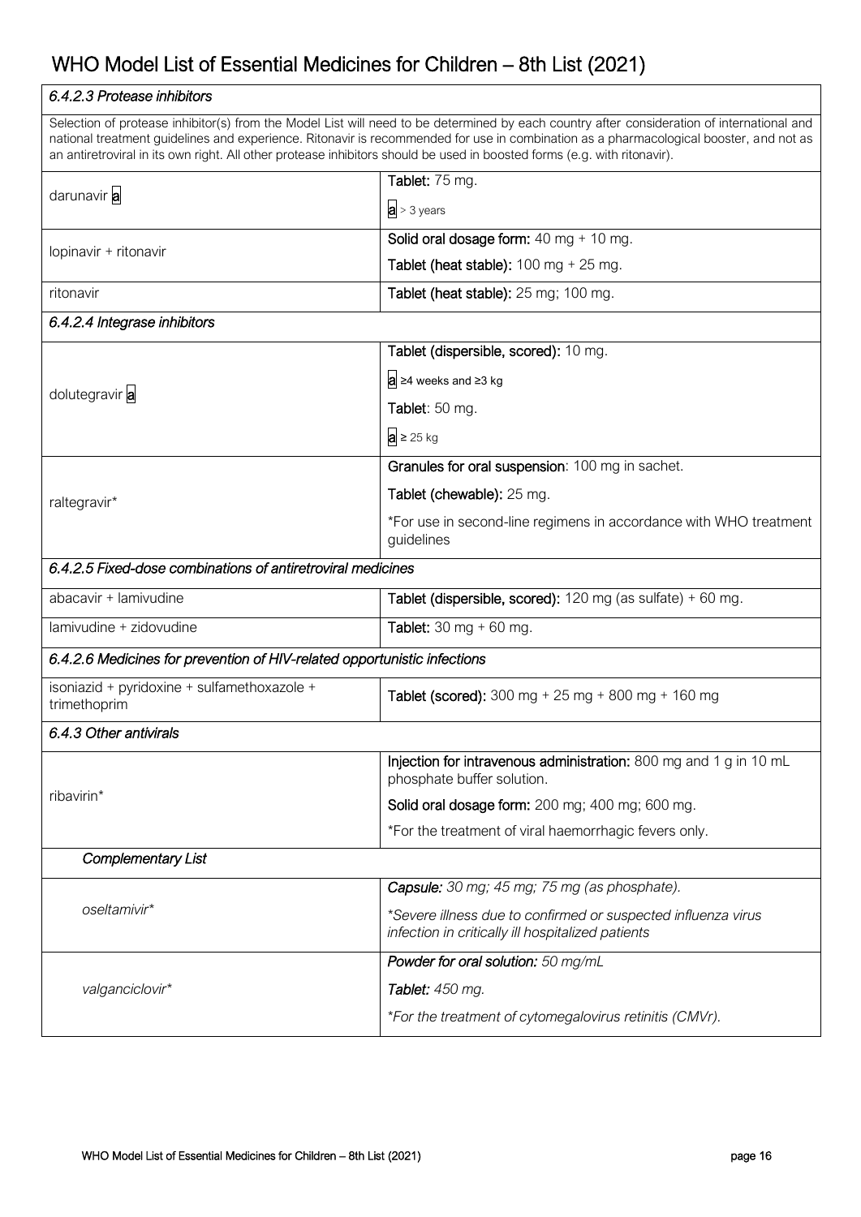| *6.4.2.3 Protease inhibitors* | |
|---|---|
| Selection of protease inhibitor(s) from the Model List will need to be determined by each country after consideration of international and national treatment guidelines and experience. Ritonavir is recommended for use in combination as a pharmacological booster, and not as an antiretroviral in its own right. All other protease inhibitors should be used in boosted forms (e.g. with ritonavir). | |
| darunavir **a** | **Tablet:** 75 mg.<br>**a** > 3 years |
| lopinavir + ritonavir | **Solid oral dosage form:** 40 mg + 10 mg.<br>**Tablet (heat stable):** 100 mg + 25 mg. |
| ritonavir | **Tablet (heat stable):** 25 mg; 100 mg. |
| *6.4.2.4 Integrase inhibitors* | |
| dolutegravir **a** | **Tablet (dispersible, scored):** 10 mg.<br>**a** ≥4 weeks and ≥3 kg<br>**Tablet**: 50 mg.<br>**a** ≥ 25 kg |
| raltegravir* | **Granules for oral suspension**: 100 mg in sachet.<br>**Tablet (chewable):** 25 mg.<br>*For use in second-line regimens in accordance with WHO treatment guidelines |
| *6.4.2.5 Fixed-dose combinations of antiretroviral medicines* | |
| abacavir + lamivudine | **Tablet (dispersible, scored):** 120 mg (as sulfate) + 60 mg. |
| lamivudine + zidovudine | **Tablet:** 30 mg + 60 mg. |
| *6.4.2.6 Medicines for prevention of HIV-related opportunistic infections* | |
| isoniazid + pyridoxine + sulfamethoxazole + trimethoprim | **Tablet (scored):** 300 mg + 25 mg + 800 mg + 160 mg |
| *6.4.3 Other antivirals* | |
| ribavirin* | **Injection for intravenous administration:** 800 mg and 1 g in 10 mL phosphate buffer solution.<br>**Solid oral dosage form:** 200 mg; 400 mg; 600 mg.<br>*For the treatment of viral haemorrhagic fevers only. |
| *Complementary List* | |
| *oseltamivir** | ***Capsule:** 30 mg; 45 mg; 75 mg (as phosphate).*<br>**Severe illness due to confirmed or suspected influenza virus infection in critically ill hospitalized patients* |
| *valganciclovir** | ***Powder for oral solution:** 50 mg/mL*<br>***Tablet:** 450 mg.*<br>**For the treatment of cytomegalovirus retinitis (CMVr).* |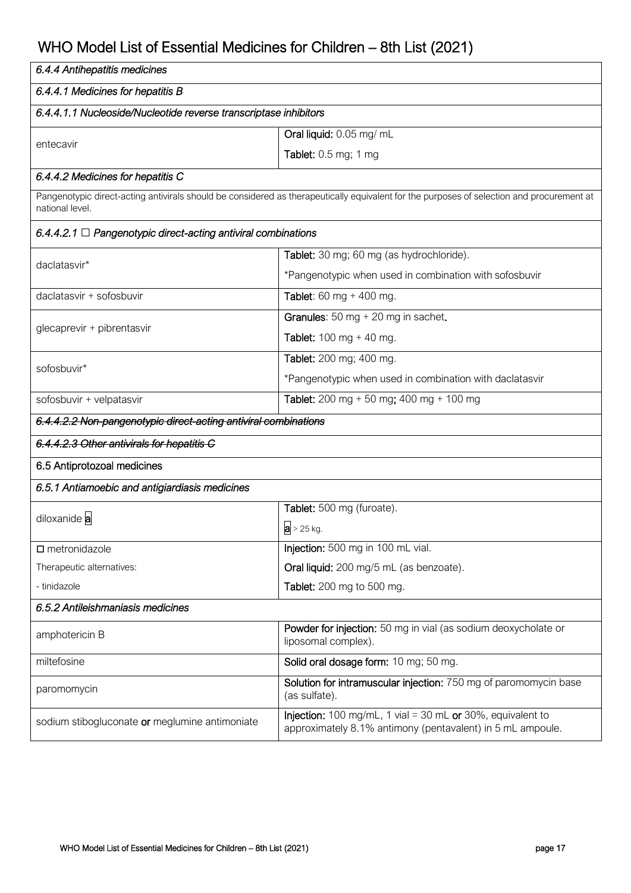| *6.4.4 Antihepatitis medicines* | |
|---|---|
| *6.4.4.1 Medicines for hepatitis B* | |
| *6.4.4.1.1 Nucleoside/Nucleotide reverse transcriptase inhibitors* | |
| entecavir | **Oral liquid:** 0.05 mg/ mL<br>**Tablet:** 0.5 mg; 1 mg |
| *6.4.4.2 Medicines for hepatitis C* | |
| Pangenotypic direct-acting antivirals should be considered as therapeutically equivalent for the purposes of selection and procurement at national level. | |
| *6.4.4.2.1 □ Pangenotypic direct-acting antiviral combinations* | |
| daclatasvir* | **Tablet:** 30 mg; 60 mg (as hydrochloride).<br>*Pangenotypic when used in combination with sofosbuvir |
| daclatasvir + sofosbuvir | **Tablet**: 60 mg + 400 mg. |
| glecaprevir + pibrentasvir | **Granules**: 50 mg + 20 mg in sachet.<br>**Tablet:** 100 mg + 40 mg. |
| sofosbuvir* | **Tablet:** 200 mg; 400 mg.<br>*Pangenotypic when used in combination with daclatasvir |
| sofosbuvir + velpatasvir | **Tablet:** 200 mg + 50 mg; 400 mg + 100 mg |
| ~~*6.4.4.2.2 Non-pangenotypic direct-acting antiviral combinations*~~ | |
| ~~*6.4.4.2.3 Other antivirals for hepatitis C*~~ | |
| 6.5 Antiprotozoal medicines | |
| *6.5.1 Antiamoebic and antigiardiasis medicines* | |
| diloxanide [a] | **Tablet:** 500 mg (furoate).<br>[a] > 25 kg. |
| □ metronidazole<br>Therapeutic alternatives:<br>- tinidazole | **Injection:** 500 mg in 100 mL vial.<br>**Oral liquid:** 200 mg/5 mL (as benzoate).<br>**Tablet:** 200 mg to 500 mg. |
| *6.5.2 Antileishmaniasis medicines* | |
| amphotericin B | **Powder for injection:** 50 mg in vial (as sodium deoxycholate or liposomal complex). |
| miltefosine | **Solid oral dosage form:** 10 mg; 50 mg. |
| paromomycin | **Solution for intramuscular injection:** 750 mg of paromomycin base (as sulfate). |
| sodium stibogluconate **or** meglumine antimoniate | **Injection:** 100 mg/mL, 1 vial = 30 mL **or** 30%, equivalent to approximately 8.1% antimony (pentavalent) in 5 mL ampoule. |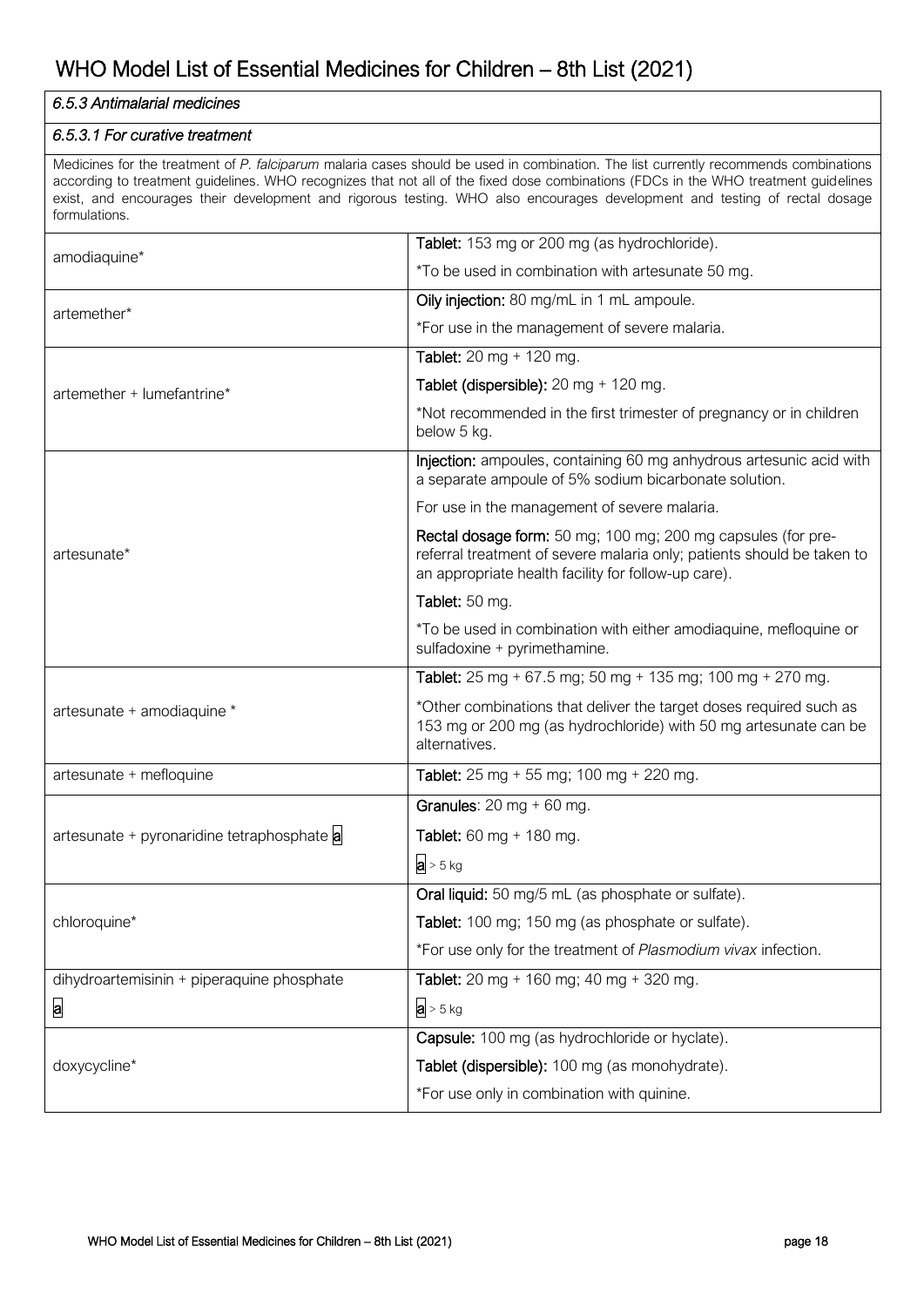# WHO Model List of Essential Medicines for Children – 8th List (2021)

*6.5.3 Antimalarial medicines*

*6.5.3.1 For curative treatment*

Medicines for the treatment of *P. falciparum* malaria cases should be used in combination. The list currently recommends combinations according to treatment guidelines. WHO recognizes that not all of the fixed dose combinations (FDCs in the WHO treatment guidelines exist, and encourages their development and rigorous testing. WHO also encourages development and testing of rectal dosage formulations.

| Medicine | Dosage form |
|---|---|
| amodiaquine* | **Tablet:** 153 mg or 200 mg (as hydrochloride).<br>*To be used in combination with artesunate 50 mg. |
| artemether* | **Oily injection:** 80 mg/mL in 1 mL ampoule.<br>*For use in the management of severe malaria. |
| artemether + lumefantrine* | **Tablet:** 20 mg + 120 mg.<br>**Tablet (dispersible):** 20 mg + 120 mg.<br>*Not recommended in the first trimester of pregnancy or in children below 5 kg. |
| artesunate* | **Injection:** ampoules, containing 60 mg anhydrous artesunic acid with a separate ampoule of 5% sodium bicarbonate solution.<br>For use in the management of severe malaria.<br>**Rectal dosage form:** 50 mg; 100 mg; 200 mg capsules (for pre-referral treatment of severe malaria only; patients should be taken to an appropriate health facility for follow-up care).<br>**Tablet:** 50 mg.<br>*To be used in combination with either amodiaquine, mefloquine or sulfadoxine + pyrimethamine. |
| artesunate + amodiaquine * | **Tablet:** 25 mg + 67.5 mg; 50 mg + 135 mg; 100 mg + 270 mg.<br>*Other combinations that deliver the target doses required such as 153 mg or 200 mg (as hydrochloride) with 50 mg artesunate can be alternatives. |
| artesunate + mefloquine | **Tablet:** 25 mg + 55 mg; 100 mg + 220 mg. |
| artesunate + pyronaridine tetraphosphate [a] | **Granules**: 20 mg + 60 mg.<br>**Tablet:** 60 mg + 180 mg.<br>[a] > 5 kg |
| chloroquine* | **Oral liquid:** 50 mg/5 mL (as phosphate or sulfate).<br>**Tablet:** 100 mg; 150 mg (as phosphate or sulfate).<br>*For use only for the treatment of *Plasmodium vivax* infection. |
| dihydroartemisinin + piperaquine phosphate [a] | **Tablet:** 20 mg + 160 mg; 40 mg + 320 mg.<br>[a] > 5 kg |
| doxycycline* | **Capsule:** 100 mg (as hydrochloride or hyclate).<br>**Tablet (dispersible):** 100 mg (as monohydrate).<br>*For use only in combination with quinine. |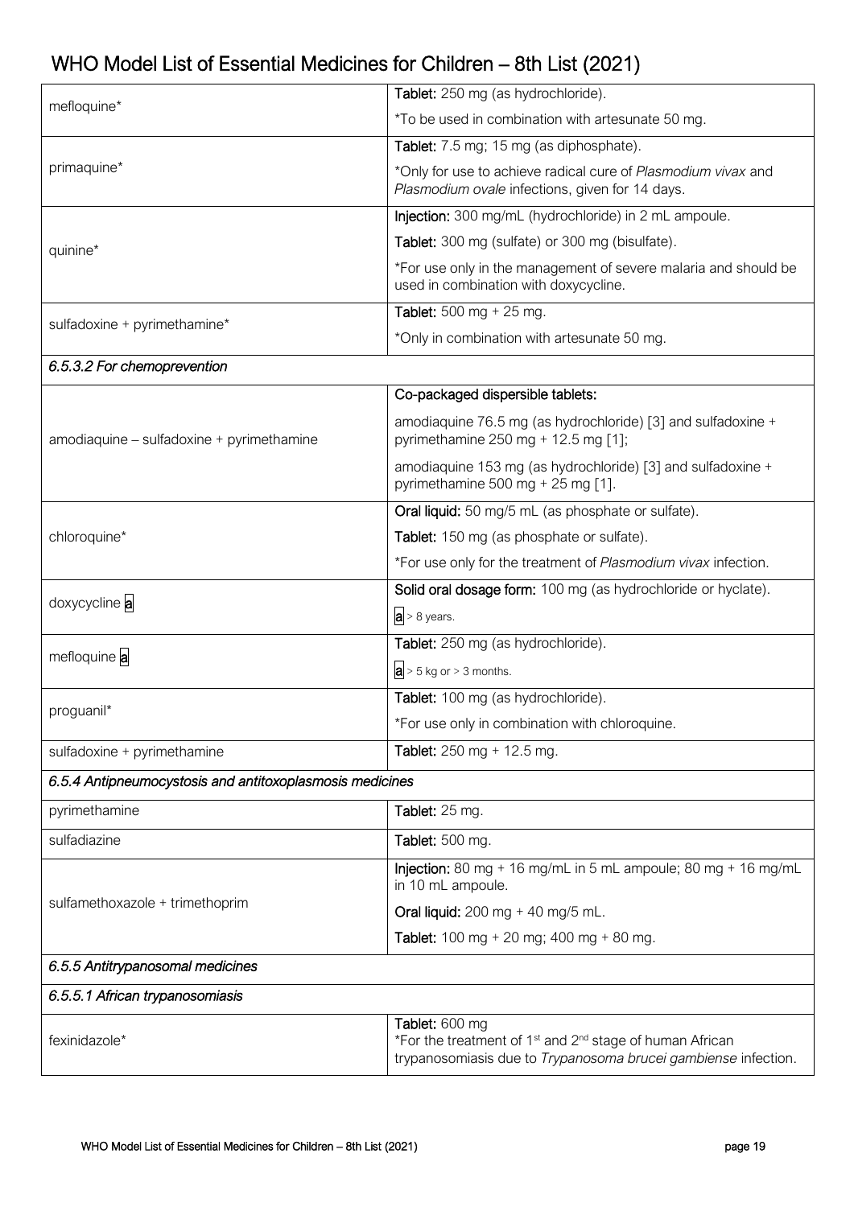| | |
|---|---|
| mefloquine* | **Tablet:** 250 mg (as hydrochloride).<br>*To be used in combination with artesunate 50 mg. |
| primaquine* | **Tablet:** 7.5 mg; 15 mg (as diphosphate).<br>*Only for use to achieve radical cure of *Plasmodium vivax* and *Plasmodium ovale* infections, given for 14 days. |
| quinine* | **Injection:** 300 mg/mL (hydrochloride) in 2 mL ampoule.<br>**Tablet:** 300 mg (sulfate) or 300 mg (bisulfate).<br>*For use only in the management of severe malaria and should be used in combination with doxycycline. |
| sulfadoxine + pyrimethamine* | **Tablet:** 500 mg + 25 mg.<br>*Only in combination with artesunate 50 mg. |
| ***6.5.3.2 For chemoprevention*** | |
| amodiaquine – sulfadoxine + pyrimethamine | **Co-packaged dispersible tablets:**<br>amodiaquine 76.5 mg (as hydrochloride) [3] and sulfadoxine + pyrimethamine 250 mg + 12.5 mg [1];<br>amodiaquine 153 mg (as hydrochloride) [3] and sulfadoxine + pyrimethamine 500 mg + 25 mg [1]. |
| chloroquine* | **Oral liquid:** 50 mg/5 mL (as phosphate or sulfate).<br>**Tablet:** 150 mg (as phosphate or sulfate).<br>*For use only for the treatment of *Plasmodium vivax* infection. |
| doxycycline a | **Solid oral dosage form:** 100 mg (as hydrochloride or hyclate).<br>a > 8 years. |
| mefloquine a | **Tablet:** 250 mg (as hydrochloride).<br>a > 5 kg or > 3 months. |
| proguanil* | **Tablet:** 100 mg (as hydrochloride).<br>*For use only in combination with chloroquine. |
| sulfadoxine + pyrimethamine | **Tablet:** 250 mg + 12.5 mg. |
| ***6.5.4 Antipneumocystosis and antitoxoplasmosis medicines*** | |
| pyrimethamine | **Tablet:** 25 mg. |
| sulfadiazine | **Tablet:** 500 mg. |
| sulfamethoxazole + trimethoprim | **Injection:** 80 mg + 16 mg/mL in 5 mL ampoule; 80 mg + 16 mg/mL in 10 mL ampoule.<br>**Oral liquid:** 200 mg + 40 mg/5 mL.<br>**Tablet:** 100 mg + 20 mg; 400 mg + 80 mg. |
| ***6.5.5 Antitrypanosomal medicines*** | |
| ***6.5.5.1 African trypanosomiasis*** | |
| fexinidazole* | **Tablet:** 600 mg<br>*For the treatment of 1st and 2nd stage of human African trypanosomiasis due to *Trypanosoma brucei gambiense* infection. |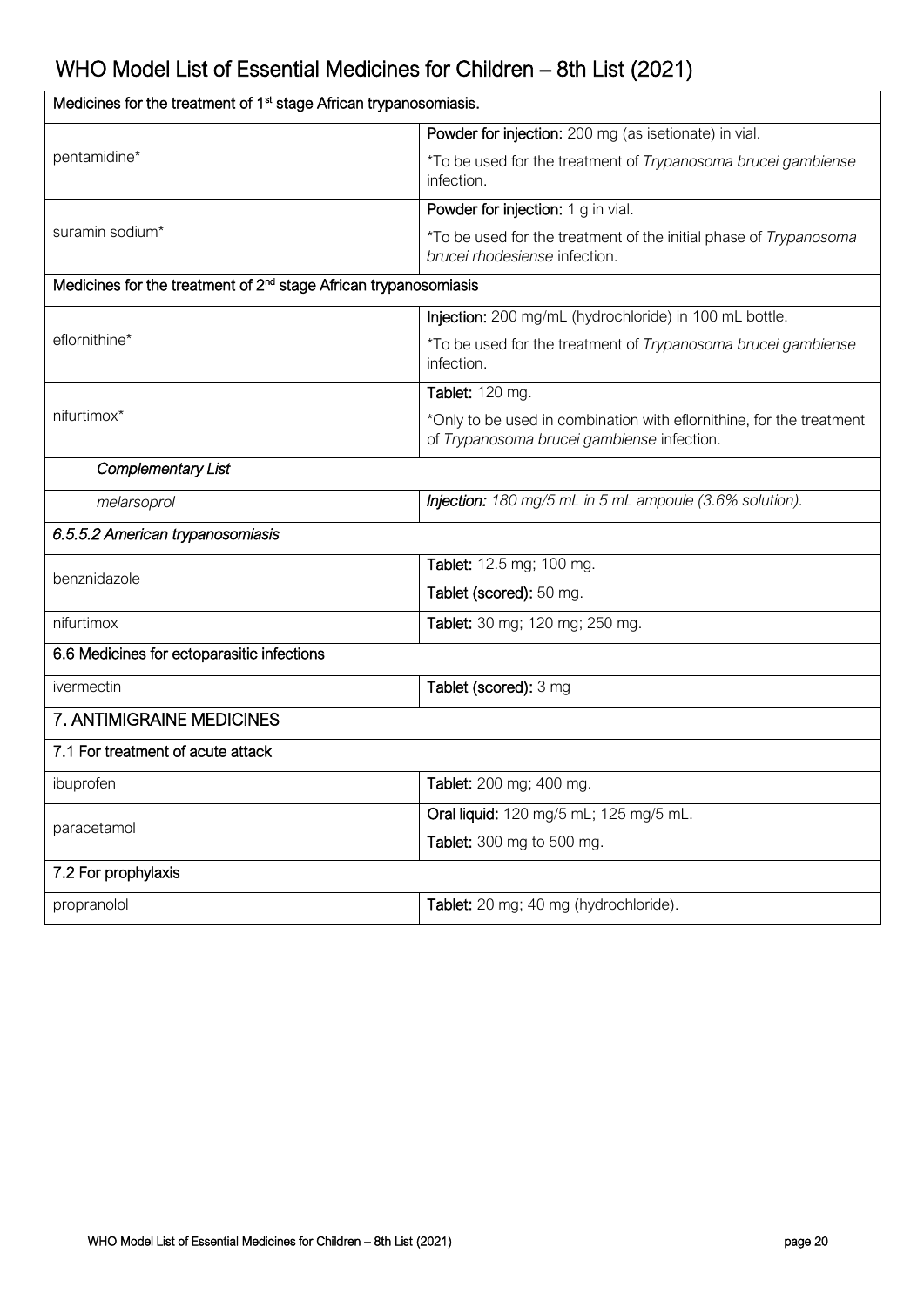| Medicines for the treatment of 1st stage African trypanosomiasis. | |
|---|---|
| pentamidine* | **Powder for injection:** 200 mg (as isetionate) in vial.<br>*To be used for the treatment of *Trypanosoma brucei gambiense* infection. |
| suramin sodium* | **Powder for injection:** 1 g in vial.<br>*To be used for the treatment of the initial phase of *Trypanosoma brucei rhodesiense* infection. |
| **Medicines for the treatment of 2nd stage African trypanosomiasis** | |
| eflornithine* | **Injection:** 200 mg/mL (hydrochloride) in 100 mL bottle.<br>*To be used for the treatment of *Trypanosoma brucei gambiense* infection. |
| nifurtimox* | **Tablet:** 120 mg.<br>*Only to be used in combination with eflornithine, for the treatment of *Trypanosoma brucei gambiense* infection. |
| *Complementary List* | |
| *melarsoprol* | ***Injection:*** *180 mg/5 mL in 5 mL ampoule (3.6% solution).* |
| *6.5.5.2 American trypanosomiasis* | |
| benznidazole | **Tablet:** 12.5 mg; 100 mg.<br>**Tablet (scored):** 50 mg. |
| nifurtimox | **Tablet:** 30 mg; 120 mg; 250 mg. |
| **6.6 Medicines for ectoparasitic infections** | |
| ivermectin | **Tablet (scored):** 3 mg |
| **7. ANTIMIGRAINE MEDICINES** | |
| **7.1 For treatment of acute attack** | |
| ibuprofen | **Tablet:** 200 mg; 400 mg. |
| paracetamol | **Oral liquid:** 120 mg/5 mL; 125 mg/5 mL.<br>**Tablet:** 300 mg to 500 mg. |
| **7.2 For prophylaxis** | |
| propranolol | **Tablet:** 20 mg; 40 mg (hydrochloride). |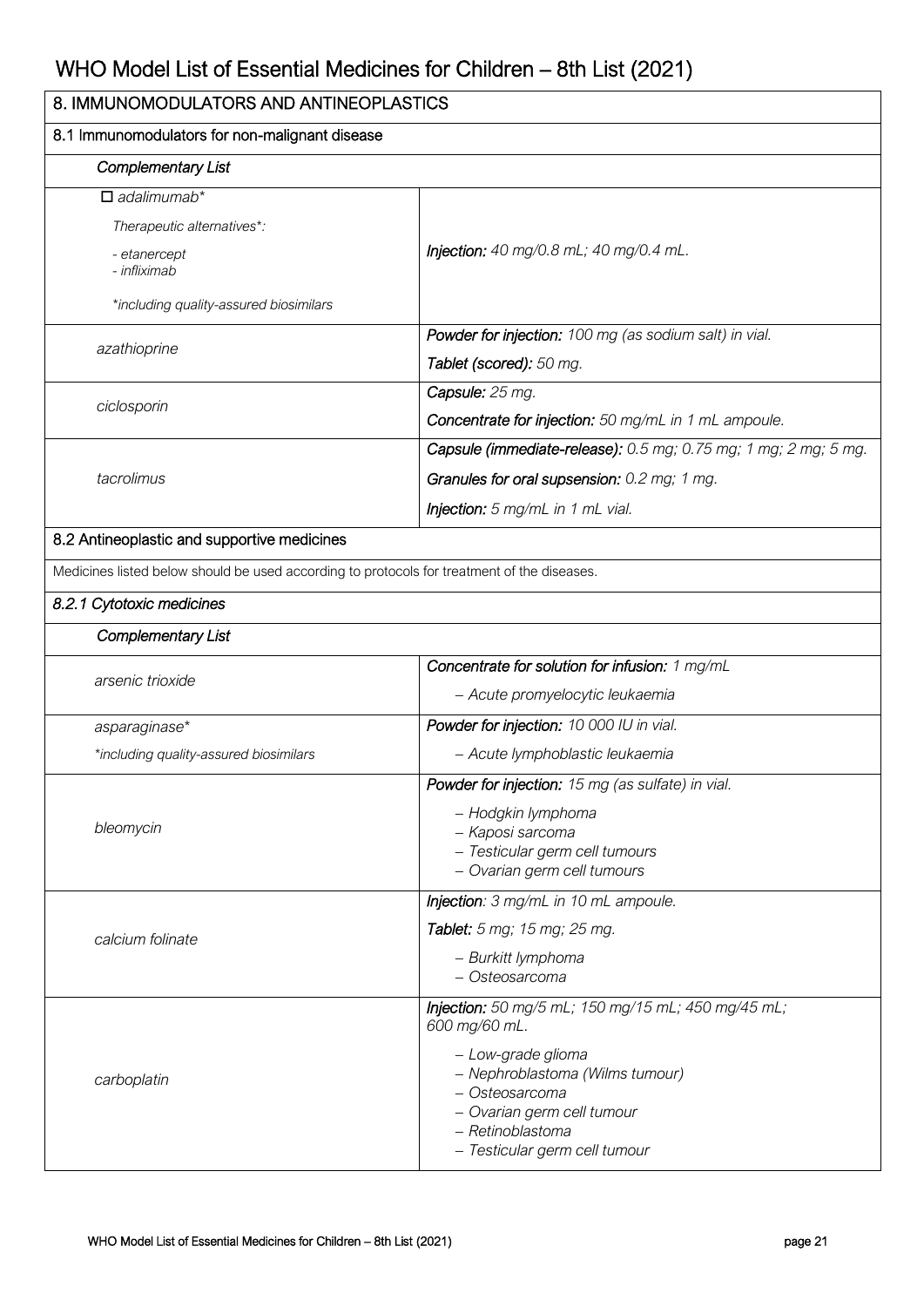# WHO Model List of Essential Medicines for Children – 8th List (2021)

| 8. IMMUNOMODULATORS AND ANTINEOPLASTICS | |
|---|---|
| **8.1 Immunomodulators for non-malignant disease** | |
| *Complementary List* | |
| □ *adalimumab** <br> *Therapeutic alternatives*:* <br> *- etanercept* <br> *- infliximab* <br> **including quality-assured biosimilars* | ***Injection:*** *40 mg/0.8 mL; 40 mg/0.4 mL.* |
| *azathioprine* | ***Powder for injection:*** *100 mg (as sodium salt) in vial.* <br> ***Tablet (scored):*** *50 mg.* |
| *ciclosporin* | ***Capsule:*** *25 mg.* <br> ***Concentrate for injection:*** *50 mg/mL in 1 mL ampoule.* |
| *tacrolimus* | ***Capsule (immediate-release):*** *0.5 mg; 0.75 mg; 1 mg; 2 mg; 5 mg.* <br> ***Granules for oral supsension:*** *0.2 mg; 1 mg.* <br> ***Injection:*** *5 mg/mL in 1 mL vial.* |
| **8.2 Antineoplastic and supportive medicines** | |
| Medicines listed below should be used according to protocols for treatment of the diseases. | |
| ***8.2.1 Cytotoxic medicines*** | |
| *Complementary List* | |
| *arsenic trioxide* | ***Concentrate for solution for infusion:*** *1 mg/mL* <br> *– Acute promyelocytic leukaemia* |
| *asparaginase** <br> **including quality-assured biosimilars* | ***Powder for injection:*** *10 000 IU in vial.* <br> *– Acute lymphoblastic leukaemia* |
| *bleomycin* | ***Powder for injection:*** *15 mg (as sulfate) in vial.* <br> *– Hodgkin lymphoma* <br> *– Kaposi sarcoma* <br> *– Testicular germ cell tumours* <br> *– Ovarian germ cell tumours* |
| *calcium folinate* | ***Injection:*** *3 mg/mL in 10 mL ampoule.* <br> ***Tablet:*** *5 mg; 15 mg; 25 mg.* <br> *– Burkitt lymphoma* <br> *– Osteosarcoma* |
| *carboplatin* | ***Injection:*** *50 mg/5 mL; 150 mg/15 mL; 450 mg/45 mL; 600 mg/60 mL.* <br> *– Low-grade glioma* <br> *– Nephroblastoma (Wilms tumour)* <br> *– Osteosarcoma* <br> *– Ovarian germ cell tumour* <br> *– Retinoblastoma* <br> *– Testicular germ cell tumour* |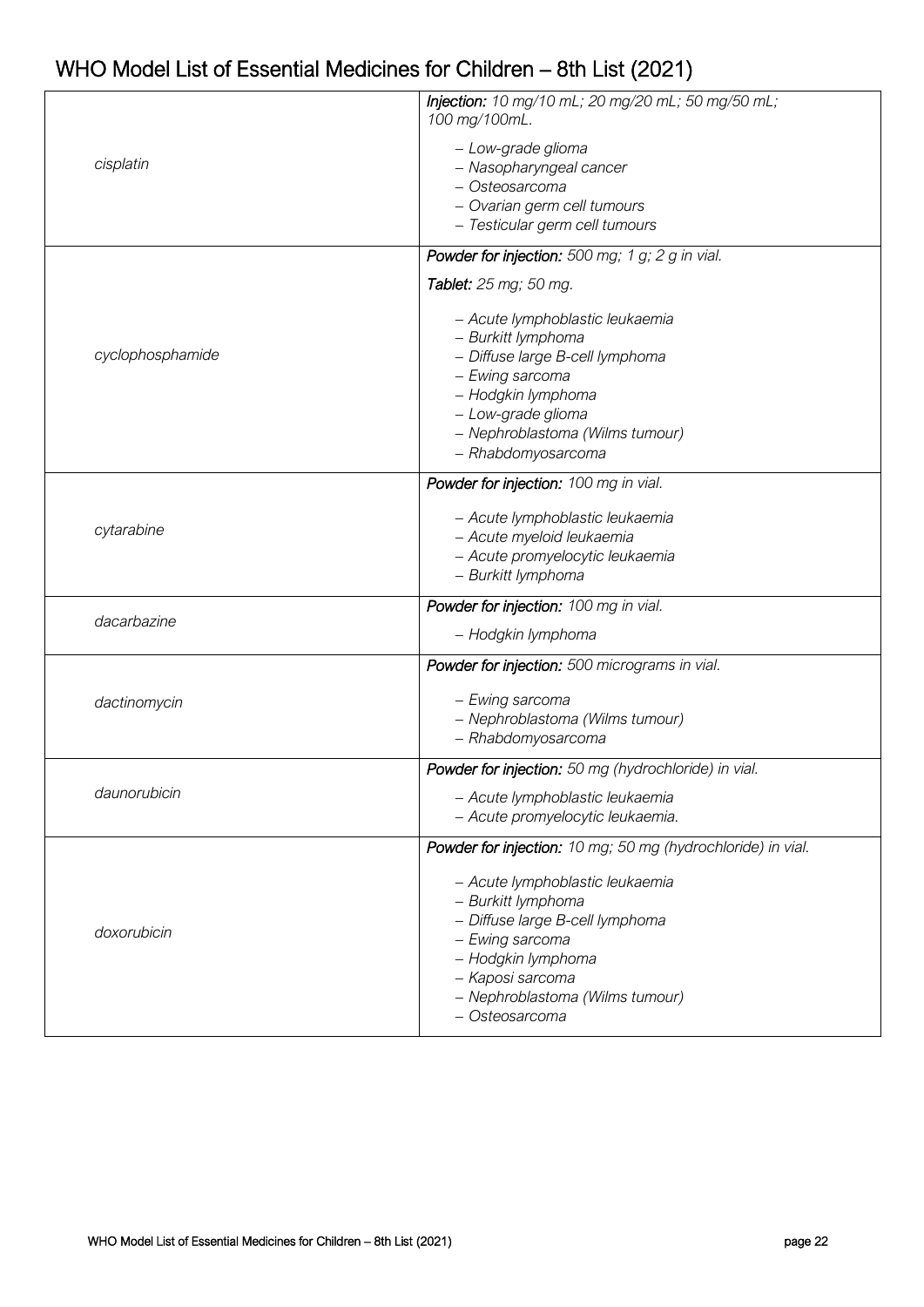| | |
|---|---|
| *cisplatin* | ***Injection:*** *10 mg/10 mL; 20 mg/20 mL; 50 mg/50 mL; 100 mg/100mL.*<br><br>*– Low-grade glioma*<br>*– Nasopharyngeal cancer*<br>*– Osteosarcoma*<br>*– Ovarian germ cell tumours*<br>*– Testicular germ cell tumours* |
| *cyclophosphamide* | ***Powder for injection:*** *500 mg; 1 g; 2 g in vial.*<br><br>***Tablet:*** *25 mg; 50 mg.*<br><br>*– Acute lymphoblastic leukaemia*<br>*– Burkitt lymphoma*<br>*– Diffuse large B-cell lymphoma*<br>*– Ewing sarcoma*<br>*– Hodgkin lymphoma*<br>*– Low-grade glioma*<br>*– Nephroblastoma (Wilms tumour)*<br>*– Rhabdomyosarcoma* |
| *cytarabine* | ***Powder for injection:*** *100 mg in vial.*<br><br>*– Acute lymphoblastic leukaemia*<br>*– Acute myeloid leukaemia*<br>*– Acute promyelocytic leukaemia*<br>*– Burkitt lymphoma* |
| *dacarbazine* | ***Powder for injection:*** *100 mg in vial.*<br><br>*– Hodgkin lymphoma* |
| *dactinomycin* | ***Powder for injection:*** *500 micrograms in vial.*<br><br>*– Ewing sarcoma*<br>*– Nephroblastoma (Wilms tumour)*<br>*– Rhabdomyosarcoma* |
| *daunorubicin* | ***Powder for injection:*** *50 mg (hydrochloride) in vial.*<br><br>*– Acute lymphoblastic leukaemia*<br>*– Acute promyelocytic leukaemia.* |
| *doxorubicin* | ***Powder for injection:*** *10 mg; 50 mg (hydrochloride) in vial.*<br><br>*– Acute lymphoblastic leukaemia*<br>*– Burkitt lymphoma*<br>*– Diffuse large B-cell lymphoma*<br>*– Ewing sarcoma*<br>*– Hodgkin lymphoma*<br>*– Kaposi sarcoma*<br>*– Nephroblastoma (Wilms tumour)*<br>*– Osteosarcoma* |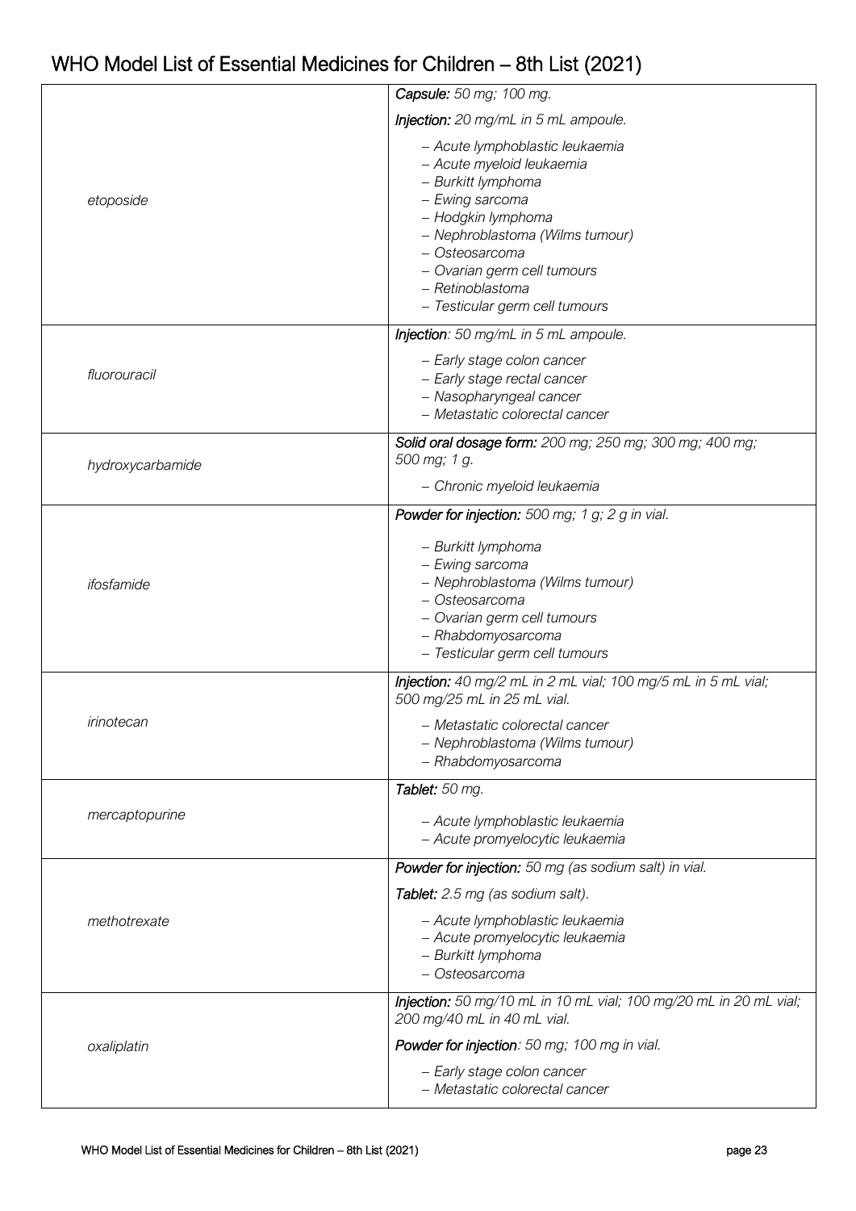| | |
|---|---|
| *etoposide* | ***Capsule:*** *50 mg; 100 mg.*<br><br>***Injection:*** *20 mg/mL in 5 mL ampoule.*<br><br>*– Acute lymphoblastic leukaemia*<br>*– Acute myeloid leukaemia*<br>*– Burkitt lymphoma*<br>*– Ewing sarcoma*<br>*– Hodgkin lymphoma*<br>*– Nephroblastoma (Wilms tumour)*<br>*– Osteosarcoma*<br>*– Ovarian germ cell tumours*<br>*– Retinoblastoma*<br>*– Testicular germ cell tumours* |
| *fluorouracil* | ***Injection****: 50 mg/mL in 5 mL ampoule.*<br><br>*– Early stage colon cancer*<br>*– Early stage rectal cancer*<br>*– Nasopharyngeal cancer*<br>*– Metastatic colorectal cancer* |
| *hydroxycarbamide* | ***Solid oral dosage form:*** *200 mg; 250 mg; 300 mg; 400 mg; 500 mg; 1 g.*<br><br>*– Chronic myeloid leukaemia* |
| *ifosfamide* | ***Powder for injection:*** *500 mg; 1 g; 2 g in vial.*<br><br>*– Burkitt lymphoma*<br>*– Ewing sarcoma*<br>*– Nephroblastoma (Wilms tumour)*<br>*– Osteosarcoma*<br>*– Ovarian germ cell tumours*<br>*– Rhabdomyosarcoma*<br>*– Testicular germ cell tumours* |
| *irinotecan* | ***Injection:*** *40 mg/2 mL in 2 mL vial; 100 mg/5 mL in 5 mL vial; 500 mg/25 mL in 25 mL vial.*<br><br>*– Metastatic colorectal cancer*<br>*– Nephroblastoma (Wilms tumour)*<br>*– Rhabdomyosarcoma* |
| *mercaptopurine* | ***Tablet:*** *50 mg.*<br><br>*– Acute lymphoblastic leukaemia*<br>*– Acute promyelocytic leukaemia* |
| *methotrexate* | ***Powder for injection:*** *50 mg (as sodium salt) in vial.*<br><br>***Tablet:*** *2.5 mg (as sodium salt).*<br><br>*– Acute lymphoblastic leukaemia*<br>*– Acute promyelocytic leukaemia*<br>*– Burkitt lymphoma*<br>*– Osteosarcoma* |
| *oxaliplatin* | ***Injection:*** *50 mg/10 mL in 10 mL vial; 100 mg/20 mL in 20 mL vial; 200 mg/40 mL in 40 mL vial.*<br><br>***Powder for injection****: 50 mg; 100 mg in vial.*<br><br>*– Early stage colon cancer*<br>*– Metastatic colorectal cancer* |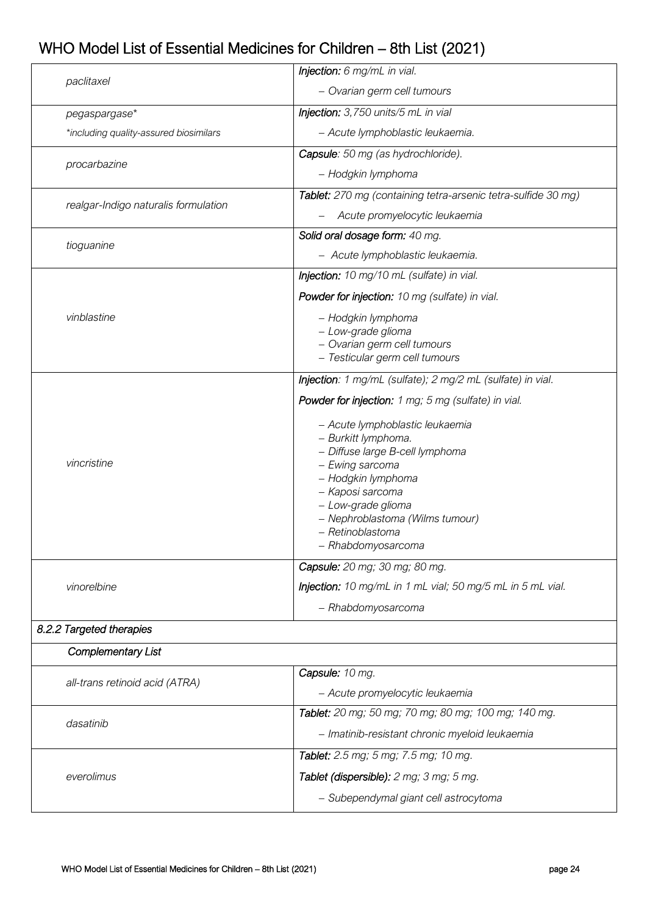| | |
|---|---|
| *paclitaxel* | ***Injection:*** *6 mg/mL in vial.*<br>*– Ovarian germ cell tumours* |
| *pegaspargase**<br>**including quality-assured biosimilars* | ***Injection:*** *3,750 units/5 mL in vial*<br>*– Acute lymphoblastic leukaemia.* |
| *procarbazine* | ***Capsule**: 50 mg (as hydrochloride).*<br>*– Hodgkin lymphoma* |
| *realgar-Indigo naturalis formulation* | ***Tablet:*** *270 mg (containing tetra-arsenic tetra-sulfide 30 mg)*<br>*– Acute promyelocytic leukaemia* |
| *tioguanine* | ***Solid oral dosage form:*** *40 mg.*<br>*– Acute lymphoblastic leukaemia.* |
| *vinblastine* | ***Injection:*** *10 mg/10 mL (sulfate) in vial.*<br>***Powder for injection:*** *10 mg (sulfate) in vial.*<br>*– Hodgkin lymphoma*<br>*– Low-grade glioma*<br>*– Ovarian germ cell tumours*<br>*– Testicular germ cell tumours* |
| *vincristine* | ***Injection**: 1 mg/mL (sulfate); 2 mg/2 mL (sulfate) in vial.*<br>***Powder for injection:*** *1 mg; 5 mg (sulfate) in vial.*<br>*– Acute lymphoblastic leukaemia*<br>*– Burkitt lymphoma.*<br>*– Diffuse large B-cell lymphoma*<br>*– Ewing sarcoma*<br>*– Hodgkin lymphoma*<br>*– Kaposi sarcoma*<br>*– Low-grade glioma*<br>*– Nephroblastoma (Wilms tumour)*<br>*– Retinoblastoma*<br>*– Rhabdomyosarcoma* |
| *vinorelbine* | ***Capsule:*** *20 mg; 30 mg; 80 mg.*<br>***Injection:*** *10 mg/mL in 1 mL vial; 50 mg/5 mL in 5 mL vial.*<br>*– Rhabdomyosarcoma* |
| *8.2.2 Targeted therapies* | |
| *Complementary List* | |
| *all-trans retinoid acid (ATRA)* | ***Capsule:*** *10 mg.*<br>*– Acute promyelocytic leukaemia* |
| *dasatinib* | ***Tablet:*** *20 mg; 50 mg; 70 mg; 80 mg; 100 mg; 140 mg.*<br>*– Imatinib-resistant chronic myeloid leukaemia* |
| *everolimus* | ***Tablet:*** *2.5 mg; 5 mg; 7.5 mg; 10 mg.*<br>***Tablet (dispersible):*** *2 mg; 3 mg; 5 mg.*<br>*– Subependymal giant cell astrocytoma* |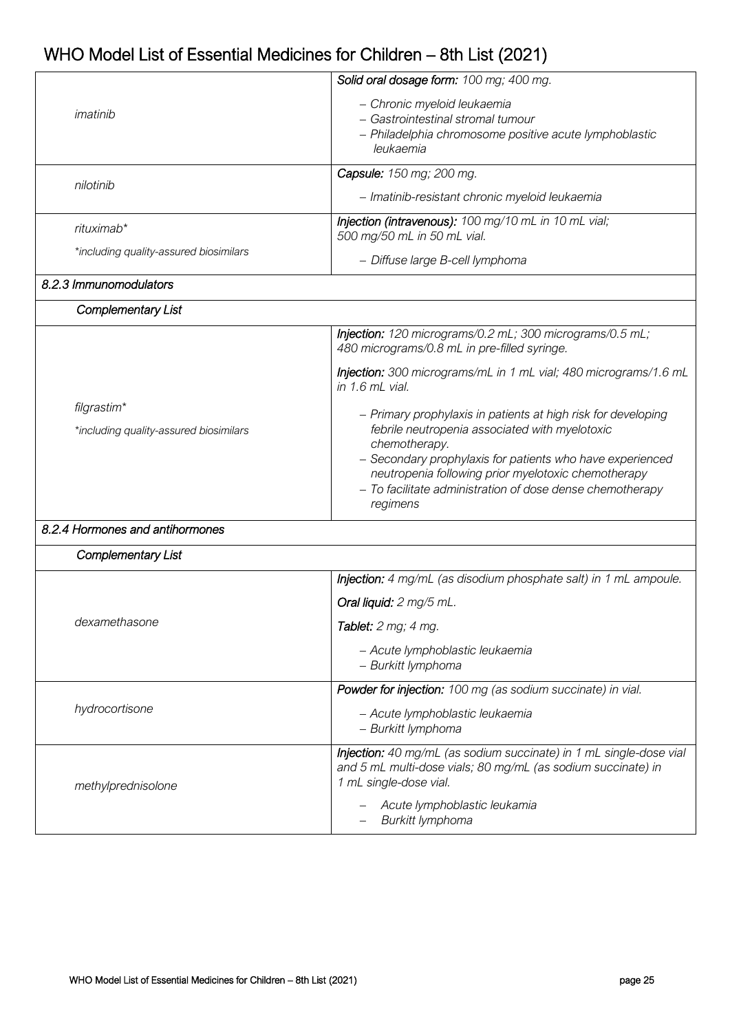| | |
|---|---|
| *imatinib* | ***Solid oral dosage form:*** *100 mg; 400 mg.*<br>– *Chronic myeloid leukaemia*<br>– *Gastrointestinal stromal tumour*<br>– *Philadelphia chromosome positive acute lymphoblastic leukaemia* |
| *nilotinib* | ***Capsule:*** *150 mg; 200 mg.*<br>– *Imatinib-resistant chronic myeloid leukaemia* |
| *rituximab**<br>**including quality-assured biosimilars* | ***Injection (intravenous):*** *100 mg/10 mL in 10 mL vial; 500 mg/50 mL in 50 mL vial.*<br>– *Diffuse large B-cell lymphoma* |
| ***8.2.3 Immunomodulators*** | |
| ***Complementary List*** | |
| *filgrastim**<br>**including quality-assured biosimilars* | ***Injection:*** *120 micrograms/0.2 mL; 300 micrograms/0.5 mL; 480 micrograms/0.8 mL in pre-filled syringe.*<br>***Injection:*** *300 micrograms/mL in 1 mL vial; 480 micrograms/1.6 mL in 1.6 mL vial.*<br>– *Primary prophylaxis in patients at high risk for developing febrile neutropenia associated with myelotoxic chemotherapy.*<br>– *Secondary prophylaxis for patients who have experienced neutropenia following prior myelotoxic chemotherapy*<br>– *To facilitate administration of dose dense chemotherapy regimens* |
| ***8.2.4 Hormones and antihormones*** | |
| ***Complementary List*** | |
| *dexamethasone* | ***Injection:*** *4 mg/mL (as disodium phosphate salt) in 1 mL ampoule.*<br>***Oral liquid:*** *2 mg/5 mL.*<br>***Tablet:*** *2 mg; 4 mg.*<br>– *Acute lymphoblastic leukaemia*<br>– *Burkitt lymphoma* |
| *hydrocortisone* | ***Powder for injection:*** *100 mg (as sodium succinate) in vial.*<br>– *Acute lymphoblastic leukaemia*<br>– *Burkitt lymphoma* |
| *methylprednisolone* | ***Injection:*** *40 mg/mL (as sodium succinate) in 1 mL single-dose vial and 5 mL multi-dose vials; 80 mg/mL (as sodium succinate) in 1 mL single-dose vial.*<br>– *Acute lymphoblastic leukamia*<br>– *Burkitt lymphoma* |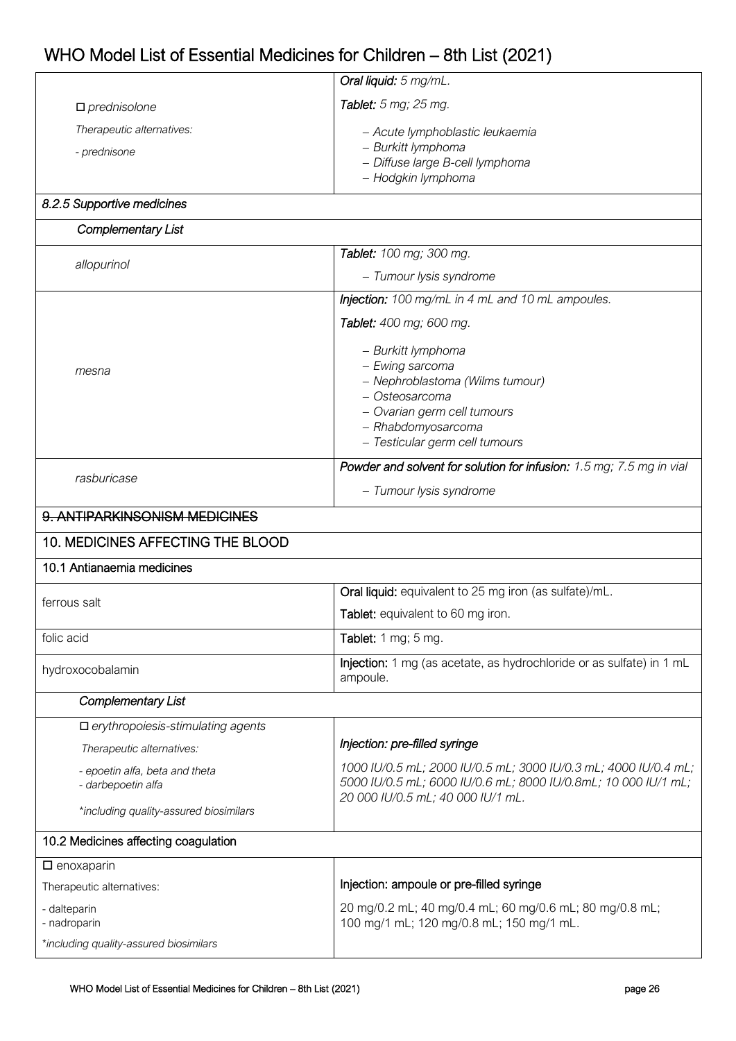| | |
|---|---|
| □ *prednisolone*<br>*Therapeutic alternatives:*<br>*- prednisone* | ***Oral liquid:*** *5 mg/mL.*<br>***Tablet:*** *5 mg; 25 mg.*<br>*– Acute lymphoblastic leukaemia*<br>*– Burkitt lymphoma*<br>*– Diffuse large B-cell lymphoma*<br>*– Hodgkin lymphoma* |
| *8.2.5 Supportive medicines* | |
| *Complementary List* | |
| *allopurinol* | ***Tablet:*** *100 mg; 300 mg.*<br>*– Tumour lysis syndrome* |
| *mesna* | ***Injection:*** *100 mg/mL in 4 mL and 10 mL ampoules.*<br>***Tablet:*** *400 mg; 600 mg.*<br>*– Burkitt lymphoma*<br>*– Ewing sarcoma*<br>*– Nephroblastoma (Wilms tumour)*<br>*– Osteosarcoma*<br>*– Ovarian germ cell tumours*<br>*– Rhabdomyosarcoma*<br>*– Testicular germ cell tumours* |
| *rasburicase* | ***Powder and solvent for solution for infusion:*** *1.5 mg; 7.5 mg in vial*<br>*– Tumour lysis syndrome* |
| ~~9. ANTIPARKINSONISM MEDICINES~~ | |
| 10. MEDICINES AFFECTING THE BLOOD | |
| 10.1 Antianaemia medicines | |
| ferrous salt | **Oral liquid:** equivalent to 25 mg iron (as sulfate)/mL.<br>**Tablet:** equivalent to 60 mg iron. |
| folic acid | **Tablet:** 1 mg; 5 mg. |
| hydroxocobalamin | **Injection:** 1 mg (as acetate, as hydrochloride or as sulfate) in 1 mL ampoule. |
| *Complementary List* | |
| □ *erythropoiesis-stimulating agents*<br>*Therapeutic alternatives:*<br>*- epoetin alfa, beta and theta*<br>*- darbepoetin alfa*<br>*\*including quality-assured biosimilars* | ***Injection: pre-filled syringe***<br>*1000 IU/0.5 mL; 2000 IU/0.5 mL; 3000 IU/0.3 mL; 4000 IU/0.4 mL; 5000 IU/0.5 mL; 6000 IU/0.6 mL; 8000 IU/0.8mL; 10 000 IU/1 mL; 20 000 IU/0.5 mL; 40 000 IU/1 mL.* |
| 10.2 Medicines affecting coagulation | |
| □ enoxaparin<br>Therapeutic alternatives:<br>- dalteparin<br>- nadroparin<br>*\*including quality-assured biosimilars* | **Injection: ampoule or pre-filled syringe**<br>20 mg/0.2 mL; 40 mg/0.4 mL; 60 mg/0.6 mL; 80 mg/0.8 mL; 100 mg/1 mL; 120 mg/0.8 mL; 150 mg/1 mL. |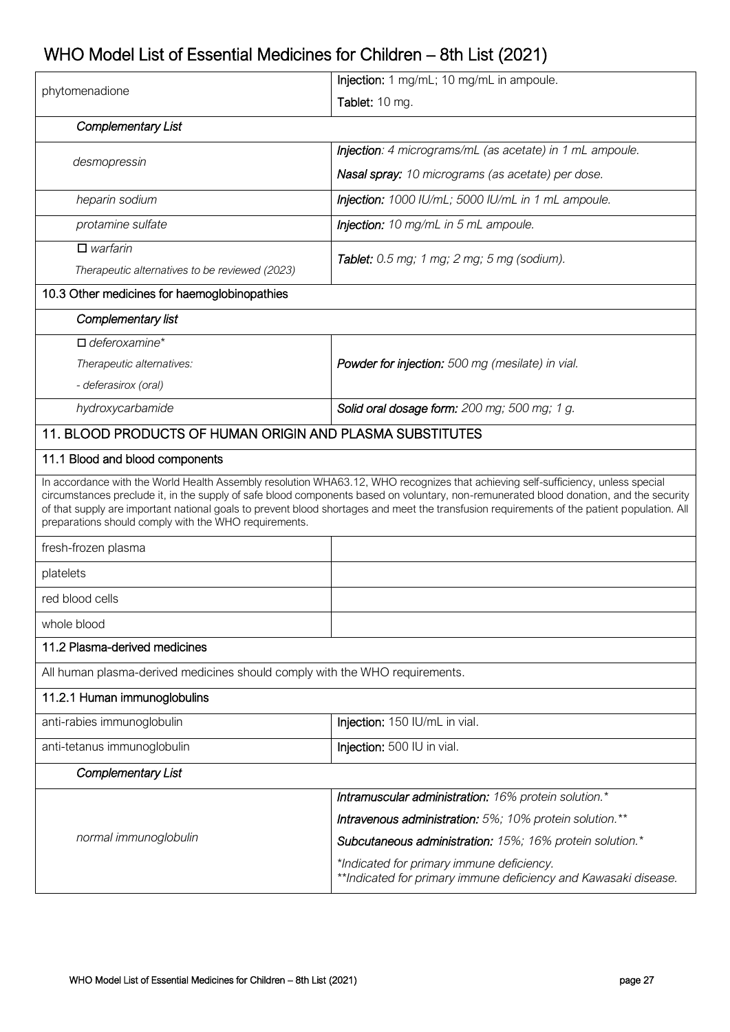| | |
|---|---|
| phytomenadione | **Injection:** 1 mg/mL; 10 mg/mL in ampoule.<br>**Tablet:** 10 mg. |
| ***Complementary List*** | |
| *desmopressin* | ***Injection**: 4 micrograms/mL (as acetate) in 1 mL ampoule.*<br>***Nasal spray:** 10 micrograms (as acetate) per dose.* |
| *heparin sodium* | ***Injection:** 1000 IU/mL; 5000 IU/mL in 1 mL ampoule.* |
| *protamine sulfate* | ***Injection:** 10 mg/mL in 5 mL ampoule.* |
| *□ warfarin*<br>*Therapeutic alternatives to be reviewed (2023)* | ***Tablet:** 0.5 mg; 1 mg; 2 mg; 5 mg (sodium).* |
| **10.3 Other medicines for haemoglobinopathies** | |
| ***Complementary list*** | |
| *□ deferoxamine**<br>*Therapeutic alternatives:*<br>*- deferasirox (oral)* | ***Powder for injection:** 500 mg (mesilate) in vial.* |
| *hydroxycarbamide* | ***Solid oral dosage form:** 200 mg; 500 mg; 1 g.* |

## 11. BLOOD PRODUCTS OF HUMAN ORIGIN AND PLASMA SUBSTITUTES

### 11.1 Blood and blood components

In accordance with the World Health Assembly resolution WHA63.12, WHO recognizes that achieving self-sufficiency, unless special circumstances preclude it, in the supply of safe blood components based on voluntary, non-remunerated blood donation, and the security of that supply are important national goals to prevent blood shortages and meet the transfusion requirements of the patient population. All preparations should comply with the WHO requirements.

| | |
|---|---|
| fresh-frozen plasma | |
| platelets | |
| red blood cells | |
| whole blood | |

### 11.2 Plasma-derived medicines

All human plasma-derived medicines should comply with the WHO requirements.

#### 11.2.1 Human immunoglobulins

| | |
|---|---|
| anti-rabies immunoglobulin | **Injection:** 150 IU/mL in vial. |
| anti-tetanus immunoglobulin | **Injection:** 500 IU in vial. |
| ***Complementary List*** | |
| *normal immunoglobulin* | ***Intramuscular administration:** 16% protein solution.**<br>***Intravenous administration:** 5%; 10% protein solution.***<br>***Subcutaneous administration:** 15%; 16% protein solution.**<br>**Indicated for primary immune deficiency.*<br>***Indicated for primary immune deficiency and Kawasaki disease.* |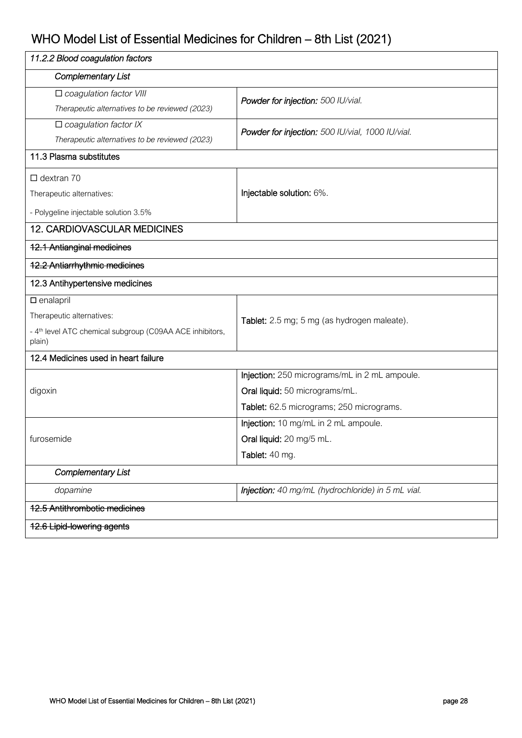| *11.2.2 Blood coagulation factors* | |
|---|---|
| *Complementary List* | |
| *☐ coagulation factor VIII*<br>*Therapeutic alternatives to be reviewed (2023)* | ***Powder for injection:*** *500 IU/vial.* |
| *☐ coagulation factor IX*<br>*Therapeutic alternatives to be reviewed (2023)* | ***Powder for injection:*** *500 IU/vial, 1000 IU/vial.* |
| **11.3 Plasma substitutes** | |
| ☐ dextran 70<br>Therapeutic alternatives:<br>- Polygeline injectable solution 3.5% | **Injectable solution:** 6%. |
| **12. CARDIOVASCULAR MEDICINES** | |
| ~~12.1 Antianginal medicines~~ | |
| ~~12.2 Antiarrhythmic medicines~~ | |
| **12.3 Antihypertensive medicines** | |
| ☐ enalapril<br>Therapeutic alternatives:<br>- 4th level ATC chemical subgroup (C09AA ACE inhibitors, plain) | **Tablet:** 2.5 mg; 5 mg (as hydrogen maleate). |
| **12.4 Medicines used in heart failure** | |
| digoxin | **Injection:** 250 micrograms/mL in 2 mL ampoule.<br>**Oral liquid:** 50 micrograms/mL.<br>**Tablet:** 62.5 micrograms; 250 micrograms. |
| furosemide | **Injection:** 10 mg/mL in 2 mL ampoule.<br>**Oral liquid:** 20 mg/5 mL.<br>**Tablet:** 40 mg. |
| *Complementary List* | |
| *dopamine* | ***Injection:*** *40 mg/mL (hydrochloride) in 5 mL vial.* |
| ~~12.5 Antithrombotic medicines~~ | |
| ~~12.6 Lipid-lowering agents~~ | |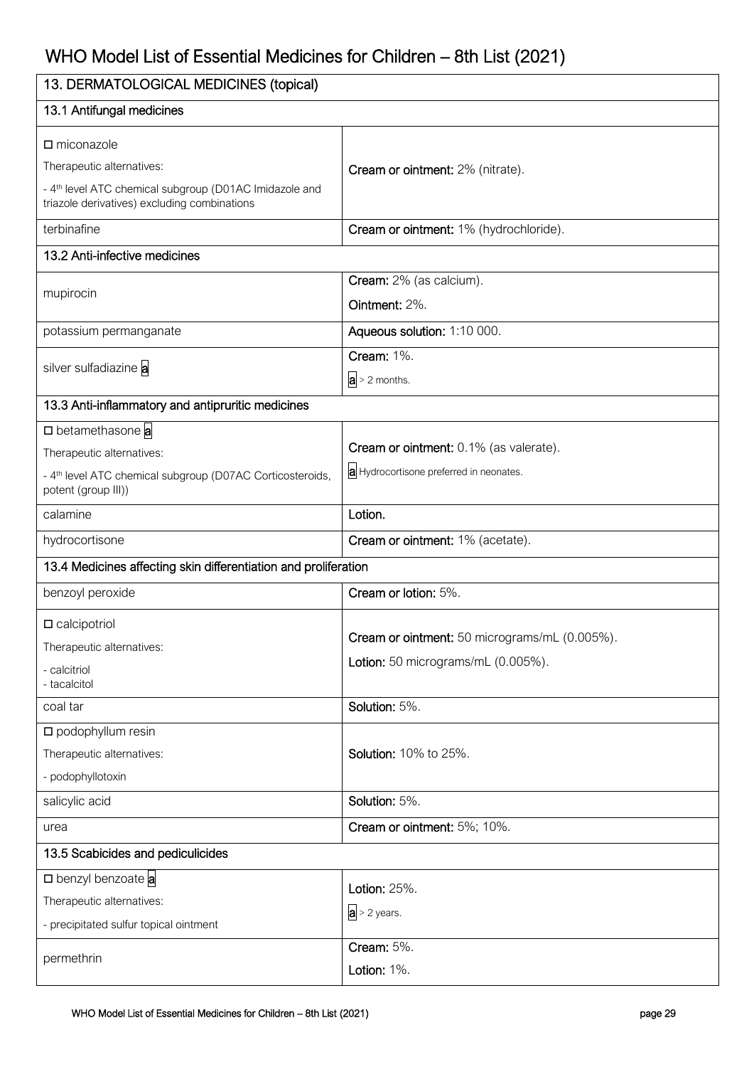# WHO Model List of Essential Medicines for Children – 8th List (2021)

| 13. DERMATOLOGICAL MEDICINES (topical) | |
|---|---|
| **13.1 Antifungal medicines** | |
| □ miconazole<br>Therapeutic alternatives:<br>- 4th level ATC chemical subgroup (D01AC Imidazole and triazole derivatives) excluding combinations | **Cream or ointment:** 2% (nitrate). |
| terbinafine | **Cream or ointment:** 1% (hydrochloride). |
| **13.2 Anti-infective medicines** | |
| mupirocin | **Cream:** 2% (as calcium).<br>**Ointment:** 2%. |
| potassium permanganate | **Aqueous solution:** 1:10 000. |
| silver sulfadiazine [a] | **Cream:** 1%.<br>[a] > 2 months. |
| **13.3 Anti-inflammatory and antipruritic medicines** | |
| □ betamethasone [a]<br>Therapeutic alternatives:<br>- 4th level ATC chemical subgroup (D07AC Corticosteroids, potent (group III)) | **Cream or ointment:** 0.1% (as valerate).<br>[a] Hydrocortisone preferred in neonates. |
| calamine | **Lotion.** |
| hydrocortisone | **Cream or ointment:** 1% (acetate). |
| **13.4 Medicines affecting skin differentiation and proliferation** | |
| benzoyl peroxide | **Cream or lotion:** 5%. |
| □ calcipotriol<br>Therapeutic alternatives:<br>- calcitriol<br>- tacalcitol | **Cream or ointment:** 50 micrograms/mL (0.005%).<br>**Lotion:** 50 micrograms/mL (0.005%). |
| coal tar | **Solution:** 5%. |
| □ podophyllum resin<br>Therapeutic alternatives:<br>- podophyllotoxin | **Solution:** 10% to 25%. |
| salicylic acid | **Solution:** 5%. |
| urea | **Cream or ointment:** 5%; 10%. |
| **13.5 Scabicides and pediculicides** | |
| □ benzyl benzoate [a]<br>Therapeutic alternatives:<br>- precipitated sulfur topical ointment | **Lotion:** 25%.<br>[a] > 2 years. |
| permethrin | **Cream:** 5%.<br>**Lotion:** 1%. |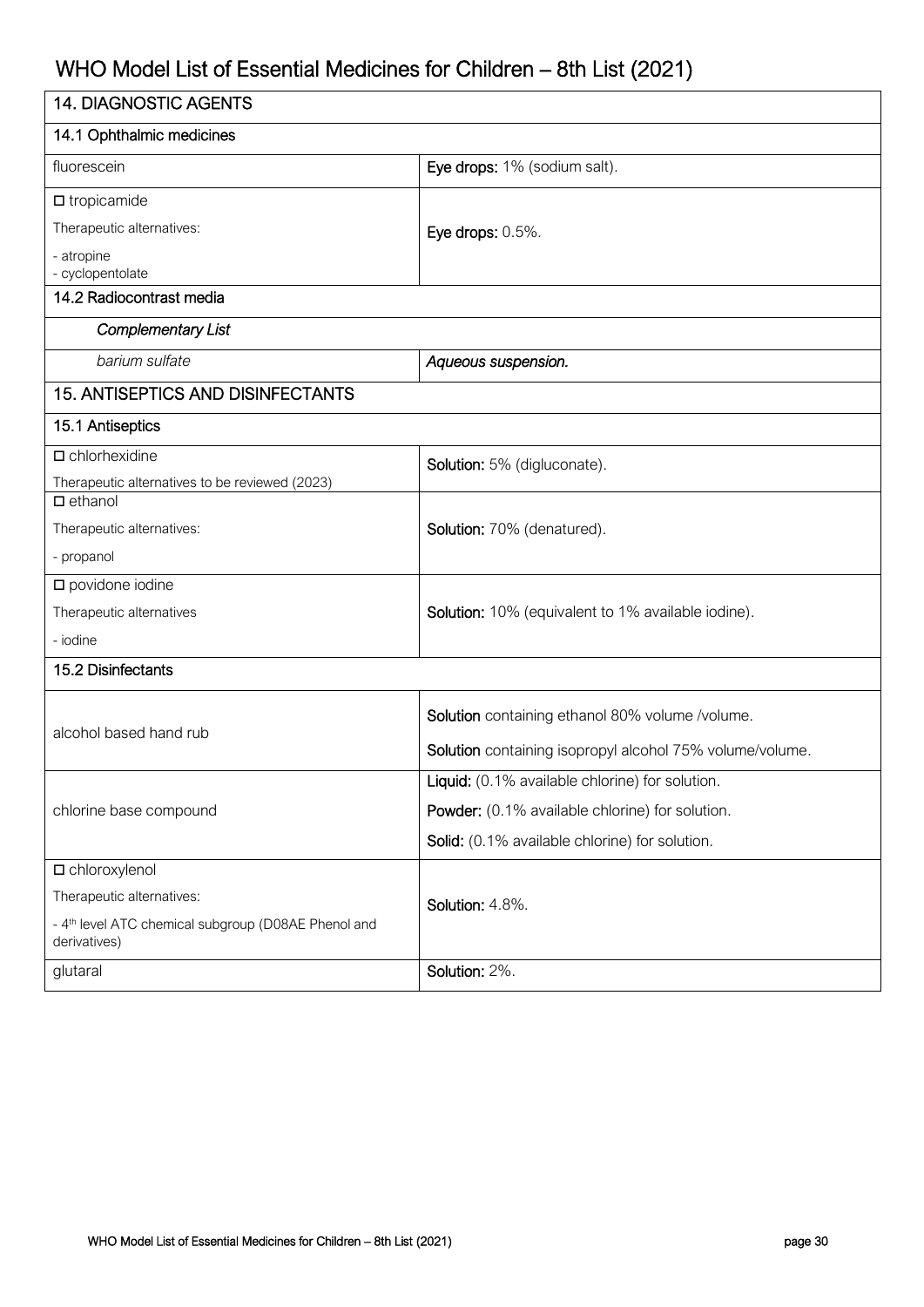# WHO Model List of Essential Medicines for Children – 8th List (2021)

| 14. DIAGNOSTIC AGENTS | |
|---|---|
| **14.1 Ophthalmic medicines** | |
| fluorescein | **Eye drops:** 1% (sodium salt). |
| □ tropicamide<br>Therapeutic alternatives:<br>- atropine<br>- cyclopentolate | **Eye drops:** 0.5%. |
| **14.2 Radiocontrast media** | |
| *Complementary List* | |
| *barium sulfate* | ***Aqueous suspension.*** |

| 15. ANTISEPTICS AND DISINFECTANTS | |
|---|---|
| **15.1 Antiseptics** | |
| □ chlorhexidine<br>Therapeutic alternatives to be reviewed (2023) | **Solution:** 5% (digluconate). |
| □ ethanol<br>Therapeutic alternatives:<br>- propanol | **Solution:** 70% (denatured). |
| □ povidone iodine<br>Therapeutic alternatives<br>- iodine | **Solution:** 10% (equivalent to 1% available iodine). |
| **15.2 Disinfectants** | |
| alcohol based hand rub | **Solution** containing ethanol 80% volume /volume.<br>**Solution** containing isopropyl alcohol 75% volume/volume. |
| chlorine base compound | **Liquid:** (0.1% available chlorine) for solution.<br>**Powder:** (0.1% available chlorine) for solution.<br>**Solid:** (0.1% available chlorine) for solution. |
| □ chloroxylenol<br>Therapeutic alternatives:<br>- 4th level ATC chemical subgroup (D08AE Phenol and derivatives) | **Solution:** 4.8%. |
| glutaral | **Solution:** 2%. |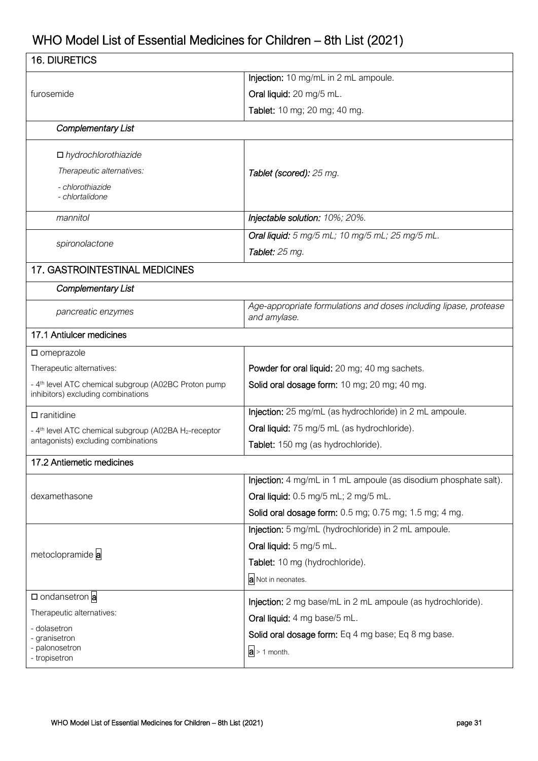## 16. DIURETICS

| Medicine | Formulations |
|---|---|
| furosemide | **Injection:** 10 mg/mL in 2 mL ampoule.<br>**Oral liquid:** 20 mg/5 mL.<br>**Tablet:** 10 mg; 20 mg; 40 mg. |
| ***Complementary List*** | |
| *□ hydrochlorothiazide*<br>*Therapeutic alternatives:*<br>*- chlorothiazide*<br>*- chlortalidone* | ***Tablet (scored):** 25 mg.* |
| *mannitol* | ***Injectable solution:** 10%; 20%.* |
| *spironolactone* | ***Oral liquid:** 5 mg/5 mL; 10 mg/5 mL; 25 mg/5 mL.*<br>***Tablet:** 25 mg.* |

## 17. GASTROINTESTINAL MEDICINES

| Medicine | Formulations |
|---|---|
| ***Complementary List*** | |
| *pancreatic enzymes* | *Age-appropriate formulations and doses including lipase, protease and amylase.* |

### 17.1 Antiulcer medicines

| Medicine | Formulations |
|---|---|
| □ omeprazole<br>Therapeutic alternatives:<br>- 4th level ATC chemical subgroup (A02BC Proton pump inhibitors) excluding combinations | **Powder for oral liquid:** 20 mg; 40 mg sachets.<br>**Solid oral dosage form:** 10 mg; 20 mg; 40 mg. |
| □ ranitidine<br>- 4th level ATC chemical subgroup (A02BA $H_2$-receptor antagonists) excluding combinations | **Injection:** 25 mg/mL (as hydrochloride) in 2 mL ampoule.<br>**Oral liquid:** 75 mg/5 mL (as hydrochloride).<br>**Tablet:** 150 mg (as hydrochloride). |

### 17.2 Antiemetic medicines

| Medicine | Formulations |
|---|---|
| dexamethasone | **Injection:** 4 mg/mL in 1 mL ampoule (as disodium phosphate salt).<br>**Oral liquid:** 0.5 mg/5 mL; 2 mg/5 mL.<br>**Solid oral dosage form:** 0.5 mg; 0.75 mg; 1.5 mg; 4 mg. |
| metoclopramide [a] | **Injection:** 5 mg/mL (hydrochloride) in 2 mL ampoule.<br>**Oral liquid:** 5 mg/5 mL.<br>**Tablet:** 10 mg (hydrochloride).<br>[a] Not in neonates. |
| □ ondansetron [a]<br>Therapeutic alternatives:<br>- dolasetron<br>- granisetron<br>- palonosetron<br>- tropisetron | **Injection:** 2 mg base/mL in 2 mL ampoule (as hydrochloride).<br>**Oral liquid:** 4 mg base/5 mL.<br>**Solid oral dosage form:** Eq 4 mg base; Eq 8 mg base.<br>[a] > 1 month. |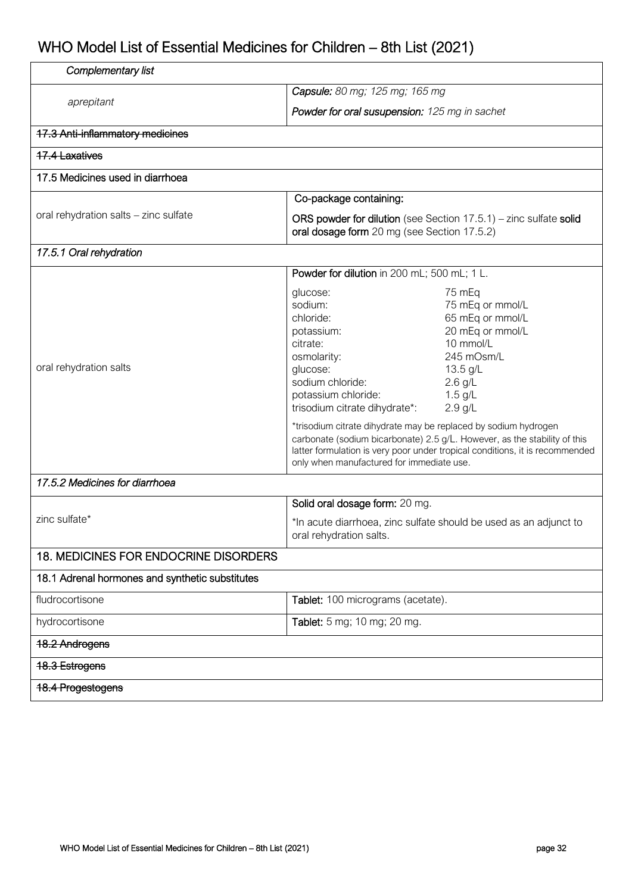# WHO Model List of Essential Medicines for Children – 8th List (2021)

| *Complementary list* | |
|---|---|
| *aprepitant* | ***Capsule:*** *80 mg; 125 mg; 165 mg*<br>***Powder for oral susupension:*** *125 mg in sachet* |
| ~~17.3 Anti-inflammatory medicines~~ | |
| ~~17.4 Laxatives~~ | |
| 17.5 Medicines used in diarrhoea | |
| oral rehydration salts – zinc sulfate | Co-package containing:<br>**ORS powder for dilution** (see Section 17.5.1) – zinc sulfate **solid oral dosage form** 20 mg (see Section 17.5.2) |
| *17.5.1 Oral rehydration* | |
| oral rehydration salts | **Powder for dilution** in 200 mL; 500 mL; 1 L.<br>glucose: 75 mEq<br>sodium: 75 mEq or mmol/L<br>chloride: 65 mEq or mmol/L<br>potassium: 20 mEq or mmol/L<br>citrate: 10 mmol/L<br>osmolarity: 245 mOsm/L<br>glucose: 13.5 g/L<br>sodium chloride: 2.6 g/L<br>potassium chloride: 1.5 g/L<br>trisodium citrate dihydrate*: 2.9 g/L<br>*trisodium citrate dihydrate may be replaced by sodium hydrogen carbonate (sodium bicarbonate) 2.5 g/L. However, as the stability of this latter formulation is very poor under tropical conditions, it is recommended only when manufactured for immediate use. |
| *17.5.2 Medicines for diarrhoea* | |
| zinc sulfate* | **Solid oral dosage form:** 20 mg.<br>*In acute diarrhoea, zinc sulfate should be used as an adjunct to oral rehydration salts. |
| 18. MEDICINES FOR ENDOCRINE DISORDERS | |
| 18.1 Adrenal hormones and synthetic substitutes | |
| fludrocortisone | **Tablet:** 100 micrograms (acetate). |
| hydrocortisone | **Tablet:** 5 mg; 10 mg; 20 mg. |
| ~~18.2 Androgens~~ | |
| ~~18.3 Estrogens~~ | |
| ~~18.4 Progestogens~~ | |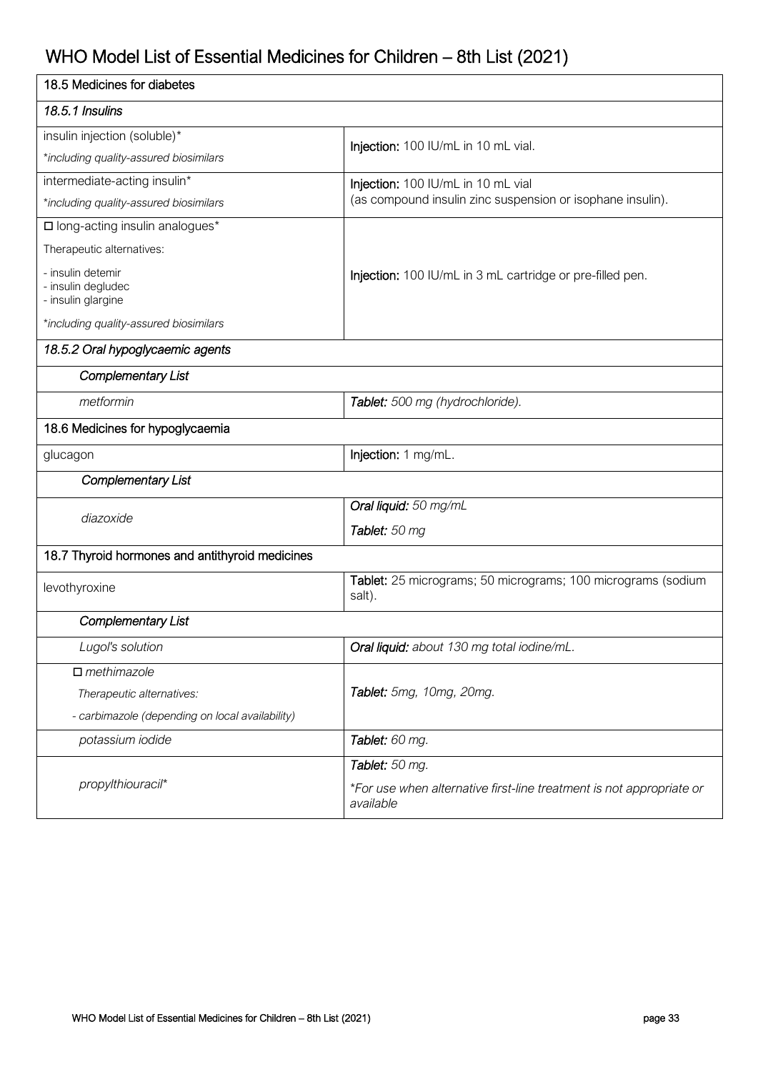| 18.5 Medicines for diabetes | |
|---|---|
| *18.5.1 Insulins* | |
| insulin injection (soluble)*<br>*including quality-assured biosimilars* | **Injection:** 100 IU/mL in 10 mL vial. |
| intermediate-acting insulin*<br>*including quality-assured biosimilars* | **Injection:** 100 IU/mL in 10 mL vial<br>(as compound insulin zinc suspension or isophane insulin). |
| □ long-acting insulin analogues*<br>Therapeutic alternatives:<br>- insulin detemir<br>- insulin degludec<br>- insulin glargine<br>*including quality-assured biosimilars* | **Injection:** 100 IU/mL in 3 mL cartridge or pre-filled pen. |
| *18.5.2 Oral hypoglycaemic agents* | |
| *Complementary List* | |
| *metformin* | ***Tablet:*** *500 mg (hydrochloride).* |
| 18.6 Medicines for hypoglycaemia | |
| glucagon | **Injection:** 1 mg/mL. |
| *Complementary List* | |
| *diazoxide* | ***Oral liquid:*** *50 mg/mL*<br>***Tablet:*** *50 mg* |
| 18.7 Thyroid hormones and antithyroid medicines | |
| levothyroxine | **Tablet:** 25 micrograms; 50 micrograms; 100 micrograms (sodium salt). |
| *Complementary List* | |
| *Lugol's solution* | ***Oral liquid:*** *about 130 mg total iodine/mL.* |
| □ *methimazole*<br>*Therapeutic alternatives:*<br>*- carbimazole (depending on local availability)* | ***Tablet:*** *5mg, 10mg, 20mg.* |
| *potassium iodide* | ***Tablet:*** *60 mg.* |
| *propylthiouracil** | ***Tablet:*** *50 mg.*<br>**For use when alternative first-line treatment is not appropriate or available* |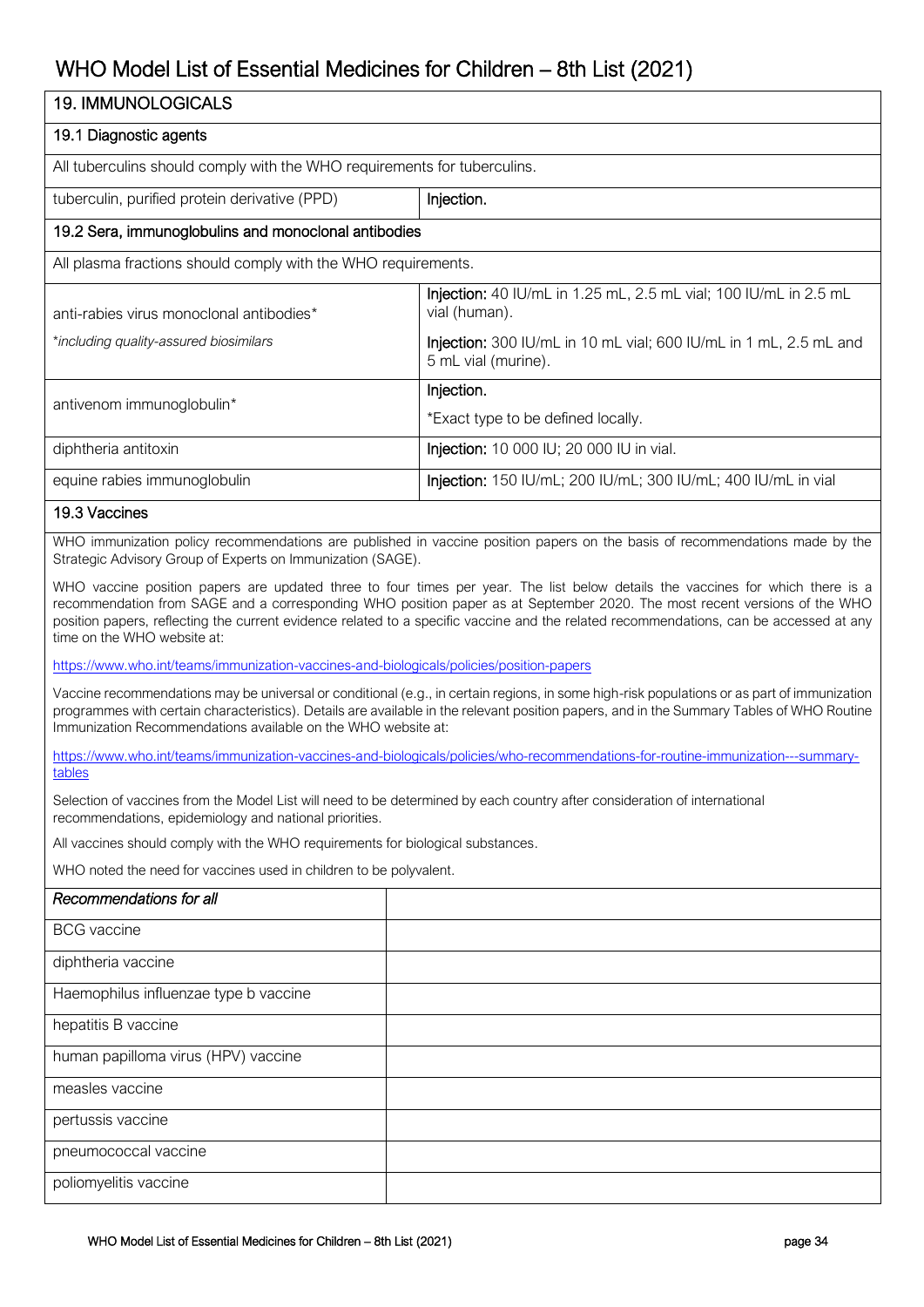# 19. IMMUNOLOGICALS

## 19.1 Diagnostic agents

All tuberculins should comply with the WHO requirements for tuberculins.

| | |
|---|---|
| tuberculin, purified protein derivative (PPD) | **Injection.** |

## 19.2 Sera, immunoglobulins and monoclonal antibodies

All plasma fractions should comply with the WHO requirements.

| | |
|---|---|
| anti-rabies virus monoclonal antibodies*<br>*including quality-assured biosimilars* | **Injection:** 40 IU/mL in 1.25 mL, 2.5 mL vial; 100 IU/mL in 2.5 mL vial (human).<br>**Injection:** 300 IU/mL in 10 mL vial; 600 IU/mL in 1 mL, 2.5 mL and 5 mL vial (murine). |
| antivenom immunoglobulin* | **Injection.**<br>*Exact type to be defined locally. |
| diphtheria antitoxin | **Injection:** 10 000 IU; 20 000 IU in vial. |
| equine rabies immunoglobulin | **Injection:** 150 IU/mL; 200 IU/mL; 300 IU/mL; 400 IU/mL in vial |

## 19.3 Vaccines

WHO immunization policy recommendations are published in vaccine position papers on the basis of recommendations made by the Strategic Advisory Group of Experts on Immunization (SAGE).

WHO vaccine position papers are updated three to four times per year. The list below details the vaccines for which there is a recommendation from SAGE and a corresponding WHO position paper as at September 2020. The most recent versions of the WHO position papers, reflecting the current evidence related to a specific vaccine and the related recommendations, can be accessed at any time on the WHO website at:

https://www.who.int/teams/immunization-vaccines-and-biologicals/policies/position-papers

Vaccine recommendations may be universal or conditional (e.g., in certain regions, in some high-risk populations or as part of immunization programmes with certain characteristics). Details are available in the relevant position papers, and in the Summary Tables of WHO Routine Immunization Recommendations available on the WHO website at:

https://www.who.int/teams/immunization-vaccines-and-biologicals/policies/who-recommendations-for-routine-immunization---summary-tables

Selection of vaccines from the Model List will need to be determined by each country after consideration of international recommendations, epidemiology and national priorities.

All vaccines should comply with the WHO requirements for biological substances.

WHO noted the need for vaccines used in children to be polyvalent.

| *Recommendations for all* | |
|---|---|
| BCG vaccine | |
| diphtheria vaccine | |
| Haemophilus influenzae type b vaccine | |
| hepatitis B vaccine | |
| human papilloma virus (HPV) vaccine | |
| measles vaccine | |
| pertussis vaccine | |
| pneumococcal vaccine | |
| poliomyelitis vaccine | |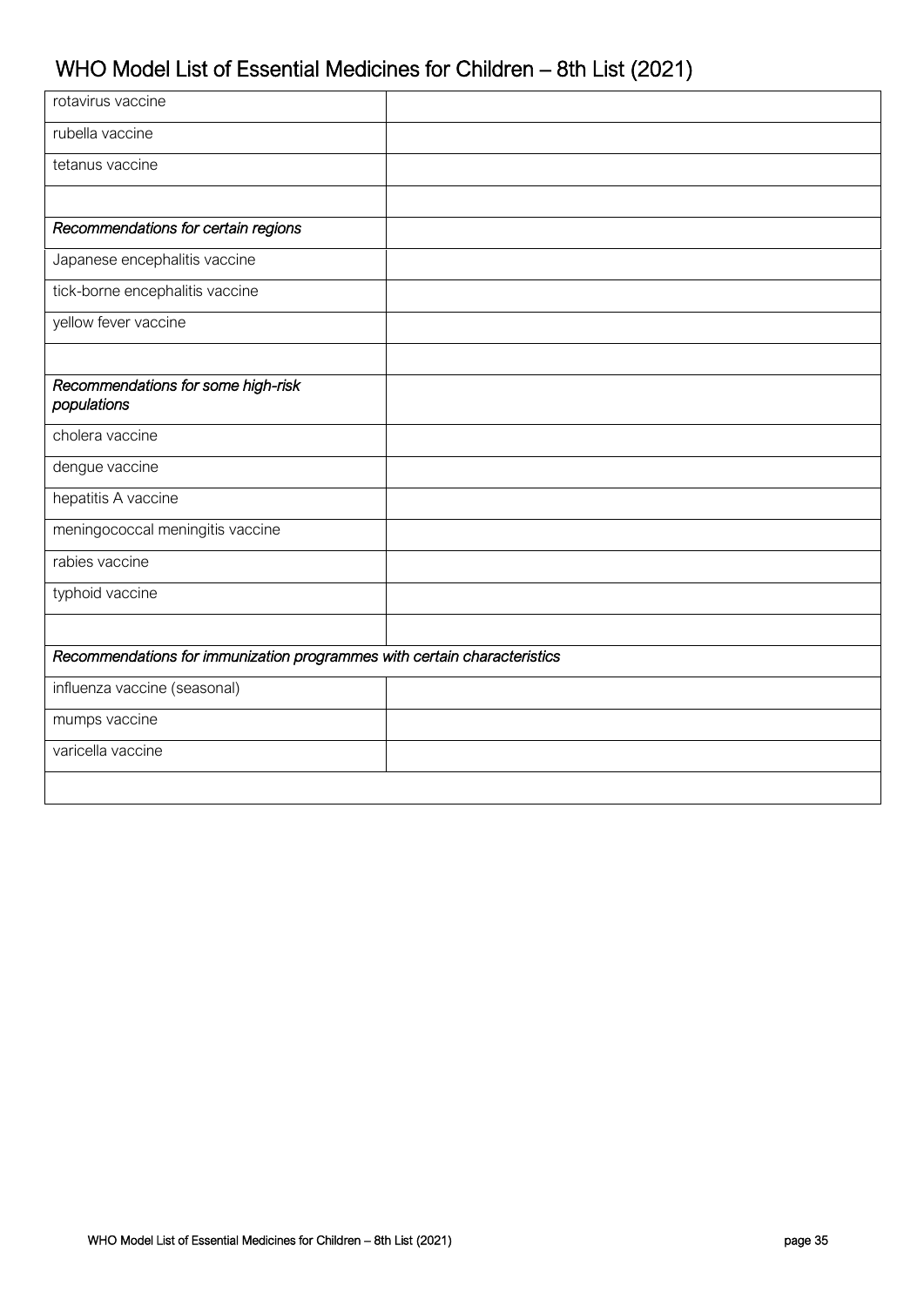| | |
|---|---|
| rotavirus vaccine | |
| rubella vaccine | |
| tetanus vaccine | |
| | |
| *Recommendations for certain regions* | |
| Japanese encephalitis vaccine | |
| tick-borne encephalitis vaccine | |
| yellow fever vaccine | |
| | |
| *Recommendations for some high-risk populations* | |
| cholera vaccine | |
| dengue vaccine | |
| hepatitis A vaccine | |
| meningococcal meningitis vaccine | |
| rabies vaccine | |
| typhoid vaccine | |
| | |
| *Recommendations for immunization programmes with certain characteristics* | |
| influenza vaccine (seasonal) | |
| mumps vaccine | |
| varicella vaccine | |
| | |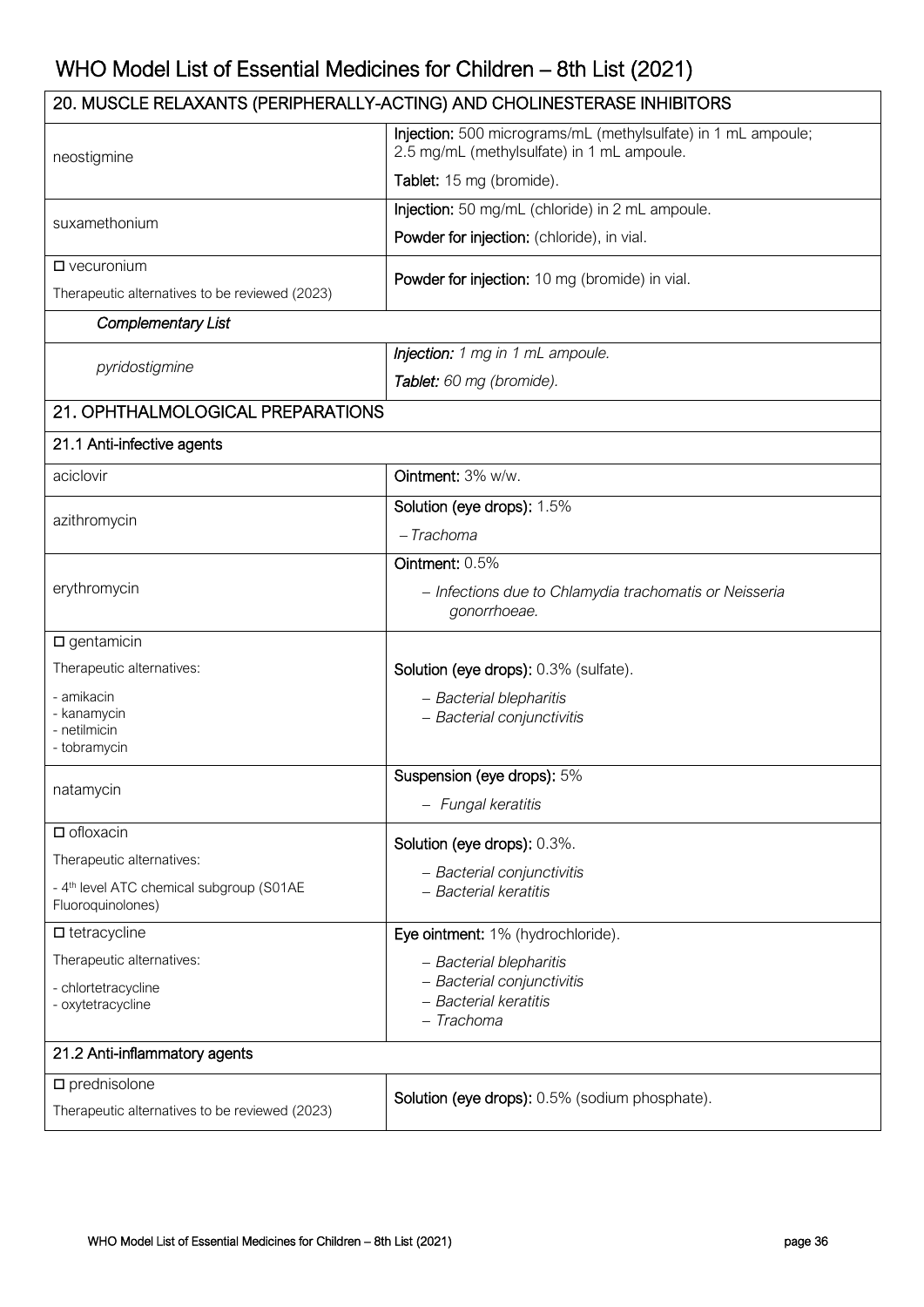# WHO Model List of Essential Medicines for Children – 8th List (2021)

| 20. MUSCLE RELAXANTS (PERIPHERALLY-ACTING) AND CHOLINESTERASE INHIBITORS | |
|---|---|
| neostigmine | **Injection:** 500 micrograms/mL (methylsulfate) in 1 mL ampoule; 2.5 mg/mL (methylsulfate) in 1 mL ampoule.<br>**Tablet:** 15 mg (bromide). |
| suxamethonium | **Injection:** 50 mg/mL (chloride) in 2 mL ampoule.<br>**Powder for injection:** (chloride), in vial. |
| □ vecuronium<br>Therapeutic alternatives to be reviewed (2023) | **Powder for injection:** 10 mg (bromide) in vial. |
| ***Complementary List*** | |
| *pyridostigmine* | ***Injection:*** *1 mg in 1 mL ampoule.*<br>***Tablet:*** *60 mg (bromide).* |

## 21. OPHTHALMOLOGICAL PREPARATIONS

| 21.1 Anti-infective agents | |
|---|---|
| aciclovir | **Ointment:** 3% w/w. |
| azithromycin | **Solution (eye drops):** 1.5%<br>*– Trachoma* |
| erythromycin | **Ointment:** 0.5%<br>*– Infections due to Chlamydia trachomatis or Neisseria gonorrhoeae.* |
| □ gentamicin<br>Therapeutic alternatives:<br>- amikacin<br>- kanamycin<br>- netilmicin<br>- tobramycin | **Solution (eye drops):** 0.3% (sulfate).<br>*– Bacterial blepharitis*<br>*– Bacterial conjunctivitis* |
| natamycin | **Suspension (eye drops):** 5%<br>*– Fungal keratitis* |
| □ ofloxacin<br>Therapeutic alternatives:<br>- 4th level ATC chemical subgroup (S01AE Fluoroquinolones) | **Solution (eye drops):** 0.3%.<br>*– Bacterial conjunctivitis*<br>*– Bacterial keratitis* |
| □ tetracycline<br>Therapeutic alternatives:<br>- chlortetracycline<br>- oxytetracycline | **Eye ointment:** 1% (hydrochloride).<br>*– Bacterial blepharitis*<br>*– Bacterial conjunctivitis*<br>*– Bacterial keratitis*<br>*– Trachoma* |

| 21.2 Anti-inflammatory agents | |
|---|---|
| □ prednisolone<br>Therapeutic alternatives to be reviewed (2023) | **Solution (eye drops):** 0.5% (sodium phosphate). |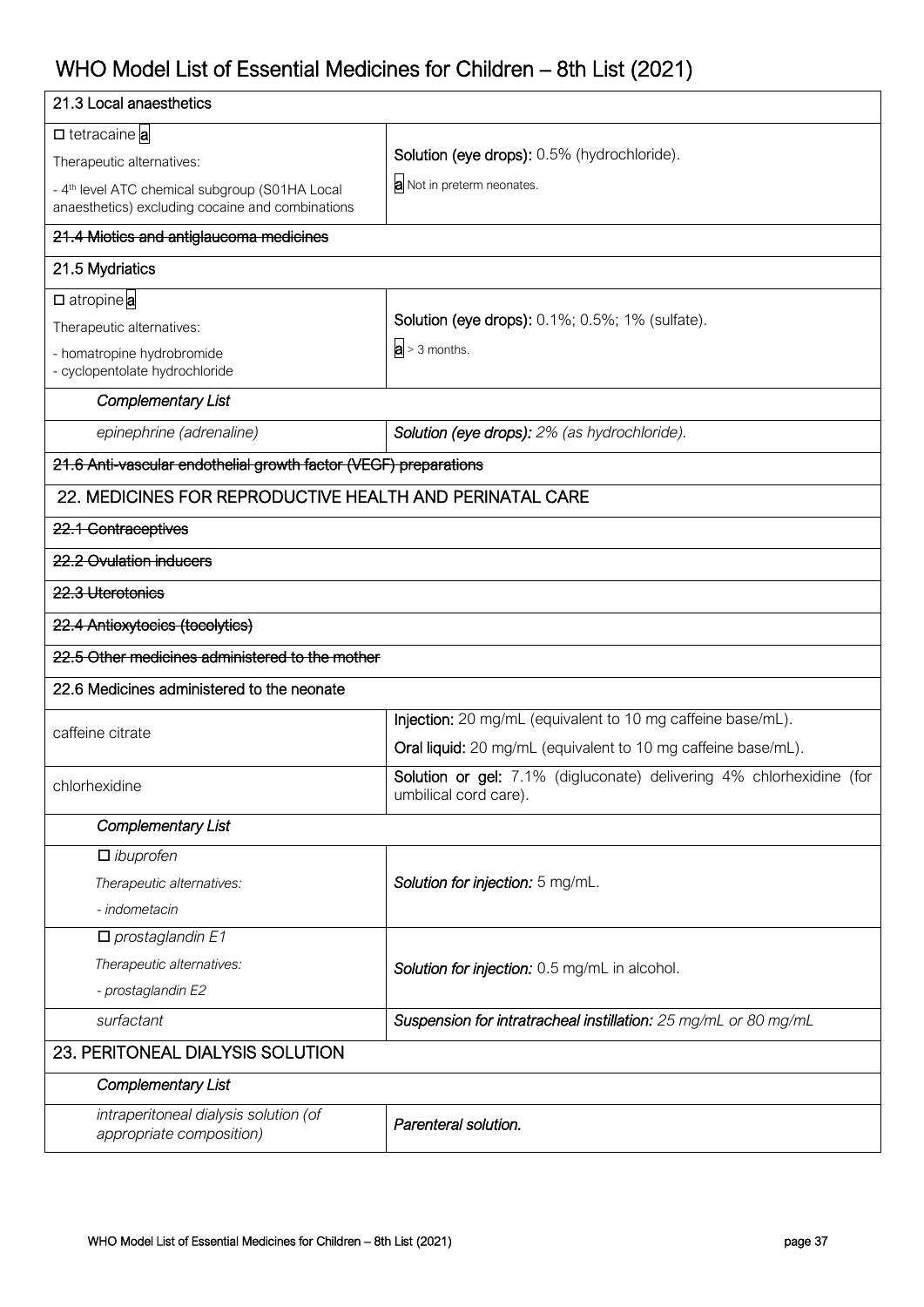# WHO Model List of Essential Medicines for Children – 8th List (2021)

| 21.3 Local anaesthetics | |
|---|---|
| □ tetracaine a<br>Therapeutic alternatives:<br>- 4th level ATC chemical subgroup (S01HA Local anaesthetics) excluding cocaine and combinations | **Solution (eye drops):** 0.5% (hydrochloride).<br>a Not in preterm neonates. |
| ~~21.4 Miotics and antiglaucoma medicines~~ | |
| 21.5 Mydriatics | |
| □ atropine a<br>Therapeutic alternatives:<br>- homatropine hydrobromide<br>- cyclopentolate hydrochloride | **Solution (eye drops):** 0.1%; 0.5%; 1% (sulfate).<br>a > 3 months. |
| *Complementary List* | |
| *epinephrine (adrenaline)* | ***Solution (eye drops):*** *2% (as hydrochloride).* |
| ~~21.6 Anti-vascular endothelial growth factor (VEGF) preparations~~ | |
| 22. MEDICINES FOR REPRODUCTIVE HEALTH AND PERINATAL CARE | |
| ~~22.1 Contraceptives~~ | |
| ~~22.2 Ovulation inducers~~ | |
| ~~22.3 Uterotonics~~ | |
| ~~22.4 Antioxytocics (tocolytics)~~ | |
| ~~22.5 Other medicines administered to the mother~~ | |
| 22.6 Medicines administered to the neonate | |
| caffeine citrate | **Injection:** 20 mg/mL (equivalent to 10 mg caffeine base/mL).<br>**Oral liquid:** 20 mg/mL (equivalent to 10 mg caffeine base/mL). |
| chlorhexidine | **Solution or gel:** 7.1% (digluconate) delivering 4% chlorhexidine (for umbilical cord care). |
| *Complementary List* | |
| □ *ibuprofen*<br>*Therapeutic alternatives:*<br>*- indometacin* | ***Solution for injection:*** 5 mg/mL. |
| □ *prostaglandin E1*<br>*Therapeutic alternatives:*<br>*- prostaglandin E2* | ***Solution for injection:*** 0.5 mg/mL in alcohol. |
| *surfactant* | ***Suspension for intratracheal instillation:*** *25 mg/mL or 80 mg/mL* |
| 23. PERITONEAL DIALYSIS SOLUTION | |
| *Complementary List* | |
| *intraperitoneal dialysis solution (of appropriate composition)* | ***Parenteral solution.*** |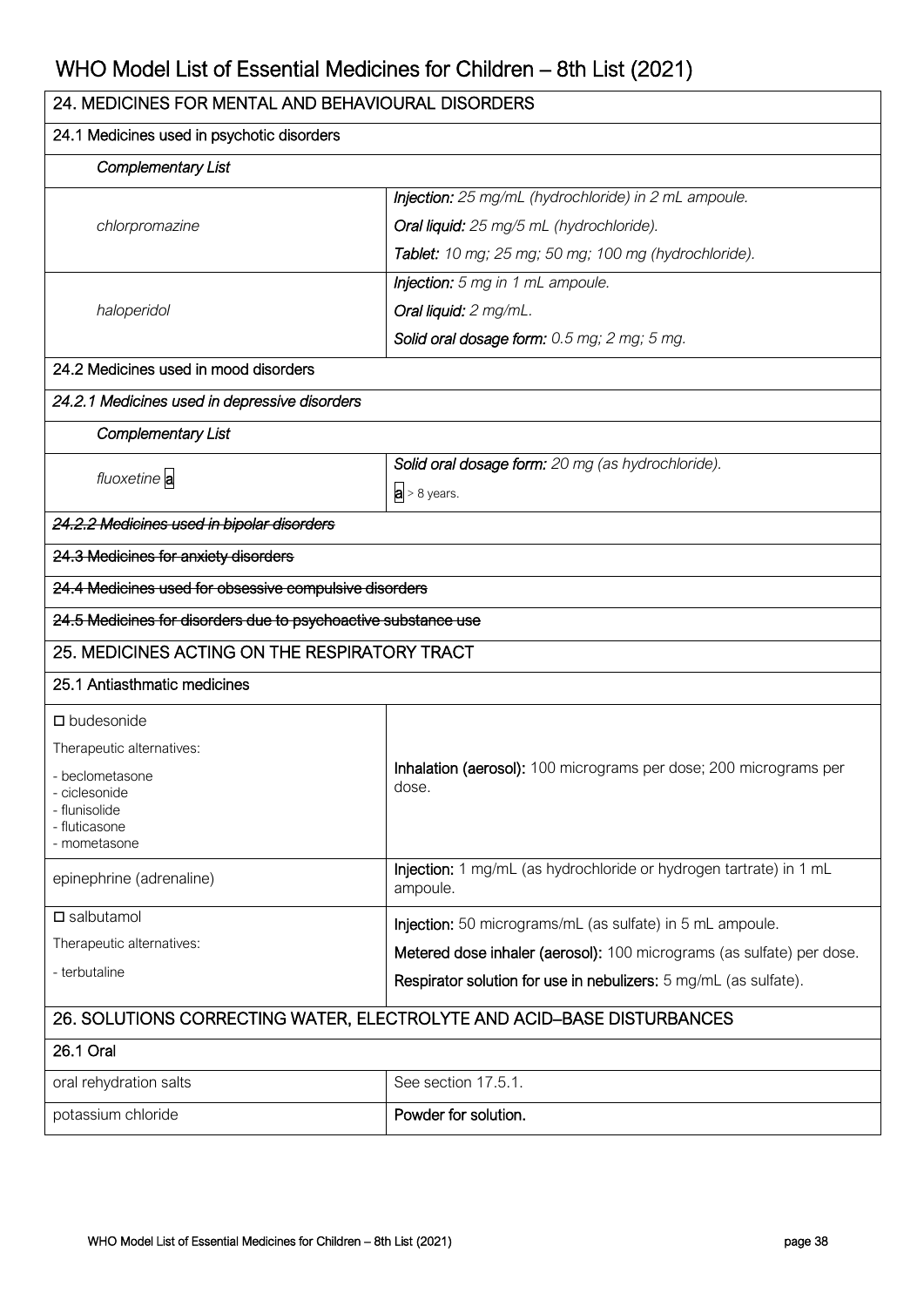| 24. MEDICINES FOR MENTAL AND BEHAVIOURAL DISORDERS | |
|---|---|
| 24.1 Medicines used in psychotic disorders | |
| *Complementary List* | |
| *chlorpromazine* | ***Injection:*** *25 mg/mL (hydrochloride) in 2 mL ampoule.*<br>***Oral liquid:*** *25 mg/5 mL (hydrochloride).*<br>***Tablet:*** *10 mg; 25 mg; 50 mg; 100 mg (hydrochloride).* |
| *haloperidol* | ***Injection:*** *5 mg in 1 mL ampoule.*<br>***Oral liquid:*** *2 mg/mL.*<br>***Solid oral dosage form:*** *0.5 mg; 2 mg; 5 mg.* |
| 24.2 Medicines used in mood disorders | |
| *24.2.1 Medicines used in depressive disorders* | |
| *Complementary List* | |
| *fluoxetine* **a** | ***Solid oral dosage form:*** *20 mg (as hydrochloride).*<br>**a** > 8 years. |
| ~~*24.2.2 Medicines used in bipolar disorders*~~ | |
| ~~24.3 Medicines for anxiety disorders~~ | |
| ~~24.4 Medicines used for obsessive compulsive disorders~~ | |
| ~~24.5 Medicines for disorders due to psychoactive substance use~~ | |
| **25. MEDICINES ACTING ON THE RESPIRATORY TRACT** | |
| 25.1 Antiasthmatic medicines | |
| □ budesonide<br>Therapeutic alternatives:<br>- beclometasone<br>- ciclesonide<br>- flunisolide<br>- fluticasone<br>- mometasone | **Inhalation (aerosol):** 100 micrograms per dose; 200 micrograms per dose. |
| epinephrine (adrenaline) | **Injection:** 1 mg/mL (as hydrochloride or hydrogen tartrate) in 1 mL ampoule. |
| □ salbutamol<br>Therapeutic alternatives:<br>- terbutaline | **Injection:** 50 micrograms/mL (as sulfate) in 5 mL ampoule.<br>**Metered dose inhaler (aerosol):** 100 micrograms (as sulfate) per dose.<br>**Respirator solution for use in nebulizers:** 5 mg/mL (as sulfate). |
| **26. SOLUTIONS CORRECTING WATER, ELECTROLYTE AND ACID–BASE DISTURBANCES** | |
| 26.1 Oral | |
| oral rehydration salts | See section 17.5.1. |
| potassium chloride | **Powder for solution.** |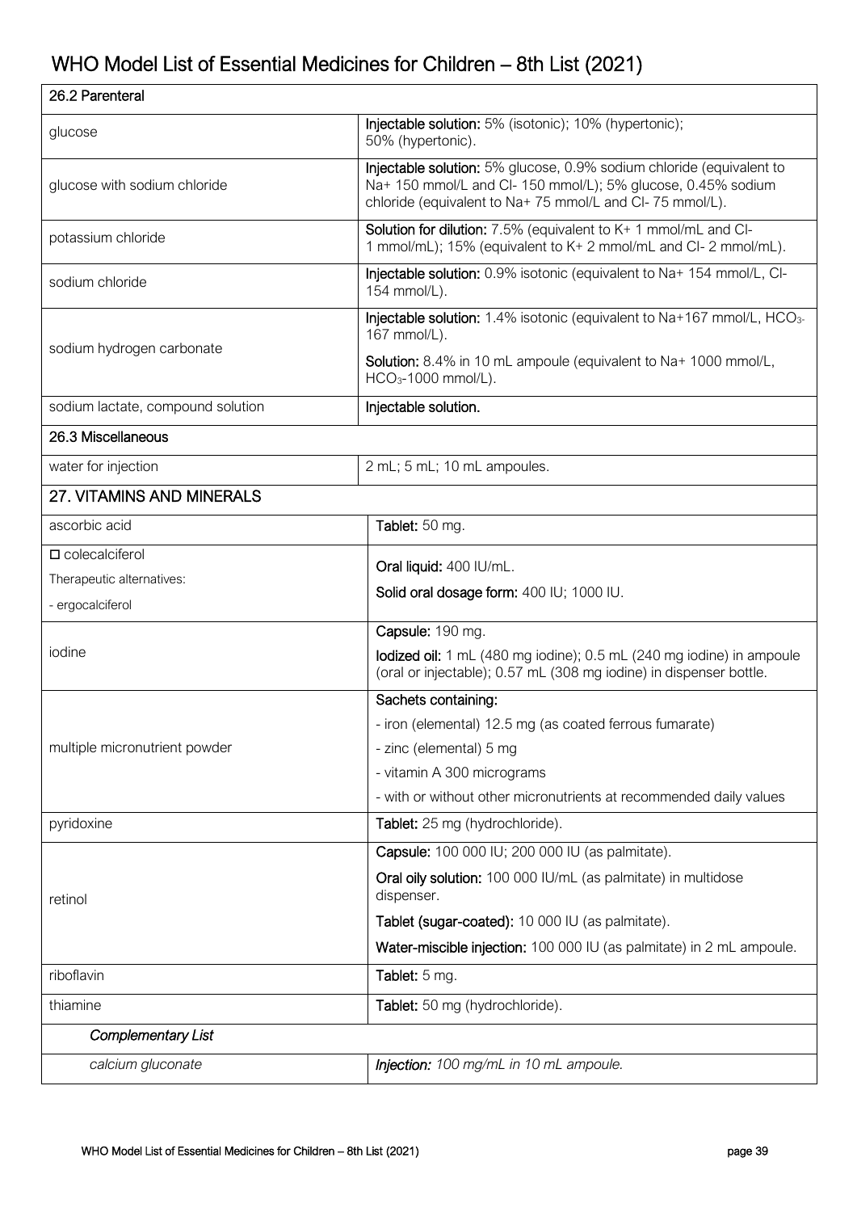| 26.2 Parenteral | |
|---|---|
| glucose | **Injectable solution:** 5% (isotonic); 10% (hypertonic); 50% (hypertonic). |
| glucose with sodium chloride | **Injectable solution:** 5% glucose, 0.9% sodium chloride (equivalent to Na+ 150 mmol/L and Cl- 150 mmol/L); 5% glucose, 0.45% sodium chloride (equivalent to Na+ 75 mmol/L and Cl- 75 mmol/L). |
| potassium chloride | **Solution for dilution:** 7.5% (equivalent to K+ 1 mmol/mL and Cl- 1 mmol/mL); 15% (equivalent to K+ 2 mmol/mL and Cl- 2 mmol/mL). |
| sodium chloride | **Injectable solution:** 0.9% isotonic (equivalent to Na+ 154 mmol/L, Cl- 154 mmol/L). |
| sodium hydrogen carbonate | **Injectable solution:** 1.4% isotonic (equivalent to Na+167 mmol/L, $HCO_3$- 167 mmol/L).<br>**Solution:** 8.4% in 10 mL ampoule (equivalent to Na+ 1000 mmol/L, $HCO_3$-1000 mmol/L). |
| sodium lactate, compound solution | **Injectable solution.** |
| **26.3 Miscellaneous** | |
| water for injection | 2 mL; 5 mL; 10 mL ampoules. |

## 27. VITAMINS AND MINERALS

| | |
|---|---|
| ascorbic acid | **Tablet:** 50 mg. |
| □ colecalciferol<br>Therapeutic alternatives:<br>- ergocalciferol | **Oral liquid:** 400 IU/mL.<br>**Solid oral dosage form:** 400 IU; 1000 IU. |
| iodine | **Capsule:** 190 mg.<br>**Iodized oil:** 1 mL (480 mg iodine); 0.5 mL (240 mg iodine) in ampoule (oral or injectable); 0.57 mL (308 mg iodine) in dispenser bottle. |
| multiple micronutrient powder | **Sachets containing:**<br>- iron (elemental) 12.5 mg (as coated ferrous fumarate)<br>- zinc (elemental) 5 mg<br>- vitamin A 300 micrograms<br>- with or without other micronutrients at recommended daily values |
| pyridoxine | **Tablet:** 25 mg (hydrochloride). |
| retinol | **Capsule:** 100 000 IU; 200 000 IU (as palmitate).<br>**Oral oily solution:** 100 000 IU/mL (as palmitate) in multidose dispenser.<br>**Tablet (sugar-coated):** 10 000 IU (as palmitate).<br>**Water-miscible injection:** 100 000 IU (as palmitate) in 2 mL ampoule. |
| riboflavin | **Tablet:** 5 mg. |
| thiamine | **Tablet:** 50 mg (hydrochloride). |
| ***Complementary List*** | |
| *calcium gluconate* | ***Injection:*** *100 mg/mL in 10 mL ampoule.* |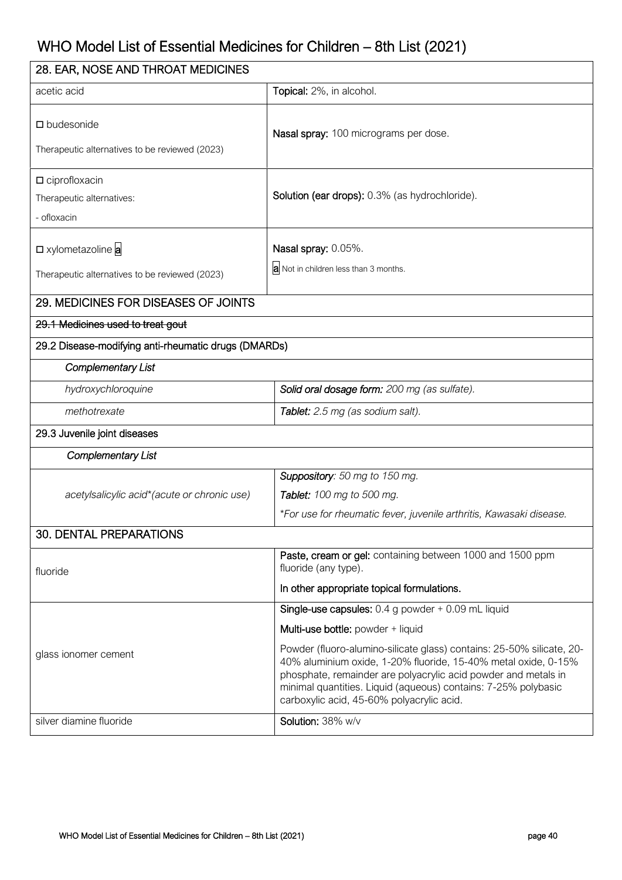| 28. EAR, NOSE AND THROAT MEDICINES | |
|---|---|
| acetic acid | **Topical:** 2%, in alcohol. |
| □ budesonide<br>Therapeutic alternatives to be reviewed (2023) | **Nasal spray:** 100 micrograms per dose. |
| □ ciprofloxacin<br>Therapeutic alternatives:<br>- ofloxacin | **Solution (ear drops):** 0.3% (as hydrochloride). |
| □ xylometazoline **a**<br>Therapeutic alternatives to be reviewed (2023) | **Nasal spray:** 0.05%.<br>**a** Not in children less than 3 months. |
| **29. MEDICINES FOR DISEASES OF JOINTS** | |
| ~~29.1 Medicines used to treat gout~~ | |
| 29.2 Disease-modifying anti-rheumatic drugs (DMARDs) | |
| ***Complementary List*** | |
| *hydroxychloroquine* | ***Solid oral dosage form:*** *200 mg (as sulfate).* |
| *methotrexate* | ***Tablet:*** *2.5 mg (as sodium salt).* |
| 29.3 Juvenile joint diseases | |
| ***Complementary List*** | |
| *acetylsalicylic acid\*(acute or chronic use)* | ***Suppository****: 50 mg to 150 mg.*<br>***Tablet:*** *100 mg to 500 mg.*<br>*\*For use for rheumatic fever, juvenile arthritis, Kawasaki disease.* |
| **30. DENTAL PREPARATIONS** | |
| fluoride | **Paste, cream or gel:** containing between 1000 and 1500 ppm fluoride (any type).<br>In other appropriate topical formulations. |
| glass ionomer cement | **Single-use capsules:** 0.4 g powder + 0.09 mL liquid<br>**Multi-use bottle:** powder + liquid<br>Powder (fluoro-alumino-silicate glass) contains: 25-50% silicate, 20-40% aluminium oxide, 1-20% fluoride, 15-40% metal oxide, 0-15% phosphate, remainder are polyacrylic acid powder and metals in minimal quantities. Liquid (aqueous) contains: 7-25% polybasic carboxylic acid, 45-60% polyacrylic acid. |
| silver diamine fluoride | **Solution:** 38% w/v |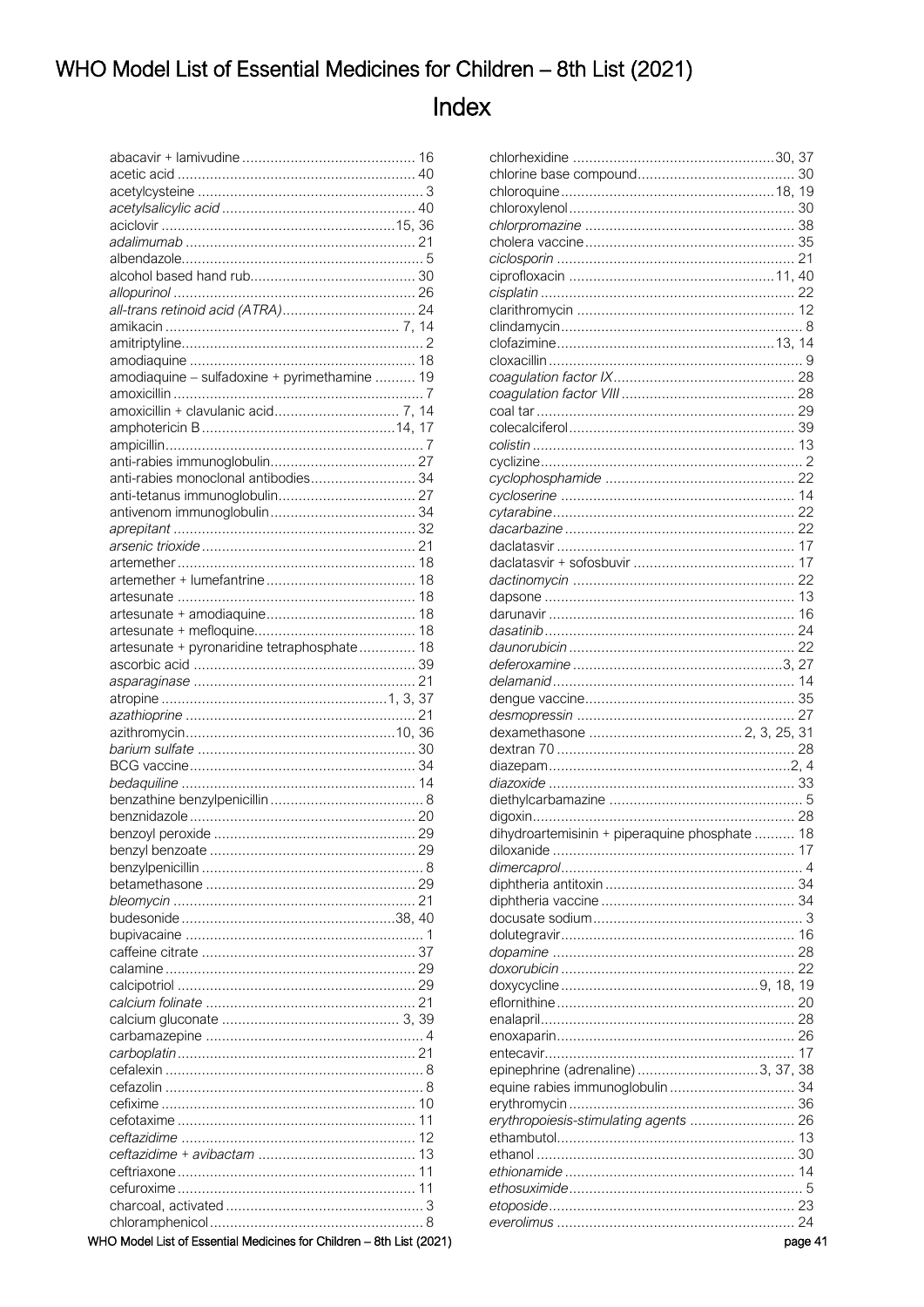# WHO Model List of Essential Medicines for Children – 8th List (2021)

## Index

abacavir + lamivudine .......................................... 16
acetic acid .......................................... 40
acetylcysteine .......................................... 3
*acetylsalicylic acid* .......................................... 40
aciclovir .......................................... 15, 36
*adalimumab* .......................................... 21
albendazole .......................................... 5
alcohol based hand rub .......................................... 30
*allopurinol* .......................................... 26
*all-trans retinoid acid (ATRA)* .......................................... 24
amikacin .......................................... 7, 14
amitriptyline .......................................... 2
amodiaquine .......................................... 18
amodiaquine – sulfadoxine + pyrimethamine .......................................... 19
amoxicillin .......................................... 7
amoxicillin + clavulanic acid .......................................... 7, 14
amphotericin B .......................................... 14, 17
ampicillin .......................................... 7
anti-rabies immunoglobulin .......................................... 27
anti-rabies monoclonal antibodies .......................................... 34
anti-tetanus immunoglobulin .......................................... 27
antivenom immunoglobulin .......................................... 34
*aprepitant* .......................................... 32
*arsenic trioxide* .......................................... 21
artemether .......................................... 18
artemether + lumefantrine .......................................... 18
artesunate .......................................... 18
artesunate + amodiaquine .......................................... 18
artesunate + mefloquine .......................................... 18
artesunate + pyronaridine tetraphosphate .......................................... 18
ascorbic acid .......................................... 39
*asparaginase* .......................................... 21
atropine .......................................... 1, 3, 37
*azathioprine* .......................................... 21
azithromycin .......................................... 10, 36
*barium sulfate* .......................................... 30
BCG vaccine .......................................... 34
*bedaquiline* .......................................... 14
benzathine benzylpenicillin .......................................... 8
benznidazole .......................................... 20
benzoyl peroxide .......................................... 29
benzyl benzoate .......................................... 29
benzylpenicillin .......................................... 8
betamethasone .......................................... 29
*bleomycin* .......................................... 21
budesonide .......................................... 38, 40
bupivacaine .......................................... 1
caffeine citrate .......................................... 37
calamine .......................................... 29
calcipotriol .......................................... 29
*calcium folinate* .......................................... 21
calcium gluconate .......................................... 3, 39
carbamazepine .......................................... 4
*carboplatin* .......................................... 21
cefalexin .......................................... 8
cefazolin .......................................... 8
cefixime .......................................... 10
cefotaxime .......................................... 11
*ceftazidime* .......................................... 12
*ceftazidime + avibactam* .......................................... 13
ceftriaxone .......................................... 11
cefuroxime .......................................... 11
charcoal, activated .......................................... 3
chloramphenicol .......................................... 8
chlorhexidine .......................................... 30, 37
chlorine base compound .......................................... 30
chloroquine .......................................... 18, 19
chloroxylenol .......................................... 30
*chlorpromazine* .......................................... 38
cholera vaccine .......................................... 35
*ciclosporin* .......................................... 21
ciprofloxacin .......................................... 11, 40
*cisplatin* .......................................... 22
clarithromycin .......................................... 12
clindamycin .......................................... 8
clofazimine .......................................... 13, 14
cloxacillin .......................................... 9
*coagulation factor IX* .......................................... 28
*coagulation factor VIII* .......................................... 28
coal tar .......................................... 29
colecalciferol .......................................... 39
*colistin* .......................................... 13
cyclizine .......................................... 2
*cyclophosphamide* .......................................... 22
*cycloserine* .......................................... 14
*cytarabine* .......................................... 22
*dacarbazine* .......................................... 22
daclatasvir .......................................... 17
daclatasvir + sofosbuvir .......................................... 17
*dactinomycin* .......................................... 22
dapsone .......................................... 13
darunavir .......................................... 16
*dasatinib* .......................................... 24
*daunorubicin* .......................................... 22
*deferoxamine* .......................................... 3, 27
*delamanid* .......................................... 14
dengue vaccine .......................................... 35
*desmopressin* .......................................... 27
dexamethasone .......................................... 2, 3, 25, 31
dextran 70 .......................................... 28
diazepam .......................................... 2, 4
*diazoxide* .......................................... 33
diethylcarbamazine .......................................... 5
digoxin .......................................... 28
dihydroartemisinin + piperaquine phosphate .......................................... 18
diloxanide .......................................... 17
*dimercaprol* .......................................... 4
diphtheria antitoxin .......................................... 34
diphtheria vaccine .......................................... 34
docusate sodium .......................................... 3
dolutegravir .......................................... 16
*dopamine* .......................................... 28
*doxorubicin* .......................................... 22
doxycycline .......................................... 9, 18, 19
eflornithine .......................................... 20
enalapril .......................................... 28
enoxaparin .......................................... 26
entecavir .......................................... 17
epinephrine (adrenaline) .......................................... 3, 37, 38
equine rabies immunoglobulin .......................................... 34
erythromycin .......................................... 36
*erythropoiesis-stimulating agents* .......................................... 26
ethambutol .......................................... 13
ethanol .......................................... 30
*ethionamide* .......................................... 14
*ethosuximide* .......................................... 5
*etoposide* .......................................... 23
*everolimus* .......................................... 24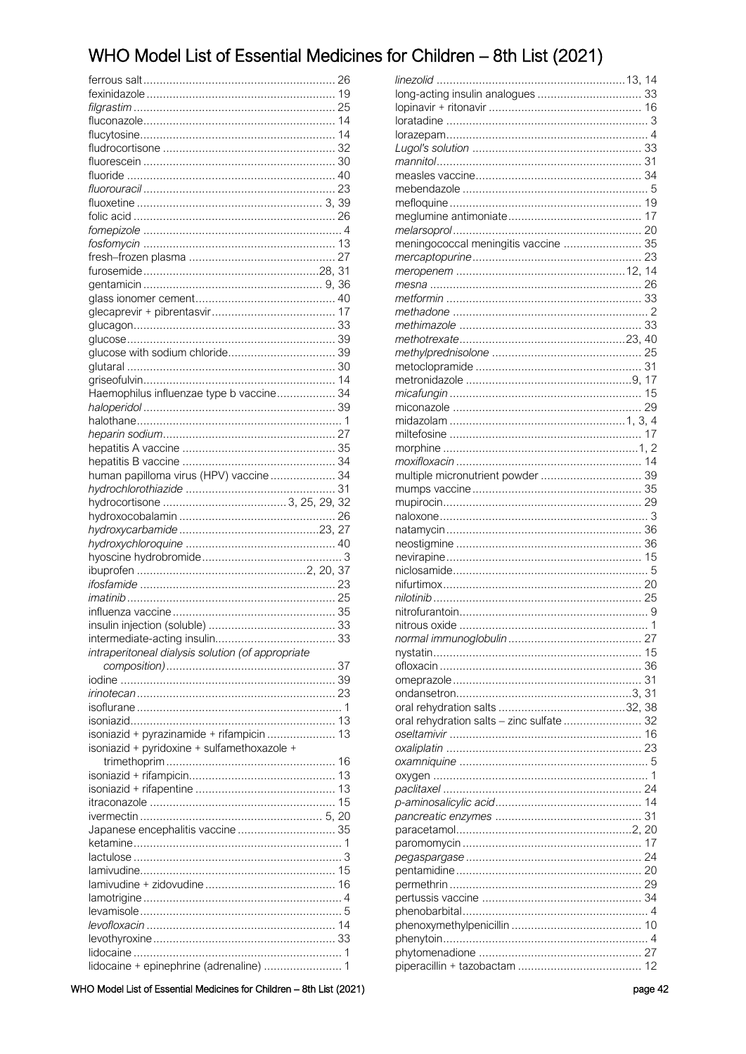ferrous salt .......... 26
fexinidazole .......... 19
*filgrastim* .......... 25
fluconazole .......... 14
flucytosine .......... 14
fludrocortisone .......... 32
fluorescein .......... 30
fluoride .......... 40
*fluorouracil* .......... 23
fluoxetine .......... 3, 39
folic acid .......... 26
*fomepizole* .......... 4
*fosfomycin* .......... 13
fresh–frozen plasma .......... 27
furosemide .......... 28, 31
gentamicin .......... 9, 36
glass ionomer cement .......... 40
glecaprevir + pibrentasvir .......... 17
glucagon .......... 33
glucose .......... 39
glucose with sodium chloride .......... 39
glutaral .......... 30
griseofulvin .......... 14
Haemophilus influenzae type b vaccine .......... 34
*haloperidol* .......... 39
halothane .......... 1
*heparin sodium* .......... 27
hepatitis A vaccine .......... 35
hepatitis B vaccine .......... 34
human papilloma virus (HPV) vaccine .......... 34
*hydrochlorothiazide* .......... 31
hydrocortisone .......... 3, 25, 29, 32
hydroxocobalamin .......... 26
*hydroxycarbamide* .......... 23, 27
*hydroxychloroquine* .......... 40
hyoscine hydrobromide .......... 3
ibuprofen .......... 2, 20, 37
*ifosfamide* .......... 23
*imatinib* .......... 25
influenza vaccine .......... 35
insulin injection (soluble) .......... 33
intermediate-acting insulin .......... 33
*intraperitoneal dialysis solution (of appropriate composition)* .......... 37
iodine .......... 39
*irinotecan* .......... 23
isoflurane .......... 1
isoniazid .......... 13
isoniazid + pyrazinamide + rifampicin .......... 13
isoniazid + pyridoxine + sulfamethoxazole + trimethoprim .......... 16
isoniazid + rifampicin .......... 13
isoniazid + rifapentine .......... 13
itraconazole .......... 15
ivermectin .......... 5, 20
Japanese encephalitis vaccine .......... 35
ketamine .......... 1
lactulose .......... 3
lamivudine .......... 15
lamivudine + zidovudine .......... 16
lamotrigine .......... 4
levamisole .......... 5
*levofloxacin* .......... 14
levothyroxine .......... 33
lidocaine .......... 1
lidocaine + epinephrine (adrenaline) .......... 1
*linezolid* .......... 13, 14
long-acting insulin analogues .......... 33
lopinavir + ritonavir .......... 16
loratadine .......... 3
lorazepam .......... 4
*Lugol's solution* .......... 33
*mannitol* .......... 31
measles vaccine .......... 34
mebendazole .......... 5
mefloquine .......... 19
meglumine antimoniate .......... 17
*melarsoprol* .......... 20
meningococcal meningitis vaccine .......... 35
*mercaptopurine* .......... 23
*meropenem* .......... 12, 14
*mesna* .......... 26
*metformin* .......... 33
*methadone* .......... 2
*methimazole* .......... 33
*methotrexate* .......... 23, 40
*methylprednisolone* .......... 25
metoclopramide .......... 31
metronidazole .......... 9, 17
*micafungin* .......... 15
miconazole .......... 29
midazolam .......... 1, 3, 4
miltefosine .......... 17
morphine .......... 1, 2
*moxifloxacin* .......... 14
multiple micronutrient powder .......... 39
mumps vaccine .......... 35
mupirocin .......... 29
naloxone .......... 3
natamycin .......... 36
neostigmine .......... 36
nevirapine .......... 15
niclosamide .......... 5
nifurtimox .......... 20
*nilotinib* .......... 25
nitrofurantoin .......... 9
nitrous oxide .......... 1
*normal immunoglobulin* .......... 27
nystatin .......... 15
ofloxacin .......... 36
omeprazole .......... 31
ondansetron .......... 3, 31
oral rehydration salts .......... 32, 38
oral rehydration salts – zinc sulfate .......... 32
*oseltamivir* .......... 16
*oxaliplatin* .......... 23
*oxamniquine* .......... 5
oxygen .......... 1
*paclitaxel* .......... 24
*p-aminosalicylic acid* .......... 14
*pancreatic enzymes* .......... 31
paracetamol .......... 2, 20
paromomycin .......... 17
*pegaspargase* .......... 24
pentamidine .......... 20
permethrin .......... 29
pertussis vaccine .......... 34
phenobarbital .......... 4
phenoxymethylpenicillin .......... 10
phenytoin .......... 4
phytomenadione .......... 27
piperacillin + tazobactam .......... 12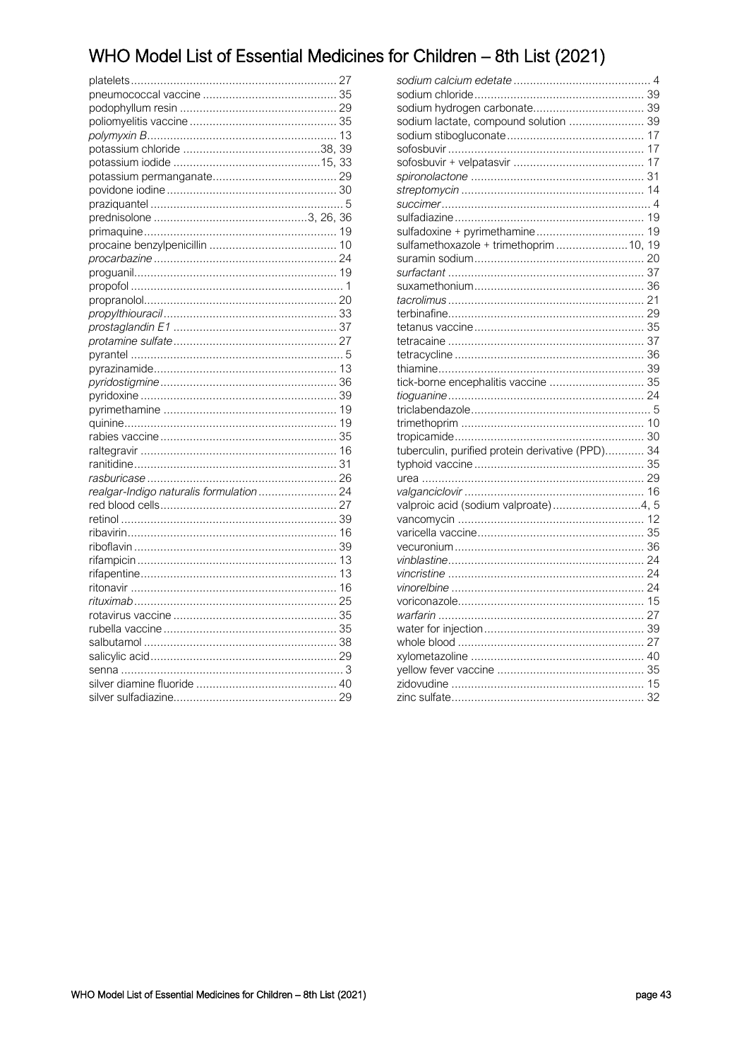# WHO Model List of Essential Medicines for Children – 8th List (2021)

platelets .............................................................. 27
pneumococcal vaccine ......................................... 35
podophyllum resin ............................................... 29
poliomyelitis vaccine ............................................ 35
*polymyxin B* .......................................................... 13
potassium chloride ..........................................38, 39
potassium iodide .............................................15, 33
potassium permanganate...................................... 29
povidone iodine .................................................... 30
praziquantel ............................................................ 5
prednisolone ...............................................3, 26, 36
primaquine........................................................... 19
procaine benzylpenicillin ....................................... 10
*procarbazine* ........................................................ 24
proguanil.............................................................. 19
propofol ................................................................. 1
propranolol........................................................... 20
*propylthiouracil* ..................................................... 33
*prostaglandin E1* .................................................. 37
*protamine sulfate* .................................................. 27
pyrantel ................................................................. 5
pyrazinamide........................................................ 13
*pyridostigmine* ...................................................... 36
pyridoxine ............................................................ 39
pyrimethamine ..................................................... 19
quinine................................................................. 19
rabies vaccine...................................................... 35
raltegravir ............................................................ 16
ranitidine.............................................................. 31
*rasburicase* .......................................................... 26
*realgar-Indigo naturalis formulation* ........................ 24
red blood cells...................................................... 27
retinol .................................................................. 39
ribavirin................................................................ 16
riboflavin .............................................................. 39
rifampicin ............................................................. 13
rifapentine............................................................ 13
ritonavir ............................................................... 16
*rituximab* .............................................................. 25
rotavirus vaccine .................................................. 35
rubella vaccine ..................................................... 35
salbutamol ........................................................... 38
salicylic acid......................................................... 29
senna .................................................................... 3
silver diamine fluoride ........................................... 40
silver sulfadiazine.................................................. 29
*sodium calcium edetate* .......................................... 4
sodium chloride.................................................... 39
sodium hydrogen carbonate.................................. 39
sodium lactate, compound solution ....................... 39
sodium stibogluconate.......................................... 17
sofosbuvir ............................................................ 17
sofosbuvir + velpatasvir ........................................ 17
*spironolactone* ..................................................... 31
*streptomycin* ........................................................ 14
*succimer* ................................................................ 4
sulfadiazine.......................................................... 19
sulfadoxine + pyrimethamine................................. 19
sulfamethoxazole + trimethoprim ......................10, 19
suramin sodium.................................................... 20
*surfactant* ............................................................ 37
suxamethonium.................................................... 36
*tacrolimus* ............................................................ 21
terbinafine............................................................ 29
tetanus vaccine.................................................... 35
tetracaine ............................................................ 37
tetracycline .......................................................... 36
thiamine............................................................... 39
tick-borne encephalitis vaccine ............................. 35
*tioguanine* ............................................................ 24
triclabendazole....................................................... 5
trimethoprim ........................................................ 10
tropicamide.......................................................... 30
tuberculin, purified protein derivative (PPD)............ 34
typhoid vaccine .................................................... 35
urea .................................................................... 29
*valganciclovir* ....................................................... 16
valproic acid (sodium valproate)...........................4, 5
vancomycin ......................................................... 12
varicella vaccine................................................... 35
vecuronium .......................................................... 36
*vinblastine* ............................................................ 24
*vincristine* ............................................................ 24
*vinorelbine* ........................................................... 24
voriconazole......................................................... 15
*warfarin* ............................................................... 27
water for injection................................................. 39
whole blood ......................................................... 27
xylometazoline ..................................................... 40
yellow fever vaccine ............................................. 35
zidovudine ........................................................... 15
zinc sulfate........................................................... 32